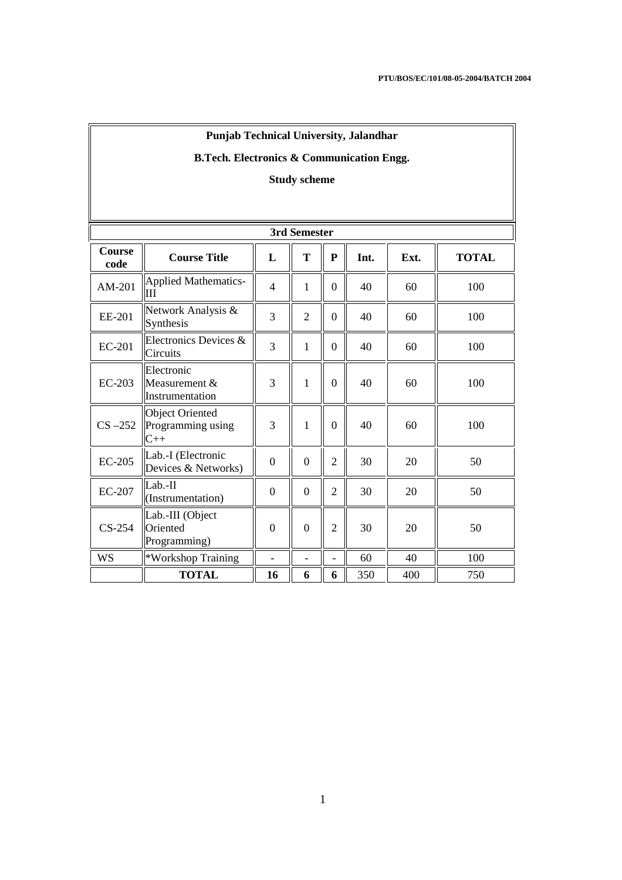PTU/BOS/EC/101/08-05-2004/BATCH 2004

# Punjab Technical University, Jalandhar

## B.Tech. Electronics & Communication Engg.

### Study scheme

**3rd Semester**

| Course code | Course Title | L | T | P | Int. | Ext. | TOTAL |
|---|---|---|---|---|---|---|---|
| AM-201 | Applied Mathematics-III | 4 | 1 | 0 | 40 | 60 | 100 |
| EE-201 | Network Analysis & Synthesis | 3 | 2 | 0 | 40 | 60 | 100 |
| EC-201 | Electronics Devices & Circuits | 3 | 1 | 0 | 40 | 60 | 100 |
| EC-203 | Electronic Measurement & Instrumentation | 3 | 1 | 0 | 40 | 60 | 100 |
| CS –252 | Object Oriented Programming using C++ | 3 | 1 | 0 | 40 | 60 | 100 |
| EC-205 | Lab.-I (Electronic Devices & Networks) | 0 | 0 | 2 | 30 | 20 | 50 |
| EC-207 | Lab.-II (Instrumentation) | 0 | 0 | 2 | 30 | 20 | 50 |
| CS-254 | Lab.-III (Object Oriented Programming) | 0 | 0 | 2 | 30 | 20 | 50 |
| WS | *Workshop Training | - | - | - | 60 | 40 | 100 |
| | **TOTAL** | **16** | **6** | **6** | 350 | 400 | 750 |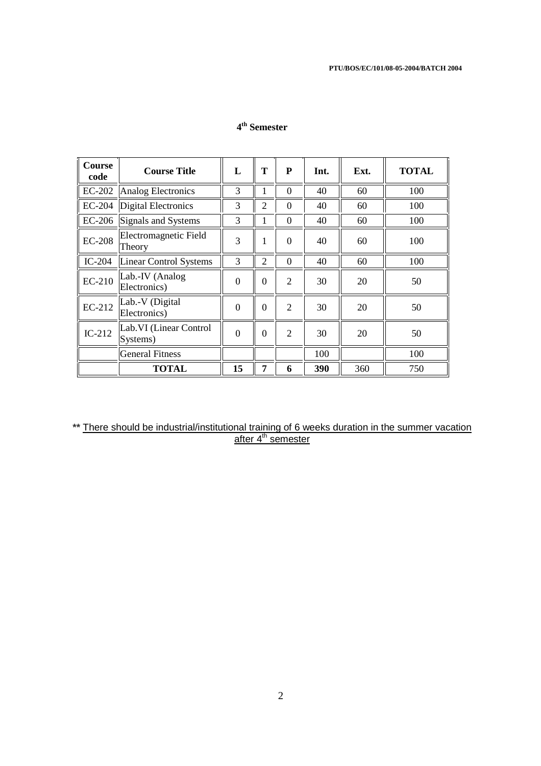## 4th Semester

| Course code | Course Title | L | T | P | Int. | Ext. | TOTAL |
|---|---|---|---|---|---|---|---|
| EC-202 | Analog Electronics | 3 | 1 | 0 | 40 | 60 | 100 |
| EC-204 | Digital Electronics | 3 | 2 | 0 | 40 | 60 | 100 |
| EC-206 | Signals and Systems | 3 | 1 | 0 | 40 | 60 | 100 |
| EC-208 | Electromagnetic Field Theory | 3 | 1 | 0 | 40 | 60 | 100 |
| IC-204 | Linear Control Systems | 3 | 2 | 0 | 40 | 60 | 100 |
| EC-210 | Lab.-IV (Analog Electronics) | 0 | 0 | 2 | 30 | 20 | 50 |
| EC-212 | Lab.-V (Digital Electronics) | 0 | 0 | 2 | 30 | 20 | 50 |
| IC-212 | Lab.VI (Linear Control Systems) | 0 | 0 | 2 | 30 | 20 | 50 |
| | General Fitness | | | | 100 | | 100 |
| | **TOTAL** | **15** | **7** | **6** | **390** | 360 | 750 |

** There should be industrial/institutional training of 6 weeks duration in the summer vacation after 4th semester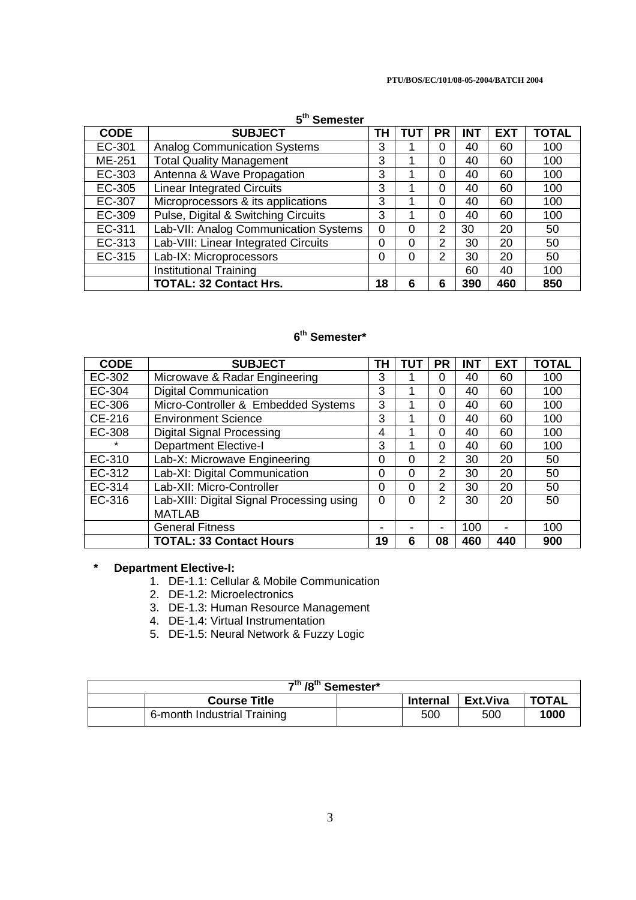## 5th Semester

| CODE | SUBJECT | TH | TUT | PR | INT | EXT | TOTAL |
|---|---|---|---|---|---|---|---|
| EC-301 | Analog Communication Systems | 3 | 1 | 0 | 40 | 60 | 100 |
| ME-251 | Total Quality Management | 3 | 1 | 0 | 40 | 60 | 100 |
| EC-303 | Antenna & Wave Propagation | 3 | 1 | 0 | 40 | 60 | 100 |
| EC-305 | Linear Integrated Circuits | 3 | 1 | 0 | 40 | 60 | 100 |
| EC-307 | Microprocessors & its applications | 3 | 1 | 0 | 40 | 60 | 100 |
| EC-309 | Pulse, Digital & Switching Circuits | 3 | 1 | 0 | 40 | 60 | 100 |
| EC-311 | Lab-VII: Analog Communication Systems | 0 | 0 | 2 | 30 | 20 | 50 |
| EC-313 | Lab-VIII: Linear Integrated Circuits | 0 | 0 | 2 | 30 | 20 | 50 |
| EC-315 | Lab-IX: Microprocessors | 0 | 0 | 2 | 30 | 20 | 50 |
| | Institutional Training | | | | 60 | 40 | 100 |
| | **TOTAL: 32 Contact Hrs.** | **18** | **6** | **6** | **390** | **460** | **850** |

## 6th Semester*

| CODE | SUBJECT | TH | TUT | PR | INT | EXT | TOTAL |
|---|---|---|---|---|---|---|---|
| EC-302 | Microwave & Radar Engineering | 3 | 1 | 0 | 40 | 60 | 100 |
| EC-304 | Digital Communication | 3 | 1 | 0 | 40 | 60 | 100 |
| EC-306 | Micro-Controller & Embedded Systems | 3 | 1 | 0 | 40 | 60 | 100 |
| CE-216 | Environment Science | 3 | 1 | 0 | 40 | 60 | 100 |
| EC-308 | Digital Signal Processing | 4 | 1 | 0 | 40 | 60 | 100 |
| * | Department Elective-I | 3 | 1 | 0 | 40 | 60 | 100 |
| EC-310 | Lab-X: Microwave Engineering | 0 | 0 | 2 | 30 | 20 | 50 |
| EC-312 | Lab-XI: Digital Communication | 0 | 0 | 2 | 30 | 20 | 50 |
| EC-314 | Lab-XII: Micro-Controller | 0 | 0 | 2 | 30 | 20 | 50 |
| EC-316 | Lab-XIII: Digital Signal Processing using MATLAB | 0 | 0 | 2 | 30 | 20 | 50 |
| | General Fitness | - | - | - | 100 | - | 100 |
| | **TOTAL: 33 Contact Hours** | **19** | **6** | **08** | **460** | **440** | **900** |

**\* Department Elective-I:**

1. DE-1.1: Cellular & Mobile Communication
2. DE-1.2: Microelectronics
3. DE-1.3: Human Resource Management
4. DE-1.4: Virtual Instrumentation
5. DE-1.5: Neural Network & Fuzzy Logic

| 7th /8th Semester* | | | | | |
|---|---|---|---|---|---|
| | **Course Title** | | **Internal** | **Ext.Viva** | **TOTAL** |
| | 6-month Industrial Training | | 500 | 500 | **1000** |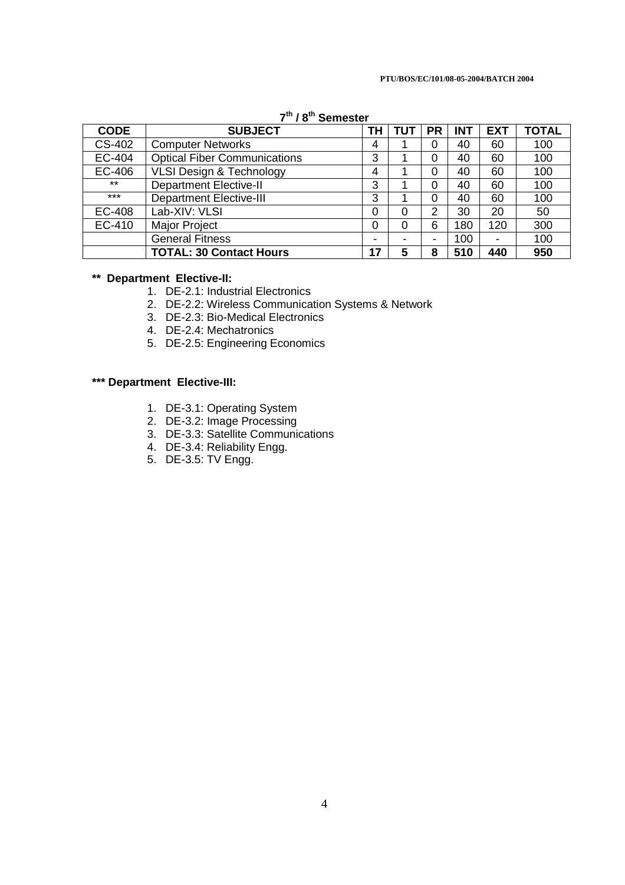## 7th / 8th Semester

| CODE | SUBJECT | TH | TUT | PR | INT | EXT | TOTAL |
|---|---|---|---|---|---|---|---|
| CS-402 | Computer Networks | 4 | 1 | 0 | 40 | 60 | 100 |
| EC-404 | Optical Fiber Communications | 3 | 1 | 0 | 40 | 60 | 100 |
| EC-406 | VLSI Design & Technology | 4 | 1 | 0 | 40 | 60 | 100 |
| ** | Department Elective-II | 3 | 1 | 0 | 40 | 60 | 100 |
| *** | Department Elective-III | 3 | 1 | 0 | 40 | 60 | 100 |
| EC-408 | Lab-XIV: VLSI | 0 | 0 | 2 | 30 | 20 | 50 |
| EC-410 | Major Project | 0 | 0 | 6 | 180 | 120 | 300 |
| | General Fitness | - | - | - | 100 | - | 100 |
| | **TOTAL: 30 Contact Hours** | **17** | **5** | **8** | **510** | **440** | **950** |

**** Department Elective-II:**

1. DE-2.1: Industrial Electronics
2. DE-2.2: Wireless Communication Systems & Network
3. DE-2.3: Bio-Medical Electronics
4. DE-2.4: Mechatronics
5. DE-2.5: Engineering Economics

***** Department Elective-III:**

1. DE-3.1: Operating System
2. DE-3.2: Image Processing
3. DE-3.3: Satellite Communications
4. DE-3.4: Reliability Engg.
5. DE-3.5: TV Engg.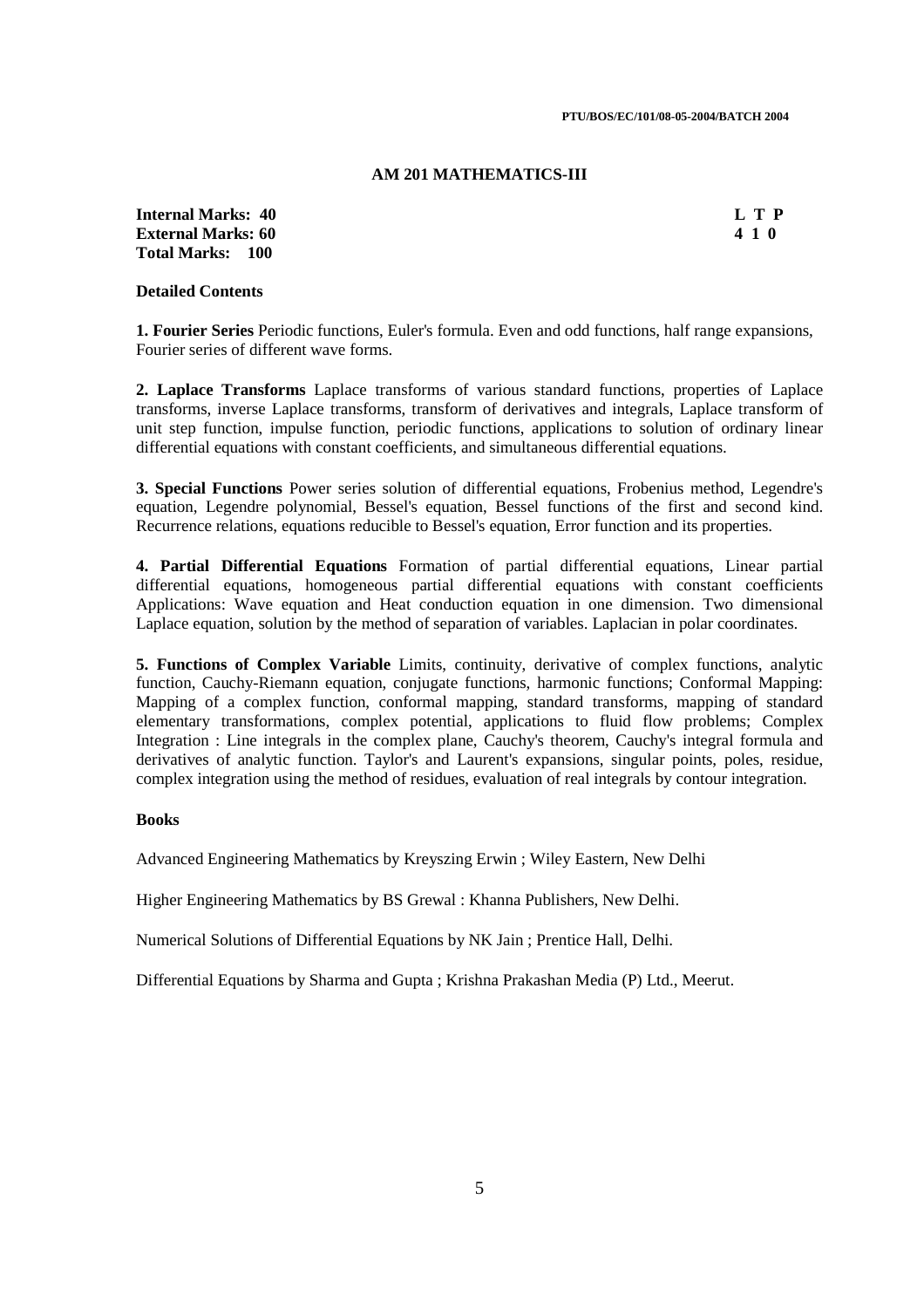## AM 201 MATHEMATICS-III

| | L T P |
|---|---|
| **Internal Marks: 40** | **4 1 0** |
| **External Marks: 60** | |
| **Total Marks: 100** | |

**Detailed Contents**

**1. Fourier Series** Periodic functions, Euler's formula. Even and odd functions, half range expansions, Fourier series of different wave forms.

**2. Laplace Transforms** Laplace transforms of various standard functions, properties of Laplace transforms, inverse Laplace transforms, transform of derivatives and integrals, Laplace transform of unit step function, impulse function, periodic functions, applications to solution of ordinary linear differential equations with constant coefficients, and simultaneous differential equations.

**3. Special Functions** Power series solution of differential equations, Frobenius method, Legendre's equation, Legendre polynomial, Bessel's equation, Bessel functions of the first and second kind. Recurrence relations, equations reducible to Bessel's equation, Error function and its properties.

**4. Partial Differential Equations** Formation of partial differential equations, Linear partial differential equations, homogeneous partial differential equations with constant coefficients Applications: Wave equation and Heat conduction equation in one dimension. Two dimensional Laplace equation, solution by the method of separation of variables. Laplacian in polar coordinates.

**5. Functions of Complex Variable** Limits, continuity, derivative of complex functions, analytic function, Cauchy-Riemann equation, conjugate functions, harmonic functions; Conformal Mapping: Mapping of a complex function, conformal mapping, standard transforms, mapping of standard elementary transformations, complex potential, applications to fluid flow problems; Complex Integration : Line integrals in the complex plane, Cauchy's theorem, Cauchy's integral formula and derivatives of analytic function. Taylor's and Laurent's expansions, singular points, poles, residue, complex integration using the method of residues, evaluation of real integrals by contour integration.

**Books**

Advanced Engineering Mathematics by Kreyszing Erwin ; Wiley Eastern, New Delhi

Higher Engineering Mathematics by BS Grewal : Khanna Publishers, New Delhi.

Numerical Solutions of Differential Equations by NK Jain ; Prentice Hall, Delhi.

Differential Equations by Sharma and Gupta ; Krishna Prakashan Media (P) Ltd., Meerut.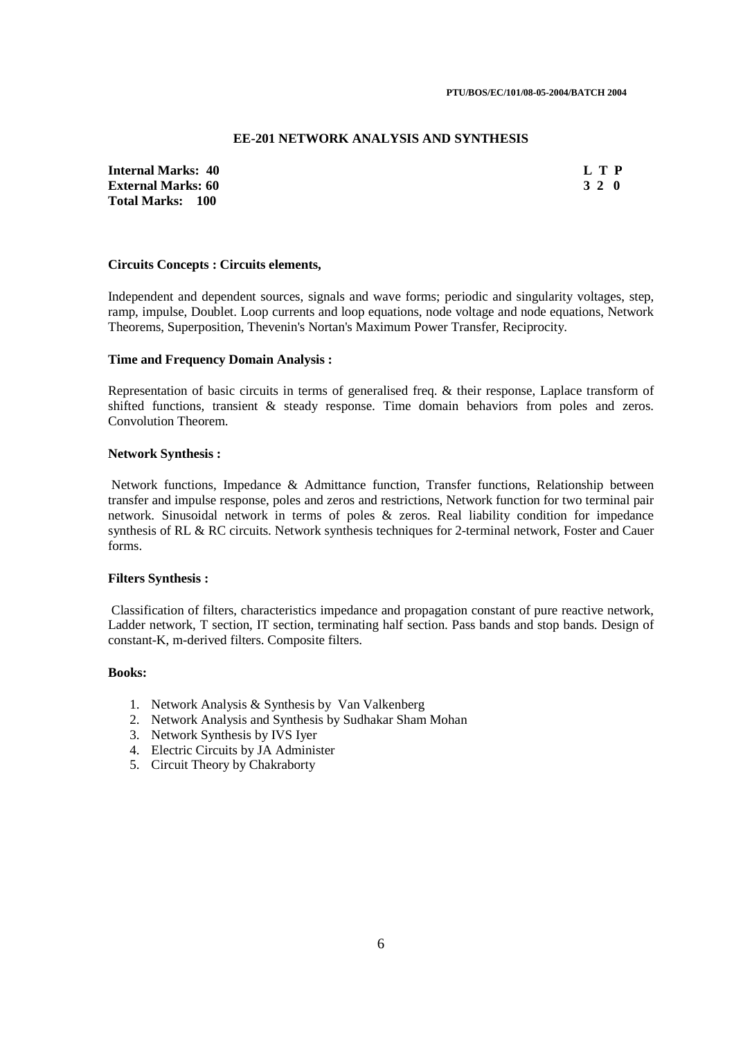## EE-201 NETWORK ANALYSIS AND SYNTHESIS

| | |
|---|---|
| **Internal Marks: 40** | **L T P** |
| **External Marks: 60** | **3 2 0** |
| **Total Marks: 100** | |

**Circuits Concepts : Circuits elements,**

Independent and dependent sources, signals and wave forms; periodic and singularity voltages, step, ramp, impulse, Doublet. Loop currents and loop equations, node voltage and node equations, Network Theorems, Superposition, Thevenin's Nortan's Maximum Power Transfer, Reciprocity.

**Time and Frequency Domain Analysis :**

Representation of basic circuits in terms of generalised freq. & their response, Laplace transform of shifted functions, transient & steady response. Time domain behaviors from poles and zeros. Convolution Theorem.

**Network Synthesis :**

Network functions, Impedance & Admittance function, Transfer functions, Relationship between transfer and impulse response, poles and zeros and restrictions, Network function for two terminal pair network. Sinusoidal network in terms of poles & zeros. Real liability condition for impedance synthesis of RL & RC circuits. Network synthesis techniques for 2-terminal network, Foster and Cauer forms.

**Filters Synthesis :**

Classification of filters, characteristics impedance and propagation constant of pure reactive network, Ladder network, T section, IT section, terminating half section. Pass bands and stop bands. Design of constant-K, m-derived filters. Composite filters.

**Books:**

1. Network Analysis & Synthesis by Van Valkenberg
2. Network Analysis and Synthesis by Sudhakar Sham Mohan
3. Network Synthesis by IVS Iyer
4. Electric Circuits by JA Administer
5. Circuit Theory by Chakraborty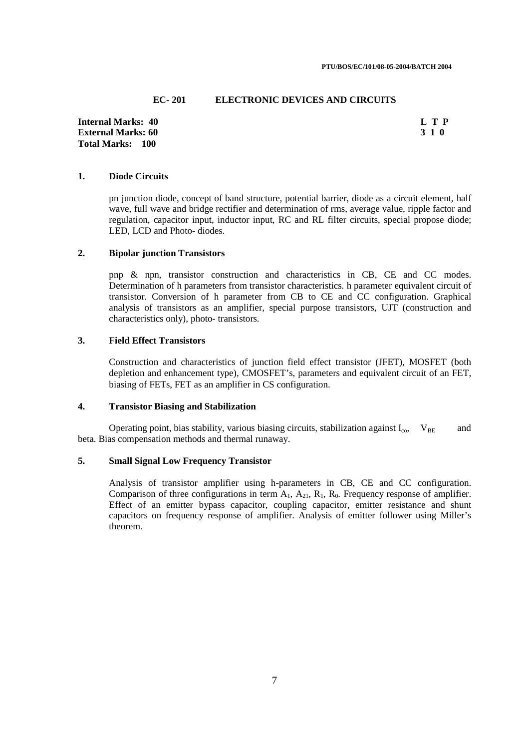## EC- 201 ELECTRONIC DEVICES AND CIRCUITS

**Internal Marks: 40**
**External Marks: 60**
**Total Marks: 100**

| L | T | P |
|---|---|---|
| 3 | 1 | 0 |

### 1. Diode Circuits

pn junction diode, concept of band structure, potential barrier, diode as a circuit element, half wave, full wave and bridge rectifier and determination of rms, average value, ripple factor and regulation, capacitor input, inductor input, RC and RL filter circuits, special propose diode; LED, LCD and Photo- diodes.

### 2. Bipolar junction Transistors

pnp & npn, transistor construction and characteristics in CB, CE and CC modes. Determination of h parameters from transistor characteristics. h parameter equivalent circuit of transistor. Conversion of h parameter from CB to CE and CC configuration. Graphical analysis of transistors as an amplifier, special purpose transistors, UJT (construction and characteristics only), photo- transistors.

### 3. Field Effect Transistors

Construction and characteristics of junction field effect transistor (JFET), MOSFET (both depletion and enhancement type), CMOSFET's, parameters and equivalent circuit of an FET, biasing of FETs, FET as an amplifier in CS configuration.

### 4. Transistor Biasing and Stabilization

Operating point, bias stability, various biasing circuits, stabilization against $I_{co}$, $V_{BE}$ and beta. Bias compensation methods and thermal runaway.

### 5. Small Signal Low Frequency Transistor

Analysis of transistor amplifier using h-parameters in CB, CE and CC configuration. Comparison of three configurations in term $A_1$, $A_{21}$, $R_1$, $R_0$. Frequency response of amplifier. Effect of an emitter bypass capacitor, coupling capacitor, emitter resistance and shunt capacitors on frequency response of amplifier. Analysis of emitter follower using Miller's theorem.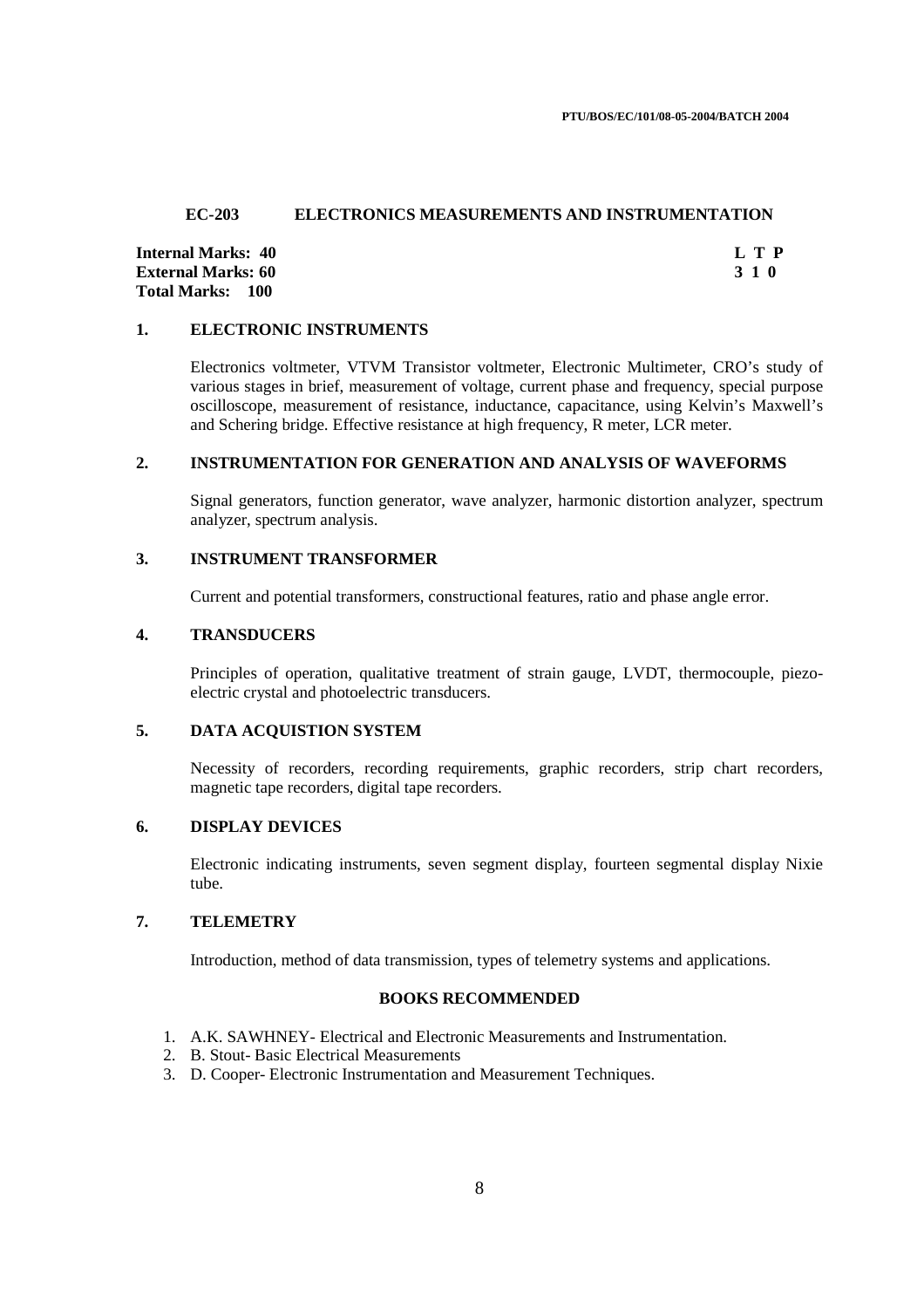## EC-203 ELECTRONICS MEASUREMENTS AND INSTRUMENTATION

| | L T P |
|---|---|
| **Internal Marks: 40** | **L T P** |
| **External Marks: 60** | **3 1 0** |
| **Total Marks: 100** | |

### 1. ELECTRONIC INSTRUMENTS

Electronics voltmeter, VTVM Transistor voltmeter, Electronic Multimeter, CRO's study of various stages in brief, measurement of voltage, current phase and frequency, special purpose oscilloscope, measurement of resistance, inductance, capacitance, using Kelvin's Maxwell's and Schering bridge. Effective resistance at high frequency, R meter, LCR meter.

### 2. INSTRUMENTATION FOR GENERATION AND ANALYSIS OF WAVEFORMS

Signal generators, function generator, wave analyzer, harmonic distortion analyzer, spectrum analyzer, spectrum analysis.

### 3. INSTRUMENT TRANSFORMER

Current and potential transformers, constructional features, ratio and phase angle error.

### 4. TRANSDUCERS

Principles of operation, qualitative treatment of strain gauge, LVDT, thermocouple, piezo-electric crystal and photoelectric transducers.

### 5. DATA ACQUISTION SYSTEM

Necessity of recorders, recording requirements, graphic recorders, strip chart recorders, magnetic tape recorders, digital tape recorders.

### 6. DISPLAY DEVICES

Electronic indicating instruments, seven segment display, fourteen segmental display Nixie tube.

### 7. TELEMETRY

Introduction, method of data transmission, types of telemetry systems and applications.

### BOOKS RECOMMENDED

1. A.K. SAWHNEY- Electrical and Electronic Measurements and Instrumentation.
2. B. Stout- Basic Electrical Measurements
3. D. Cooper- Electronic Instrumentation and Measurement Techniques.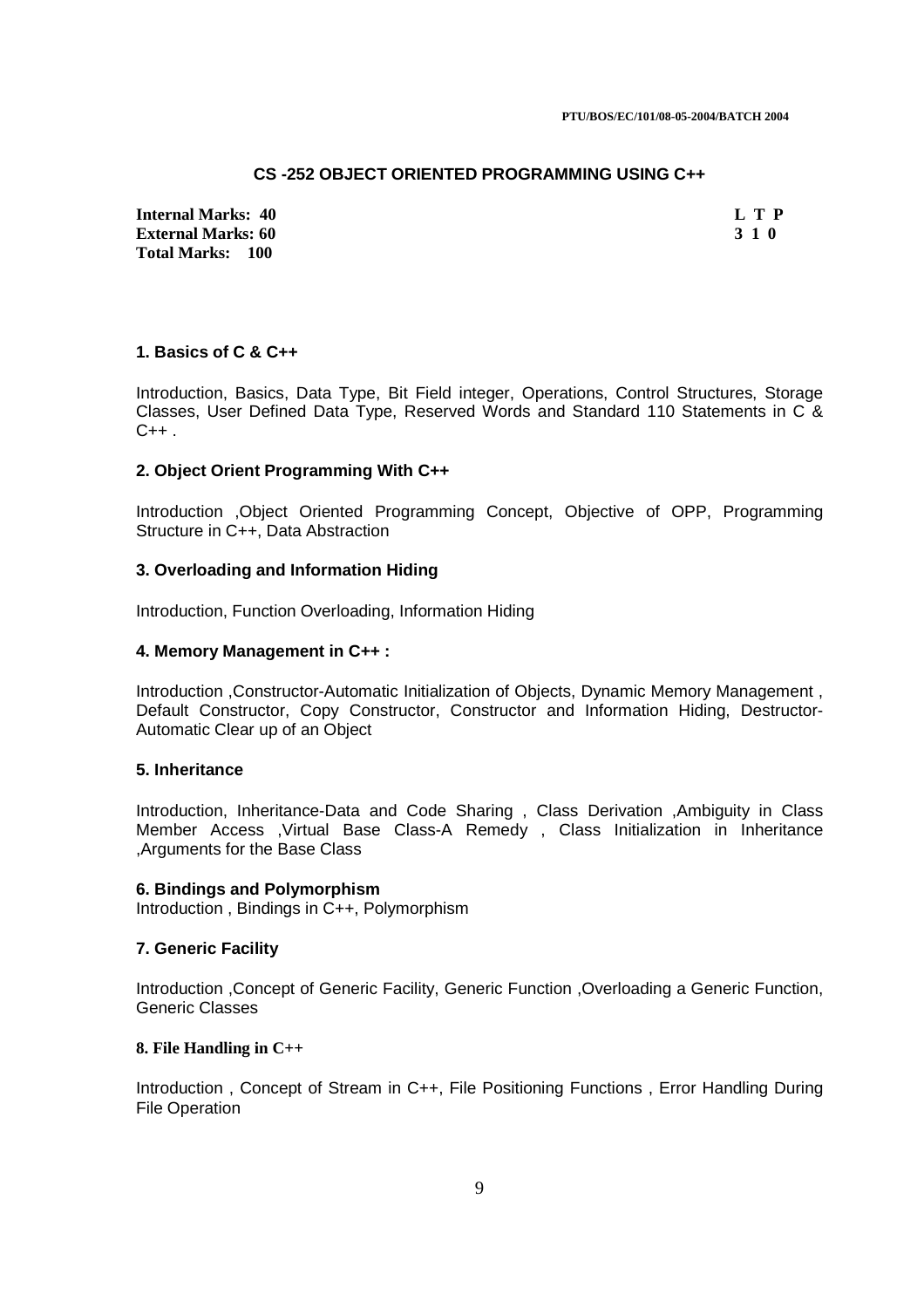## CS -252 OBJECT ORIENTED PROGRAMMING USING C++

**Internal Marks: 40**
**External Marks: 60**
**Total Marks: 100**

| L | T | P |
|---|---|---|
| 3 | 1 | 0 |

### 1. Basics of C & C++

Introduction, Basics, Data Type, Bit Field integer, Operations, Control Structures, Storage Classes, User Defined Data Type, Reserved Words and Standard 110 Statements in C & C++ .

### 2. Object Orient Programming With C++

Introduction ,Object Oriented Programming Concept, Objective of OPP, Programming Structure in C++, Data Abstraction

### 3. Overloading and Information Hiding

Introduction, Function Overloading, Information Hiding

### 4. Memory Management in C++ :

Introduction ,Constructor-Automatic Initialization of Objects, Dynamic Memory Management , Default Constructor, Copy Constructor, Constructor and Information Hiding, Destructor-Automatic Clear up of an Object

### 5. Inheritance

Introduction, Inheritance-Data and Code Sharing , Class Derivation ,Ambiguity in Class Member Access ,Virtual Base Class-A Remedy , Class Initialization in Inheritance ,Arguments for the Base Class

### 6. Bindings and Polymorphism

Introduction , Bindings in C++, Polymorphism

### 7. Generic Facility

Introduction ,Concept of Generic Facility, Generic Function ,Overloading a Generic Function, Generic Classes

### 8. File Handling in C++

Introduction , Concept of Stream in C++, File Positioning Functions , Error Handling During File Operation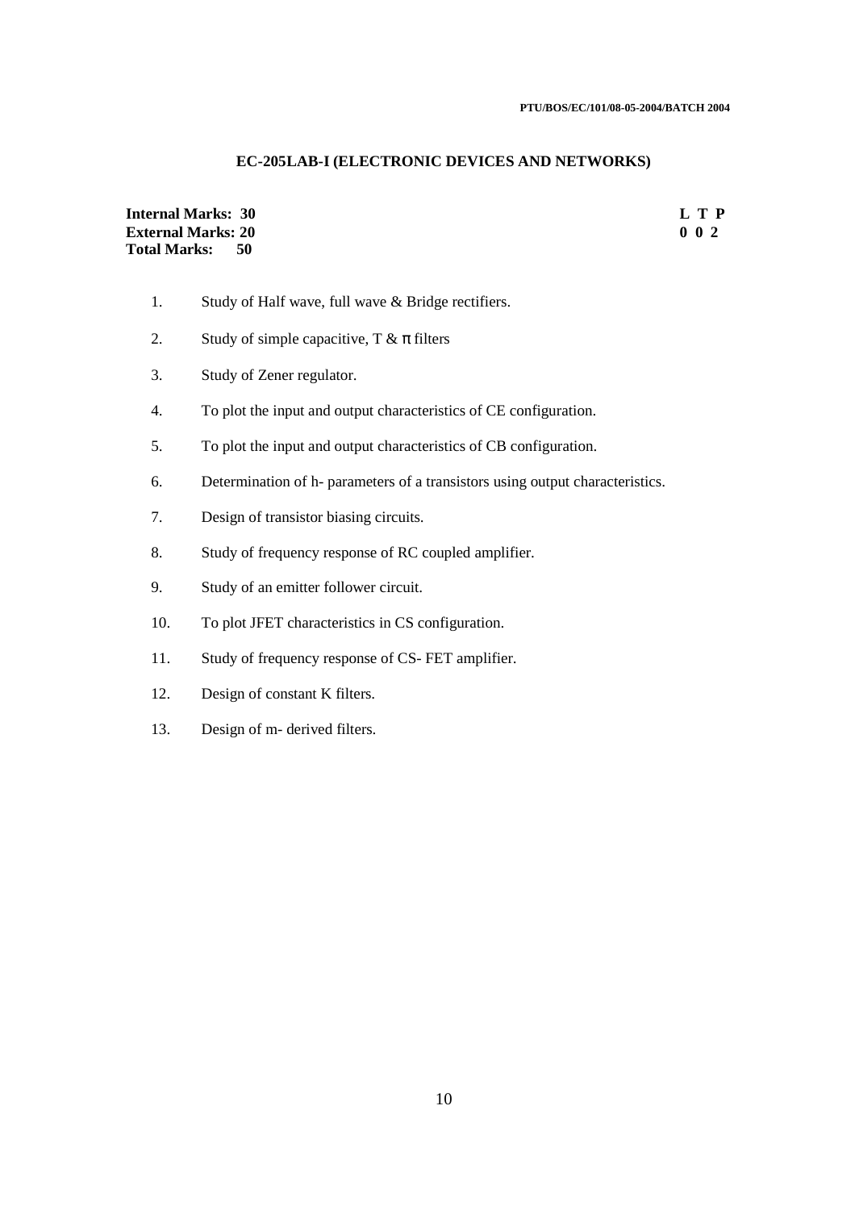## EC-205LAB-I (ELECTRONIC DEVICES AND NETWORKS)

| | |
|---|---|
| **Internal Marks: 30** | **L T P** |
| **External Marks: 20** | **0 0 2** |
| **Total Marks: 50** | |

1. Study of Half wave, full wave & Bridge rectifiers.
2. Study of simple capacitive, T & $\pi$ filters
3. Study of Zener regulator.
4. To plot the input and output characteristics of CE configuration.
5. To plot the input and output characteristics of CB configuration.
6. Determination of h- parameters of a transistors using output characteristics.
7. Design of transistor biasing circuits.
8. Study of frequency response of RC coupled amplifier.
9. Study of an emitter follower circuit.
10. To plot JFET characteristics in CS configuration.
11. Study of frequency response of CS- FET amplifier.
12. Design of constant K filters.
13. Design of m- derived filters.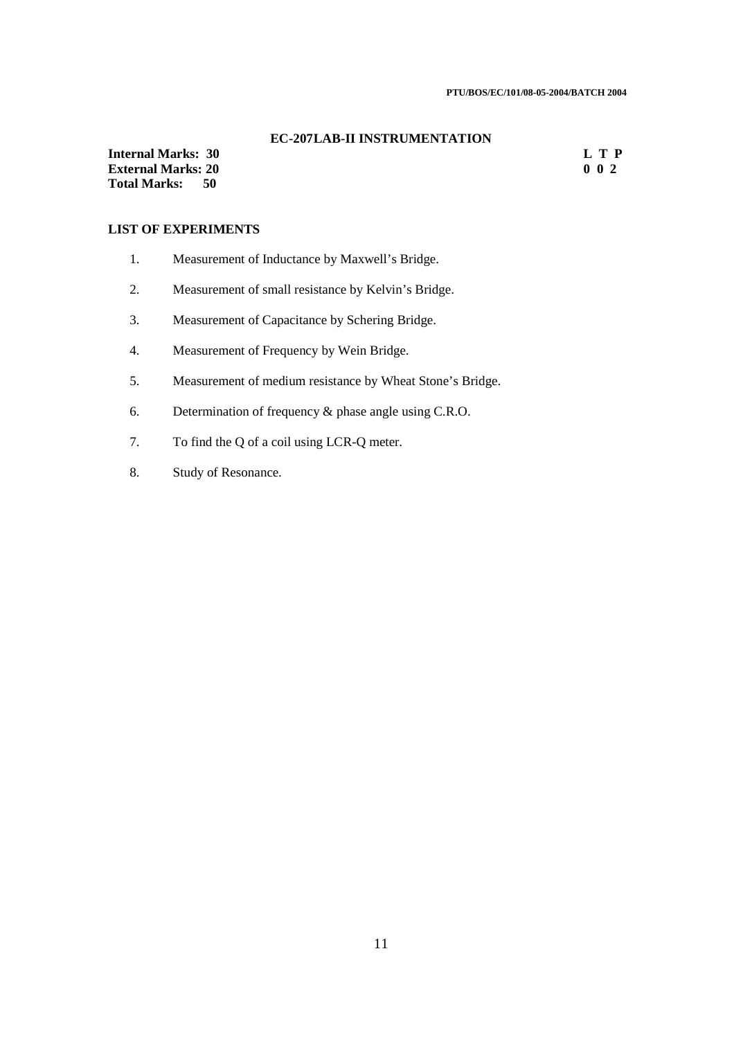## EC-207LAB-II INSTRUMENTATION

**Internal Marks: 30**
**External Marks: 20**
**Total Marks: 50**

**L T P**
**0 0 2**

**LIST OF EXPERIMENTS**

1. Measurement of Inductance by Maxwell's Bridge.
2. Measurement of small resistance by Kelvin's Bridge.
3. Measurement of Capacitance by Schering Bridge.
4. Measurement of Frequency by Wein Bridge.
5. Measurement of medium resistance by Wheat Stone's Bridge.
6. Determination of frequency & phase angle using C.R.O.
7. To find the Q of a coil using LCR-Q meter.
8. Study of Resonance.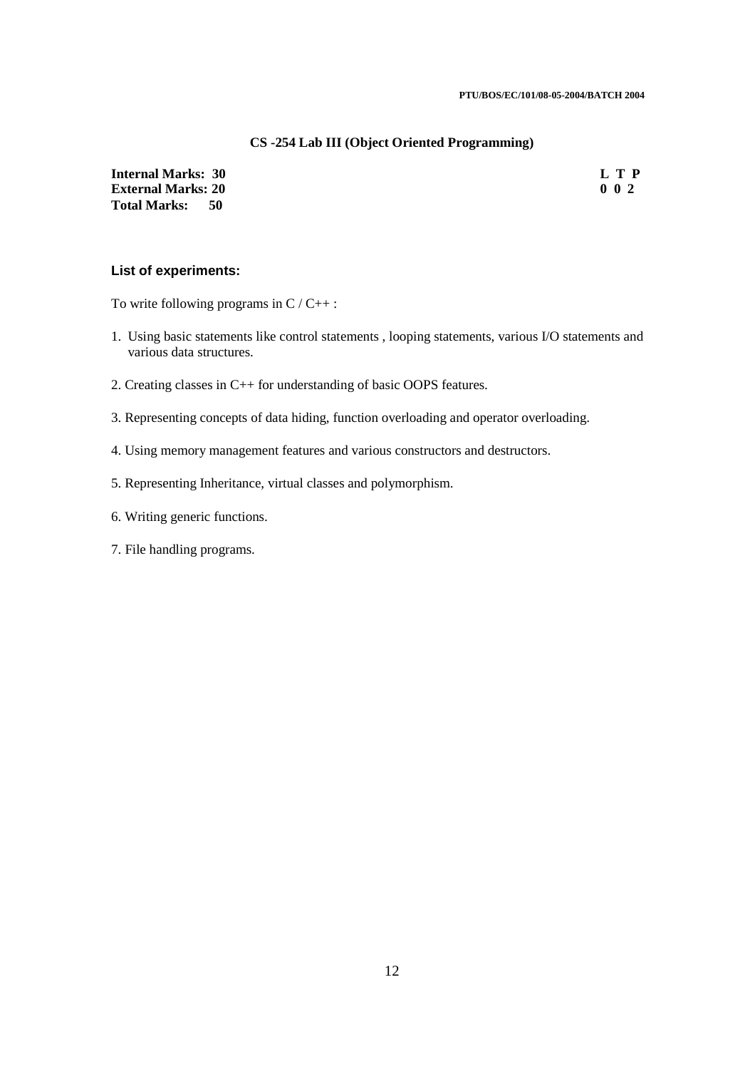## CS -254 Lab III (Object Oriented Programming)

| | |
|---|---|
| **Internal Marks: 30** | **L T P** |
| **External Marks: 20** | **0 0 2** |
| **Total Marks: 50** | |

### List of experiments:

To write following programs in C / C++ :

1. Using basic statements like control statements , looping statements, various I/O statements and various data structures.
2. Creating classes in C++ for understanding of basic OOPS features.
3. Representing concepts of data hiding, function overloading and operator overloading.
4. Using memory management features and various constructors and destructors.
5. Representing Inheritance, virtual classes and polymorphism.
6. Writing generic functions.
7. File handling programs.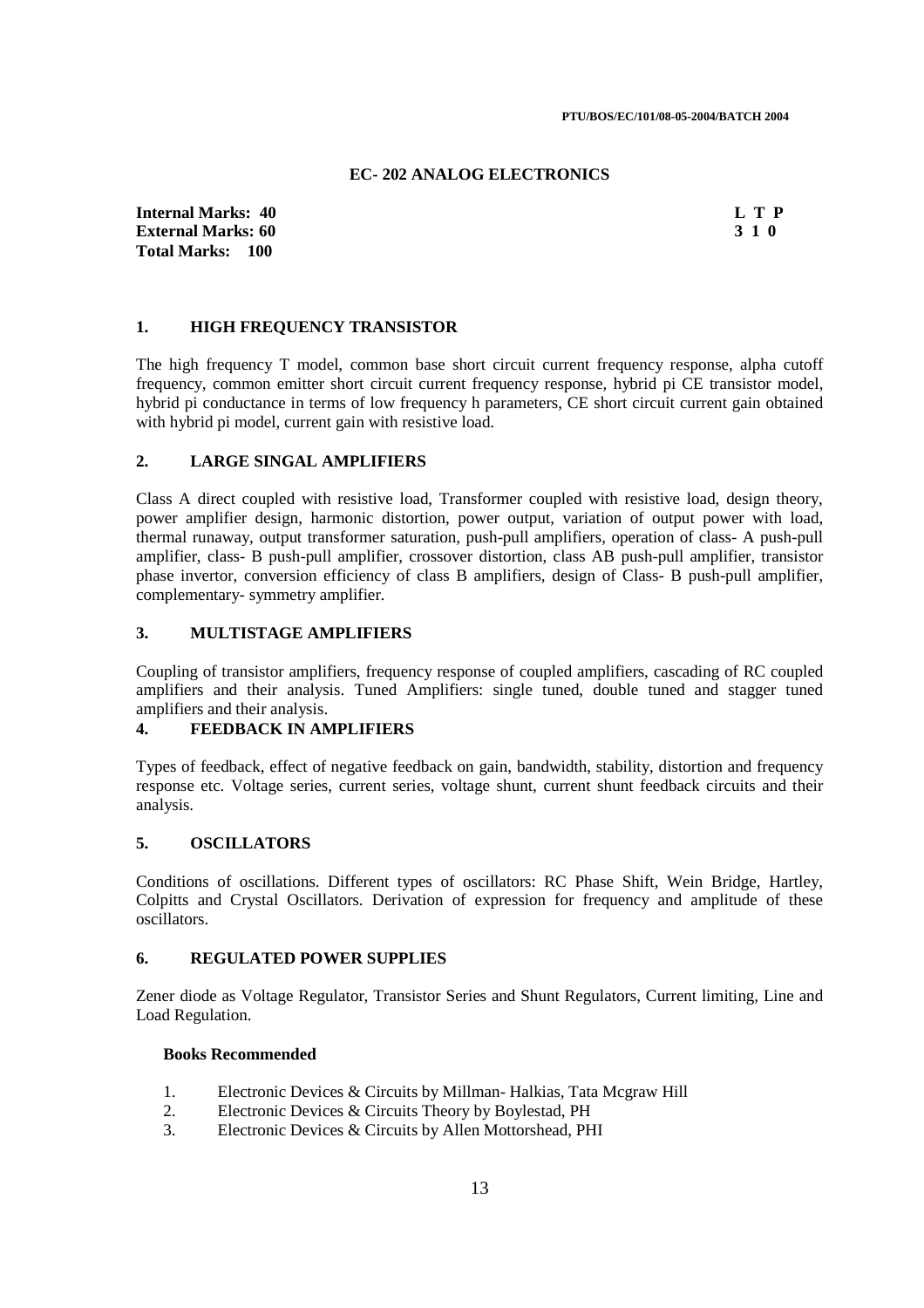## EC- 202 ANALOG ELECTRONICS

| | |
|---|---|
| **Internal Marks: 40** | **L T P** |
| **External Marks: 60** | **3 1 0** |
| **Total Marks: 100** | |

### 1. HIGH FREQUENCY TRANSISTOR

The high frequency T model, common base short circuit current frequency response, alpha cutoff frequency, common emitter short circuit current frequency response, hybrid pi CE transistor model, hybrid pi conductance in terms of low frequency h parameters, CE short circuit current gain obtained with hybrid pi model, current gain with resistive load.

### 2. LARGE SINGAL AMPLIFIERS

Class A direct coupled with resistive load, Transformer coupled with resistive load, design theory, power amplifier design, harmonic distortion, power output, variation of output power with load, thermal runaway, output transformer saturation, push-pull amplifiers, operation of class- A push-pull amplifier, class- B push-pull amplifier, crossover distortion, class AB push-pull amplifier, transistor phase invertor, conversion efficiency of class B amplifiers, design of Class- B push-pull amplifier, complementary- symmetry amplifier.

### 3. MULTISTAGE AMPLIFIERS

Coupling of transistor amplifiers, frequency response of coupled amplifiers, cascading of RC coupled amplifiers and their analysis. Tuned Amplifiers: single tuned, double tuned and stagger tuned amplifiers and their analysis.

### 4. FEEDBACK IN AMPLIFIERS

Types of feedback, effect of negative feedback on gain, bandwidth, stability, distortion and frequency response etc. Voltage series, current series, voltage shunt, current shunt feedback circuits and their analysis.

### 5. OSCILLATORS

Conditions of oscillations. Different types of oscillators: RC Phase Shift, Wein Bridge, Hartley, Colpitts and Crystal Oscillators. Derivation of expression for frequency and amplitude of these oscillators.

### 6. REGULATED POWER SUPPLIES

Zener diode as Voltage Regulator, Transistor Series and Shunt Regulators, Current limiting, Line and Load Regulation.

**Books Recommended**

1. Electronic Devices & Circuits by Millman- Halkias, Tata Mcgraw Hill
2. Electronic Devices & Circuits Theory by Boylestad, PH
3. Electronic Devices & Circuits by Allen Mottorshead, PHI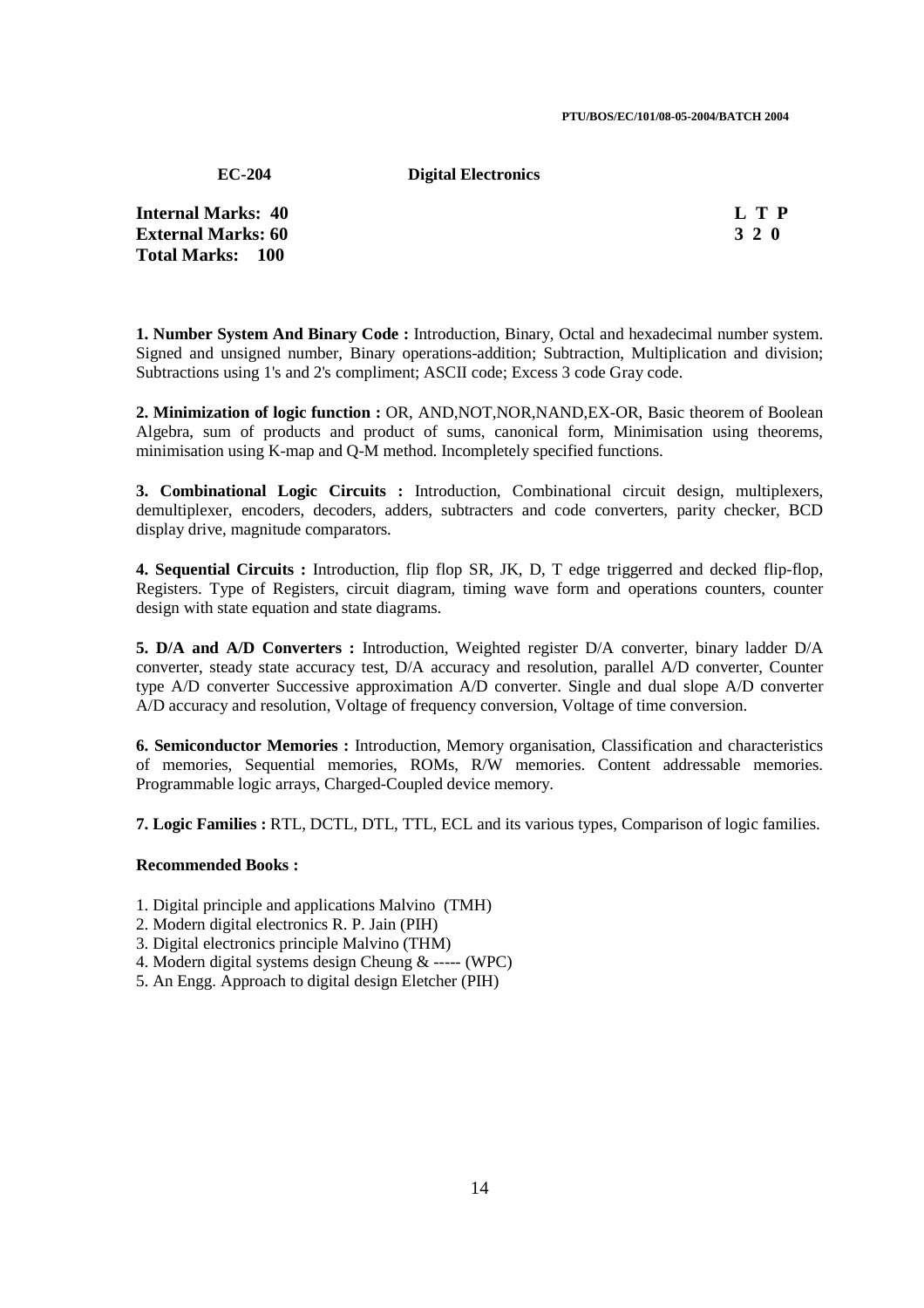**EC-204 Digital Electronics**

**Internal Marks: 40**
**External Marks: 60**
**Total Marks: 100**

| L | T | P |
|---|---|---|
| 3 | 2 | 0 |

**1. Number System And Binary Code :** Introduction, Binary, Octal and hexadecimal number system. Signed and unsigned number, Binary operations-addition; Subtraction, Multiplication and division; Subtractions using 1's and 2's compliment; ASCII code; Excess 3 code Gray code.

**2. Minimization of logic function :** OR, AND,NOT,NOR,NAND,EX-OR, Basic theorem of Boolean Algebra, sum of products and product of sums, canonical form, Minimisation using theorems, minimisation using K-map and Q-M method. Incompletely specified functions.

**3. Combinational Logic Circuits :** Introduction, Combinational circuit design, multiplexers, demultiplexer, encoders, decoders, adders, subtracters and code converters, parity checker, BCD display drive, magnitude comparators.

**4. Sequential Circuits :** Introduction, flip flop SR, JK, D, T edge triggerred and decked flip-flop, Registers. Type of Registers, circuit diagram, timing wave form and operations counters, counter design with state equation and state diagrams.

**5. D/A and A/D Converters :** Introduction, Weighted register D/A converter, binary ladder D/A converter, steady state accuracy test, D/A accuracy and resolution, parallel A/D converter, Counter type A/D converter Successive approximation A/D converter. Single and dual slope A/D converter A/D accuracy and resolution, Voltage of frequency conversion, Voltage of time conversion.

**6. Semiconductor Memories :** Introduction, Memory organisation, Classification and characteristics of memories, Sequential memories, ROMs, R/W memories. Content addressable memories. Programmable logic arrays, Charged-Coupled device memory.

**7. Logic Families :** RTL, DCTL, DTL, TTL, ECL and its various types, Comparison of logic families.

**Recommended Books :**

1. Digital principle and applications Malvino (TMH)
2. Modern digital electronics R. P. Jain (PIH)
3. Digital electronics principle Malvino (THM)
4. Modern digital systems design Cheung & ----- (WPC)
5. An Engg. Approach to digital design Eletcher (PIH)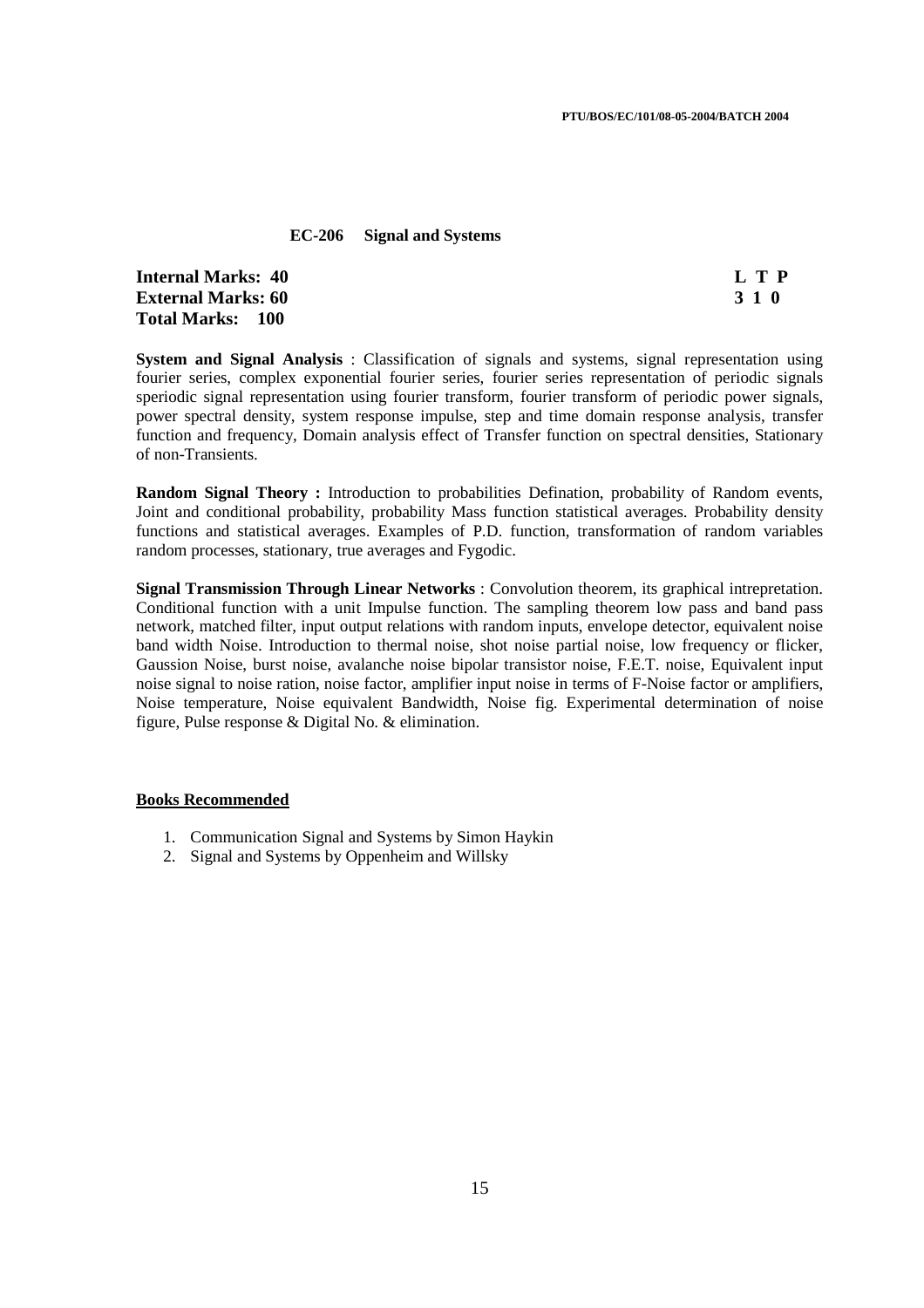**EC-206 Signal and Systems**

| **Internal Marks: 40** | **L T P** |
|---|---|
| **External Marks: 60** | **3 1 0** |
| **Total Marks: 100** | |

**System and Signal Analysis** : Classification of signals and systems, signal representation using fourier series, complex exponential fourier series, fourier series representation of periodic signals speriodic signal representation using fourier transform, fourier transform of periodic power signals, power spectral density, system response impulse, step and time domain response analysis, transfer function and frequency, Domain analysis effect of Transfer function on spectral densities, Stationary of non-Transients.

**Random Signal Theory :** Introduction to probabilities Defination, probability of Random events, Joint and conditional probability, probability Mass function statistical averages. Probability density functions and statistical averages. Examples of P.D. function, transformation of random variables random processes, stationary, true averages and Fygodic.

**Signal Transmission Through Linear Networks** : Convolution theorem, its graphical intrepretation. Conditional function with a unit Impulse function. The sampling theorem low pass and band pass network, matched filter, input output relations with random inputs, envelope detector, equivalent noise band width Noise. Introduction to thermal noise, shot noise partial noise, low frequency or flicker, Gaussion Noise, burst noise, avalanche noise bipolar transistor noise, F.E.T. noise, Equivalent input noise signal to noise ration, noise factor, amplifier input noise in terms of F-Noise factor or amplifiers, Noise temperature, Noise equivalent Bandwidth, Noise fig. Experimental determination of noise figure, Pulse response & Digital No. & elimination.

**Books Recommended**

1. Communication Signal and Systems by Simon Haykin
2. Signal and Systems by Oppenheim and Willsky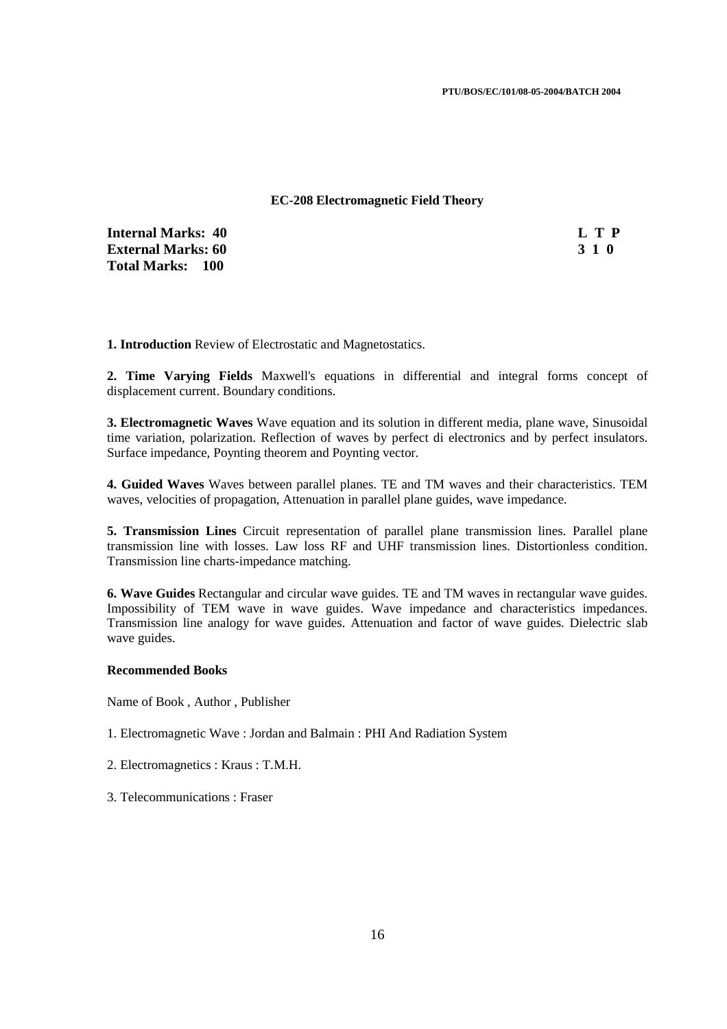## EC-208 Electromagnetic Field Theory

| **Internal Marks: 40** | **L T P** |
|---|---|
| **External Marks: 60** | **3 1 0** |
| **Total Marks: 100** | |

**1. Introduction** Review of Electrostatic and Magnetostatics.

**2. Time Varying Fields** Maxwell's equations in differential and integral forms concept of displacement current. Boundary conditions.

**3. Electromagnetic Waves** Wave equation and its solution in different media, plane wave, Sinusoidal time variation, polarization. Reflection of waves by perfect di electronics and by perfect insulators. Surface impedance, Poynting theorem and Poynting vector.

**4. Guided Waves** Waves between parallel planes. TE and TM waves and their characteristics. TEM waves, velocities of propagation, Attenuation in parallel plane guides, wave impedance.

**5. Transmission Lines** Circuit representation of parallel plane transmission lines. Parallel plane transmission line with losses. Law loss RF and UHF transmission lines. Distortionless condition. Transmission line charts-impedance matching.

**6. Wave Guides** Rectangular and circular wave guides. TE and TM waves in rectangular wave guides. Impossibility of TEM wave in wave guides. Wave impedance and characteristics impedances. Transmission line analogy for wave guides. Attenuation and factor of wave guides. Dielectric slab wave guides.

**Recommended Books**

Name of Book , Author , Publisher

1. Electromagnetic Wave : Jordan and Balmain : PHI And Radiation System

2. Electromagnetics : Kraus : T.M.H.

3. Telecommunications : Fraser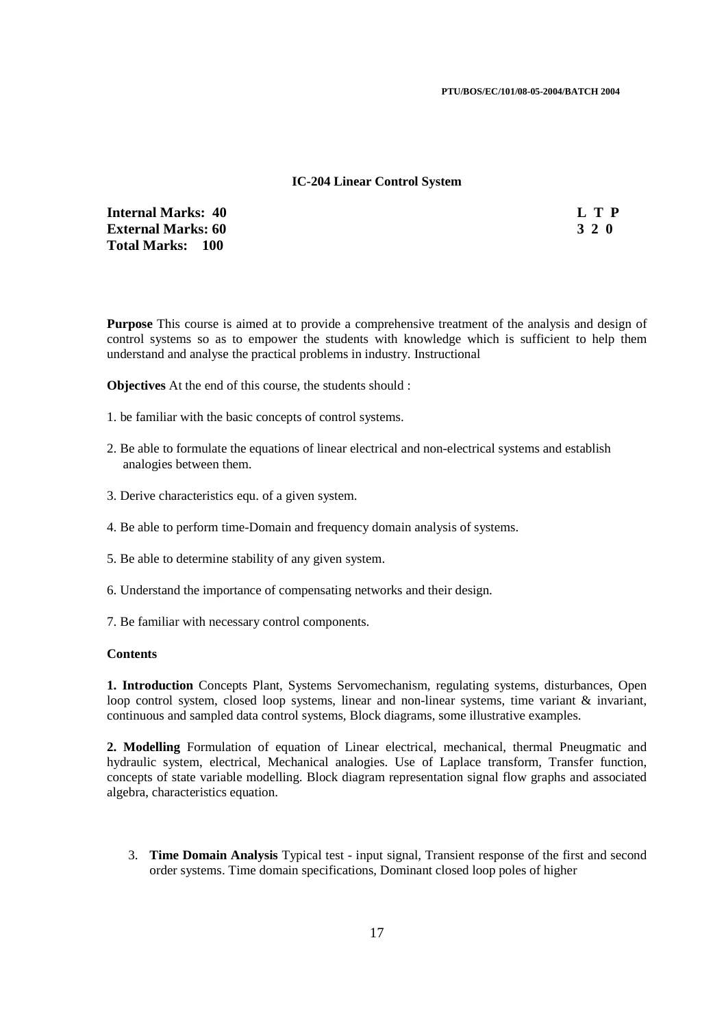## IC-204 Linear Control System

**Internal Marks: 40** **L T P**
**External Marks: 60** **3 2 0**
**Total Marks: 100**

**Purpose** This course is aimed at to provide a comprehensive treatment of the analysis and design of control systems so as to empower the students with knowledge which is sufficient to help them understand and analyse the practical problems in industry. Instructional

**Objectives** At the end of this course, the students should :

1. be familiar with the basic concepts of control systems.
2. Be able to formulate the equations of linear electrical and non-electrical systems and establish analogies between them.
3. Derive characteristics equ. of a given system.
4. Be able to perform time-Domain and frequency domain analysis of systems.
5. Be able to determine stability of any given system.
6. Understand the importance of compensating networks and their design.
7. Be familiar with necessary control components.

**Contents**

**1. Introduction** Concepts Plant, Systems Servomechanism, regulating systems, disturbances, Open loop control system, closed loop systems, linear and non-linear systems, time variant & invariant, continuous and sampled data control systems, Block diagrams, some illustrative examples.

**2. Modelling** Formulation of equation of Linear electrical, mechanical, thermal Pneugmatic and hydraulic system, electrical, Mechanical analogies. Use of Laplace transform, Transfer function, concepts of state variable modelling. Block diagram representation signal flow graphs and associated algebra, characteristics equation.

3. **Time Domain Analysis** Typical test - input signal, Transient response of the first and second order systems. Time domain specifications, Dominant closed loop poles of higher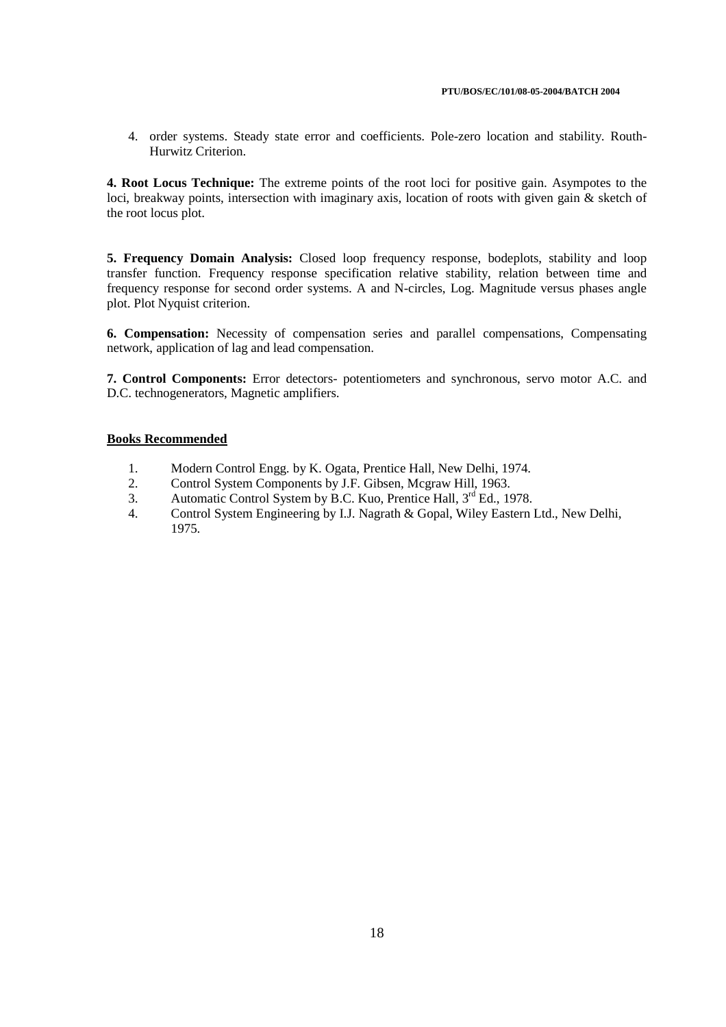4. order systems. Steady state error and coefficients. Pole-zero location and stability. Routh-Hurwitz Criterion.

**4. Root Locus Technique:** The extreme points of the root loci for positive gain. Asympotes to the loci, breakway points, intersection with imaginary axis, location of roots with given gain & sketch of the root locus plot.

**5. Frequency Domain Analysis:** Closed loop frequency response, bodeplots, stability and loop transfer function. Frequency response specification relative stability, relation between time and frequency response for second order systems. A and N-circles, Log. Magnitude versus phases angle plot. Plot Nyquist criterion.

**6. Compensation:** Necessity of compensation series and parallel compensations, Compensating network, application of lag and lead compensation.

**7. Control Components:** Error detectors- potentiometers and synchronous, servo motor A.C. and D.C. technogenerators, Magnetic amplifiers.

**<u>Books Recommended</u>**

1. Modern Control Engg. by K. Ogata, Prentice Hall, New Delhi, 1974.
2. Control System Components by J.F. Gibsen, Mcgraw Hill, 1963.
3. Automatic Control System by B.C. Kuo, Prentice Hall, 3rd Ed., 1978.
4. Control System Engineering by I.J. Nagrath & Gopal, Wiley Eastern Ltd., New Delhi, 1975.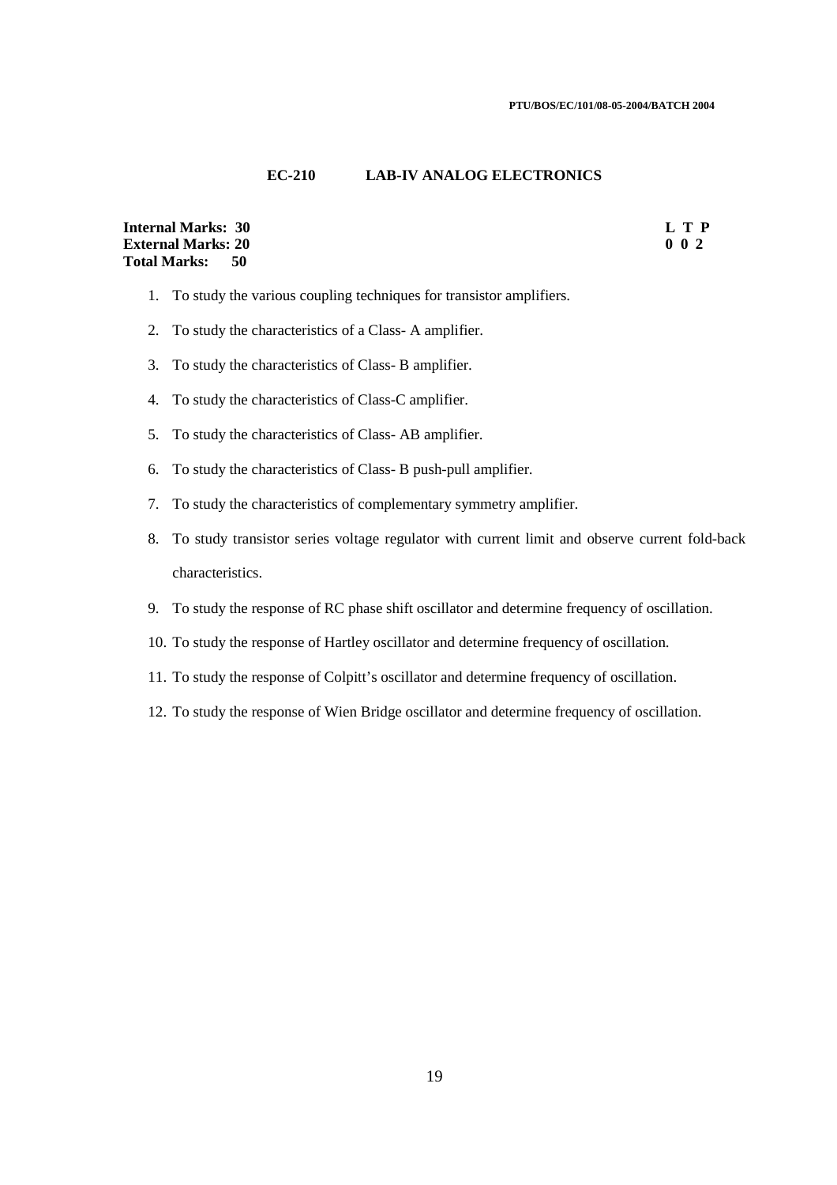## EC-210 LAB-IV ANALOG ELECTRONICS

**Internal Marks: 30**
**External Marks: 20**
**Total Marks: 50**

| L | T | P |
|---|---|---|
| 0 | 0 | 2 |

1. To study the various coupling techniques for transistor amplifiers.
2. To study the characteristics of a Class- A amplifier.
3. To study the characteristics of Class- B amplifier.
4. To study the characteristics of Class-C amplifier.
5. To study the characteristics of Class- AB amplifier.
6. To study the characteristics of Class- B push-pull amplifier.
7. To study the characteristics of complementary symmetry amplifier.
8. To study transistor series voltage regulator with current limit and observe current fold-back characteristics.
9. To study the response of RC phase shift oscillator and determine frequency of oscillation.
10. To study the response of Hartley oscillator and determine frequency of oscillation.
11. To study the response of Colpitt's oscillator and determine frequency of oscillation.
12. To study the response of Wien Bridge oscillator and determine frequency of oscillation.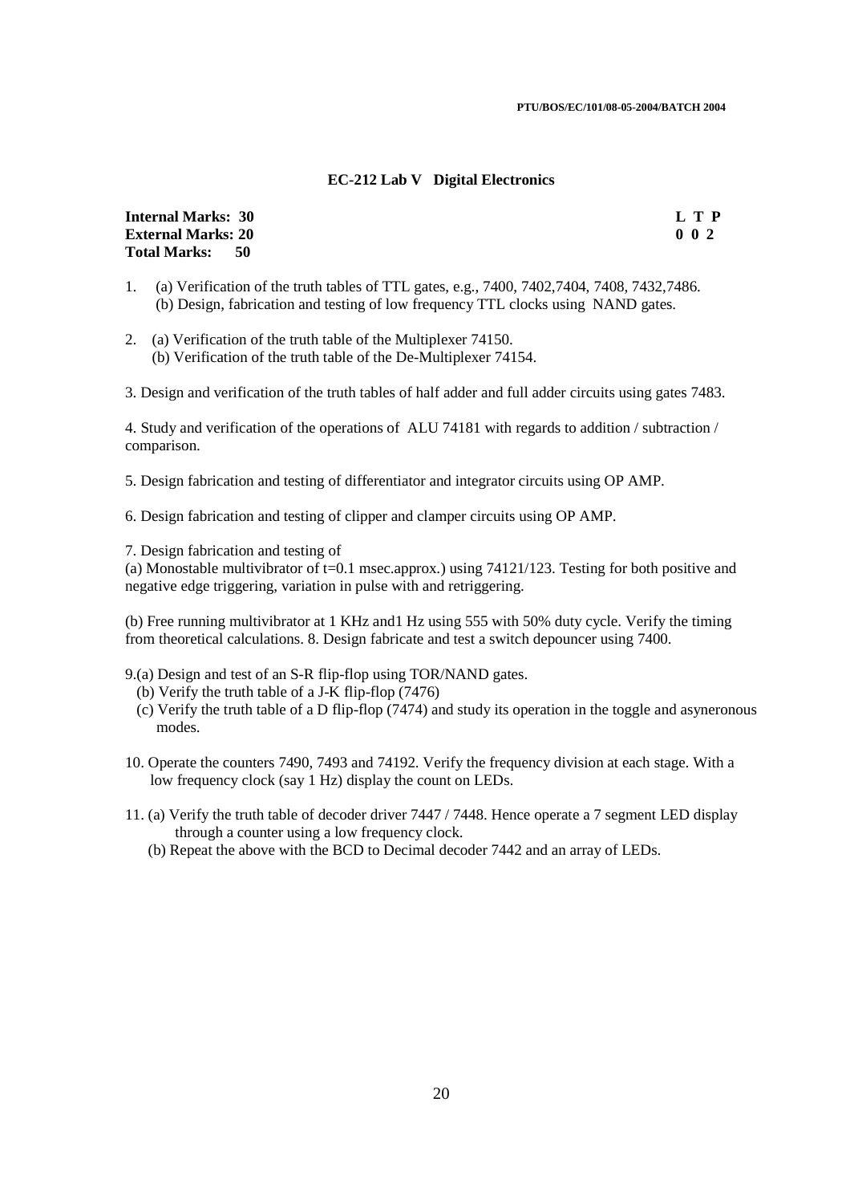## EC-212 Lab V Digital Electronics

**Internal Marks: 30** **L T P**
**External Marks: 20** **0 0 2**
**Total Marks: 50**

1. (a) Verification of the truth tables of TTL gates, e.g., 7400, 7402,7404, 7408, 7432,7486.
   (b) Design, fabrication and testing of low frequency TTL clocks using NAND gates.

2. (a) Verification of the truth table of the Multiplexer 74150.
   (b) Verification of the truth table of the De-Multiplexer 74154.

3. Design and verification of the truth tables of half adder and full adder circuits using gates 7483.

4. Study and verification of the operations of ALU 74181 with regards to addition / subtraction / comparison.

5. Design fabrication and testing of differentiator and integrator circuits using OP AMP.

6. Design fabrication and testing of clipper and clamper circuits using OP AMP.

7. Design fabrication and testing of

(a) Monostable multivibrator of t=0.1 msec.approx.) using 74121/123. Testing for both positive and negative edge triggering, variation in pulse with and retriggering.

(b) Free running multivibrator at 1 KHz and1 Hz using 555 with 50% duty cycle. Verify the timing from theoretical calculations. 8. Design fabricate and test a switch depouncer using 7400.

9.(a) Design and test of an S-R flip-flop using TOR/NAND gates.
   (b) Verify the truth table of a J-K flip-flop (7476)
   (c) Verify the truth table of a D flip-flop (7474) and study its operation in the toggle and asyneronous modes.

10. Operate the counters 7490, 7493 and 74192. Verify the frequency division at each stage. With a low frequency clock (say 1 Hz) display the count on LEDs.

11. (a) Verify the truth table of decoder driver 7447 / 7448. Hence operate a 7 segment LED display through a counter using a low frequency clock.
    (b) Repeat the above with the BCD to Decimal decoder 7442 and an array of LEDs.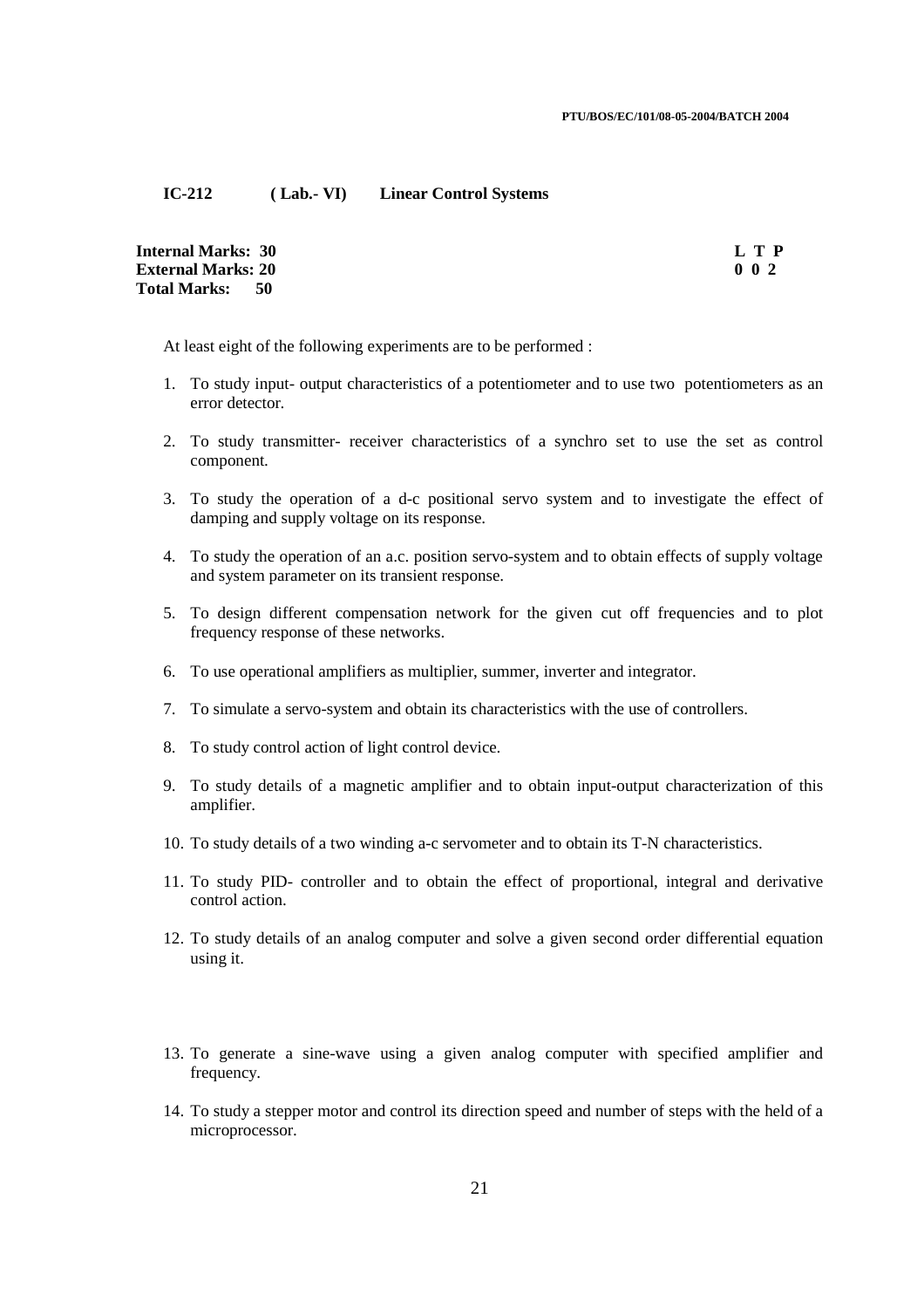**IC-212 ( Lab.- VI) Linear Control Systems**

**Internal Marks: 30**
**External Marks: 20**
**Total Marks: 50**

| L | T | P |
|---|---|---|
| 0 | 0 | 2 |

At least eight of the following experiments are to be performed :

1. To study input- output characteristics of a potentiometer and to use two potentiometers as an error detector.
2. To study transmitter- receiver characteristics of a synchro set to use the set as control component.
3. To study the operation of a d-c positional servo system and to investigate the effect of damping and supply voltage on its response.
4. To study the operation of an a.c. position servo-system and to obtain effects of supply voltage and system parameter on its transient response.
5. To design different compensation network for the given cut off frequencies and to plot frequency response of these networks.
6. To use operational amplifiers as multiplier, summer, inverter and integrator.
7. To simulate a servo-system and obtain its characteristics with the use of controllers.
8. To study control action of light control device.
9. To study details of a magnetic amplifier and to obtain input-output characterization of this amplifier.
10. To study details of a two winding a-c servometer and to obtain its T-N characteristics.
11. To study PID- controller and to obtain the effect of proportional, integral and derivative control action.
12. To study details of an analog computer and solve a given second order differential equation using it.
13. To generate a sine-wave using a given analog computer with specified amplifier and frequency.
14. To study a stepper motor and control its direction speed and number of steps with the held of a microprocessor.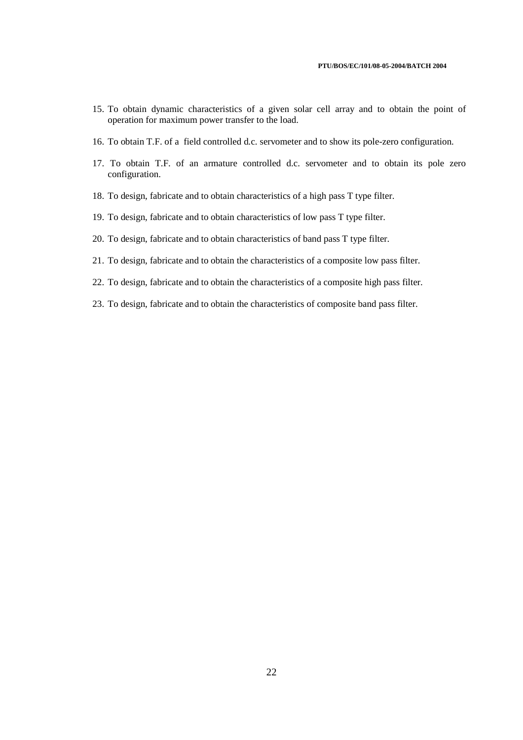15. To obtain dynamic characteristics of a given solar cell array and to obtain the point of operation for maximum power transfer to the load.

16. To obtain T.F. of a field controlled d.c. servometer and to show its pole-zero configuration.

17. To obtain T.F. of an armature controlled d.c. servometer and to obtain its pole zero configuration.

18. To design, fabricate and to obtain characteristics of a high pass T type filter.

19. To design, fabricate and to obtain characteristics of low pass T type filter.

20. To design, fabricate and to obtain characteristics of band pass T type filter.

21. To design, fabricate and to obtain the characteristics of a composite low pass filter.

22. To design, fabricate and to obtain the characteristics of a composite high pass filter.

23. To design, fabricate and to obtain the characteristics of composite band pass filter.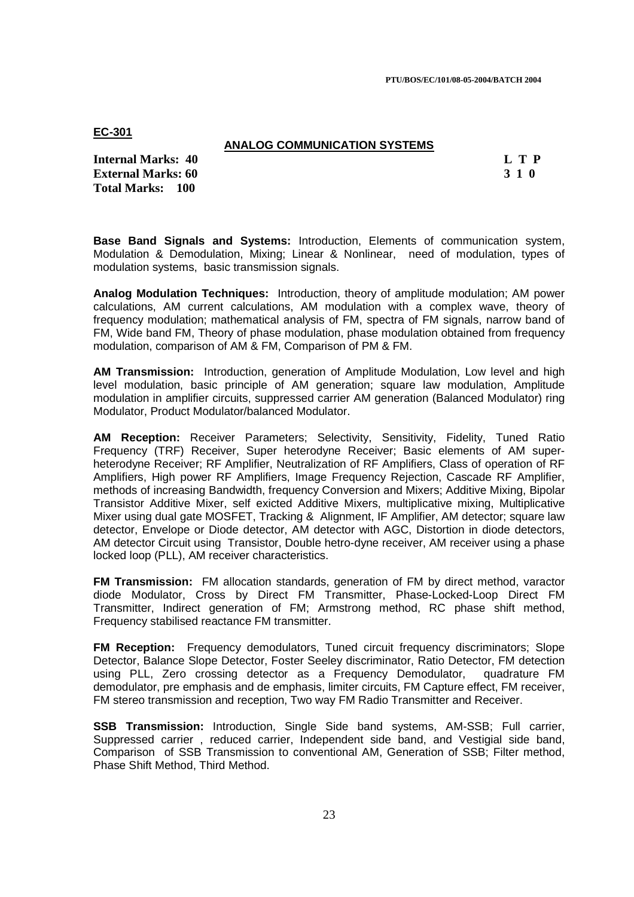**EC-301**

**ANALOG COMMUNICATION SYSTEMS**

| | |
|---|---|
| **Internal Marks: 40** | **L T P** |
| **External Marks: 60** | **3 1 0** |
| **Total Marks: 100** | |

**Base Band Signals and Systems:** Introduction, Elements of communication system, Modulation & Demodulation, Mixing; Linear & Nonlinear, need of modulation, types of modulation systems, basic transmission signals.

**Analog Modulation Techniques:** Introduction, theory of amplitude modulation; AM power calculations, AM current calculations, AM modulation with a complex wave, theory of frequency modulation; mathematical analysis of FM, spectra of FM signals, narrow band of FM, Wide band FM, Theory of phase modulation, phase modulation obtained from frequency modulation, comparison of AM & FM, Comparison of PM & FM.

**AM Transmission:** Introduction, generation of Amplitude Modulation, Low level and high level modulation, basic principle of AM generation; square law modulation, Amplitude modulation in amplifier circuits, suppressed carrier AM generation (Balanced Modulator) ring Modulator, Product Modulator/balanced Modulator.

**AM Reception:** Receiver Parameters; Selectivity, Sensitivity, Fidelity, Tuned Ratio Frequency (TRF) Receiver, Super heterodyne Receiver; Basic elements of AM super-heterodyne Receiver; RF Amplifier, Neutralization of RF Amplifiers, Class of operation of RF Amplifiers, High power RF Amplifiers, Image Frequency Rejection, Cascade RF Amplifier, methods of increasing Bandwidth, frequency Conversion and Mixers; Additive Mixing, Bipolar Transistor Additive Mixer, self exicted Additive Mixers, multiplicative mixing, Multiplicative Mixer using dual gate MOSFET, Tracking & Alignment, IF Amplifier, AM detector; square law detector, Envelope or Diode detector, AM detector with AGC, Distortion in diode detectors, AM detector Circuit using Transistor, Double hetro-dyne receiver, AM receiver using a phase locked loop (PLL), AM receiver characteristics.

**FM Transmission:** FM allocation standards, generation of FM by direct method, varactor diode Modulator, Cross by Direct FM Transmitter, Phase-Locked-Loop Direct FM Transmitter, Indirect generation of FM; Armstrong method, RC phase shift method, Frequency stabilised reactance FM transmitter.

**FM Reception:** Frequency demodulators, Tuned circuit frequency discriminators; Slope Detector, Balance Slope Detector, Foster Seeley discriminator, Ratio Detector, FM detection using PLL, Zero crossing detector as a Frequency Demodulator, quadrature FM demodulator, pre emphasis and de emphasis, limiter circuits, FM Capture effect, FM receiver, FM stereo transmission and reception, Two way FM Radio Transmitter and Receiver.

**SSB Transmission:** Introduction, Single Side band systems, AM-SSB; Full carrier, Suppressed carrier , reduced carrier, Independent side band, and Vestigial side band, Comparison of SSB Transmission to conventional AM, Generation of SSB; Filter method, Phase Shift Method, Third Method.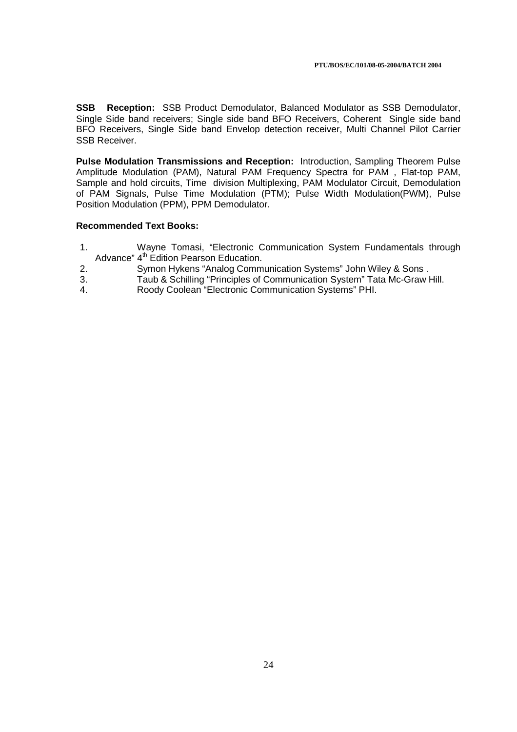**SSB Reception:** SSB Product Demodulator, Balanced Modulator as SSB Demodulator, Single Side band receivers; Single side band BFO Receivers, Coherent Single side band BFO Receivers, Single Side band Envelop detection receiver, Multi Channel Pilot Carrier SSB Receiver.

**Pulse Modulation Transmissions and Reception:** Introduction, Sampling Theorem Pulse Amplitude Modulation (PAM), Natural PAM Frequency Spectra for PAM , Flat-top PAM, Sample and hold circuits, Time division Multiplexing, PAM Modulator Circuit, Demodulation of PAM Signals, Pulse Time Modulation (PTM); Pulse Width Modulation(PWM), Pulse Position Modulation (PPM), PPM Demodulator.

**Recommended Text Books:**

1. Wayne Tomasi, "Electronic Communication System Fundamentals through Advance" 4th Edition Pearson Education.
2. Symon Hykens "Analog Communication Systems" John Wiley & Sons .
3. Taub & Schilling "Principles of Communication System" Tata Mc-Graw Hill.
4. Roody Coolean "Electronic Communication Systems" PHI.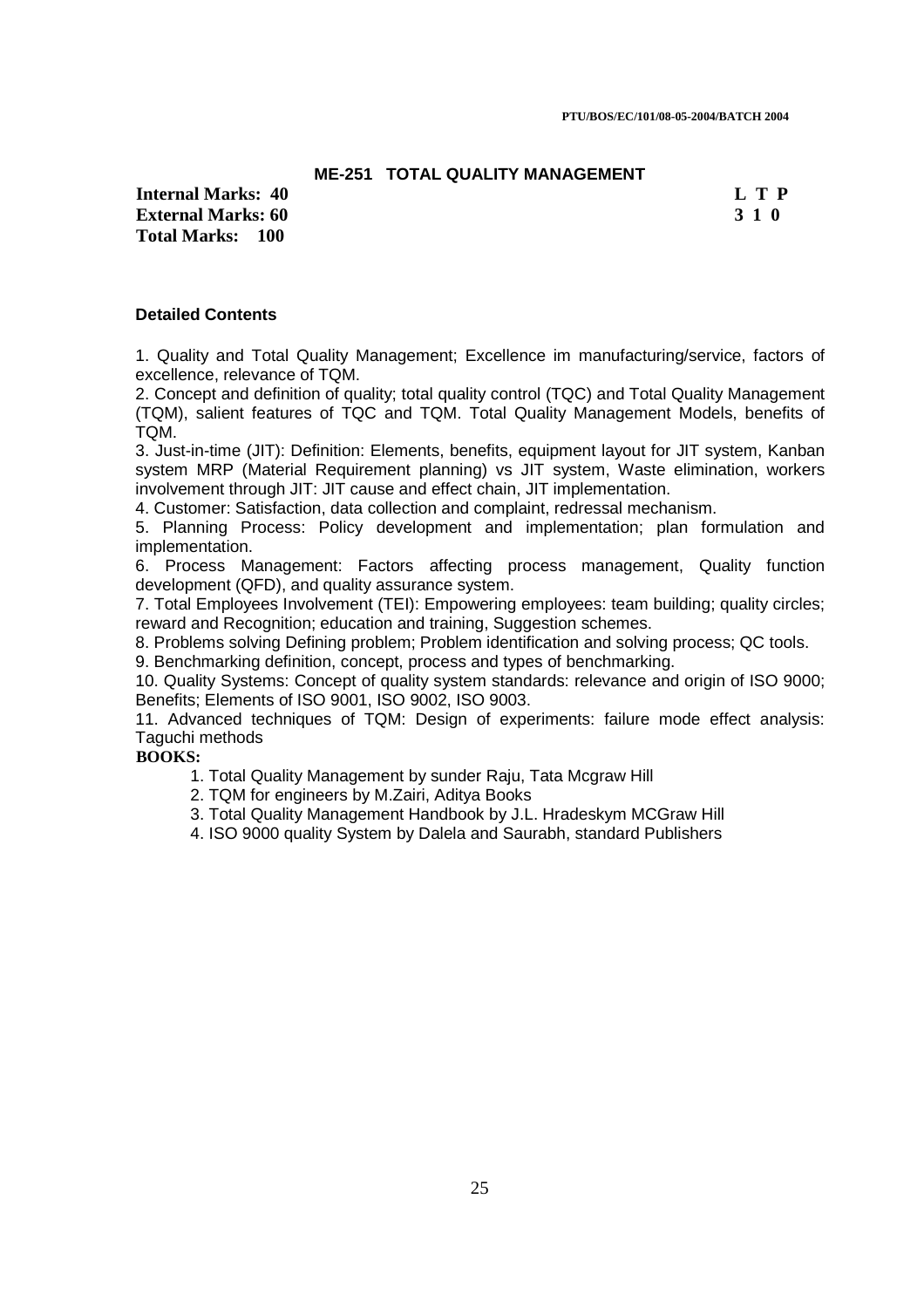## ME-251 TOTAL QUALITY MANAGEMENT

| | |
|---|---|
| **Internal Marks: 40** | **L T P** |
| **External Marks: 60** | **3 1 0** |
| **Total Marks: 100** | |

### Detailed Contents

1. Quality and Total Quality Management; Excellence im manufacturing/service, factors of excellence, relevance of TQM.
2. Concept and definition of quality; total quality control (TQC) and Total Quality Management (TQM), salient features of TQC and TQM. Total Quality Management Models, benefits of TQM.
3. Just-in-time (JIT): Definition: Elements, benefits, equipment layout for JIT system, Kanban system MRP (Material Requirement planning) vs JIT system, Waste elimination, workers involvement through JIT: JIT cause and effect chain, JIT implementation.
4. Customer: Satisfaction, data collection and complaint, redressal mechanism.
5. Planning Process: Policy development and implementation; plan formulation and implementation.
6. Process Management: Factors affecting process management, Quality function development (QFD), and quality assurance system.
7. Total Employees Involvement (TEI): Empowering employees: team building; quality circles; reward and Recognition; education and training, Suggestion schemes.
8. Problems solving Defining problem; Problem identification and solving process; QC tools.
9. Benchmarking definition, concept, process and types of benchmarking.
10. Quality Systems: Concept of quality system standards: relevance and origin of ISO 9000; Benefits; Elements of ISO 9001, ISO 9002, ISO 9003.
11. Advanced techniques of TQM: Design of experiments: failure mode effect analysis: Taguchi methods

**BOOKS:**

1. Total Quality Management by sunder Raju, Tata Mcgraw Hill
2. TQM for engineers by M.Zairi, Aditya Books
3. Total Quality Management Handbook by J.L. Hradeskym MCGraw Hill
4. ISO 9000 quality System by Dalela and Saurabh, standard Publishers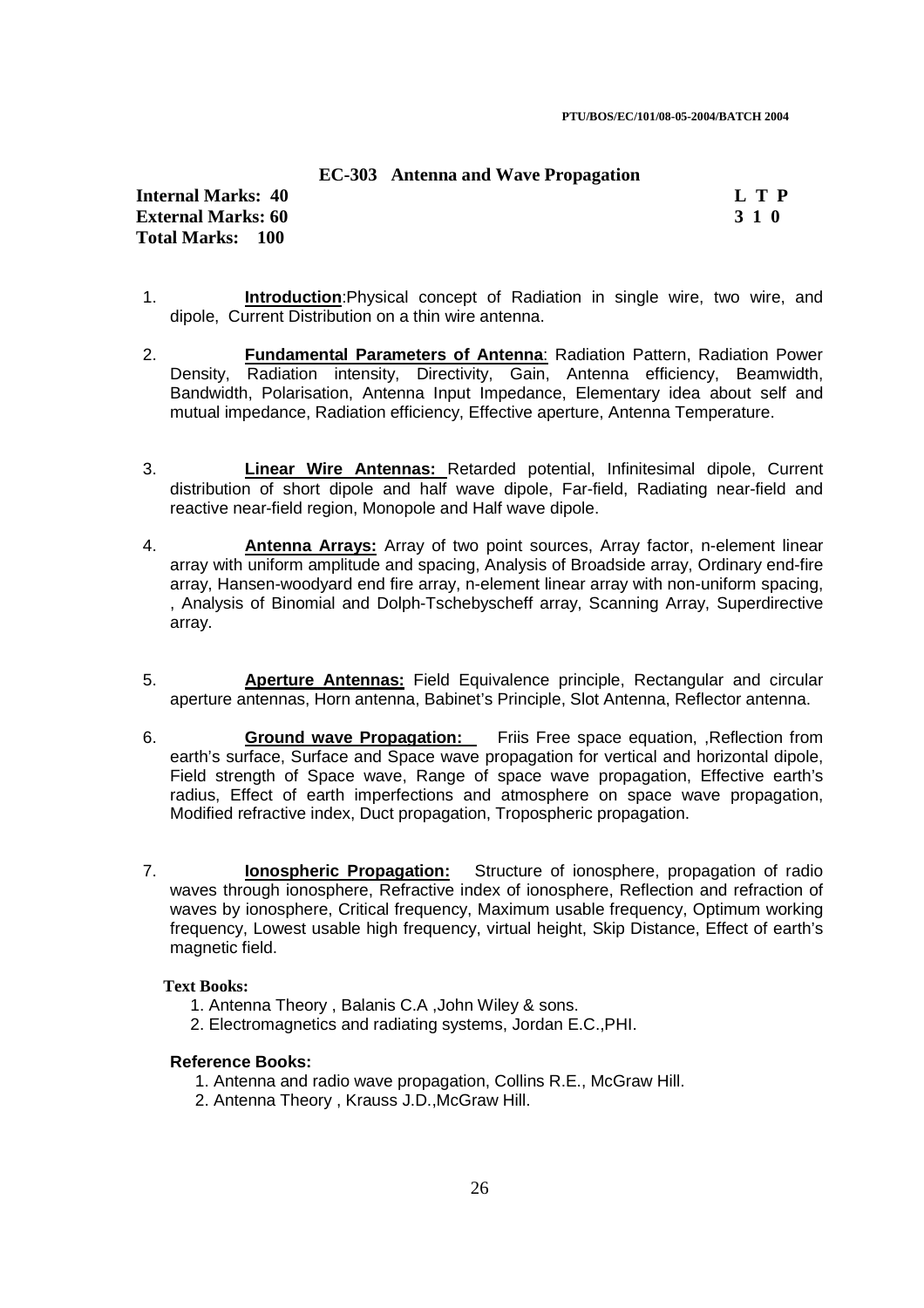## EC-303 Antenna and Wave Propagation

**Internal Marks: 40**
**External Marks: 60**
**Total Marks: 100**

**L T P**
**3 1 0**

1. **Introduction**:Physical concept of Radiation in single wire, two wire, and dipole, Current Distribution on a thin wire antenna.

2. **Fundamental Parameters of Antenna**: Radiation Pattern, Radiation Power Density, Radiation intensity, Directivity, Gain, Antenna efficiency, Beamwidth, Bandwidth, Polarisation, Antenna Input Impedance, Elementary idea about self and mutual impedance, Radiation efficiency, Effective aperture, Antenna Temperature.

3. **Linear Wire Antennas:** Retarded potential, Infinitesimal dipole, Current distribution of short dipole and half wave dipole, Far-field, Radiating near-field and reactive near-field region, Monopole and Half wave dipole.

4. **Antenna Arrays:** Array of two point sources, Array factor, n-element linear array with uniform amplitude and spacing, Analysis of Broadside array, Ordinary end-fire array, Hansen-woodyard end fire array, n-element linear array with non-uniform spacing, , Analysis of Binomial and Dolph-Tschebyscheff array, Scanning Array, Superdirective array.

5. **Aperture Antennas:** Field Equivalence principle, Rectangular and circular aperture antennas, Horn antenna, Babinet's Principle, Slot Antenna, Reflector antenna.

6. **Ground wave Propagation:** Friis Free space equation, ,Reflection from earth's surface, Surface and Space wave propagation for vertical and horizontal dipole, Field strength of Space wave, Range of space wave propagation, Effective earth's radius, Effect of earth imperfections and atmosphere on space wave propagation, Modified refractive index, Duct propagation, Tropospheric propagation.

7. **Ionospheric Propagation:** Structure of ionosphere, propagation of radio waves through ionosphere, Refractive index of ionosphere, Reflection and refraction of waves by ionosphere, Critical frequency, Maximum usable frequency, Optimum working frequency, Lowest usable high frequency, virtual height, Skip Distance, Effect of earth's magnetic field.

**Text Books:**

1. Antenna Theory , Balanis C.A ,John Wiley & sons.
2. Electromagnetics and radiating systems, Jordan E.C.,PHI.

**Reference Books:**

1. Antenna and radio wave propagation, Collins R.E., McGraw Hill.
2. Antenna Theory , Krauss J.D.,McGraw Hill.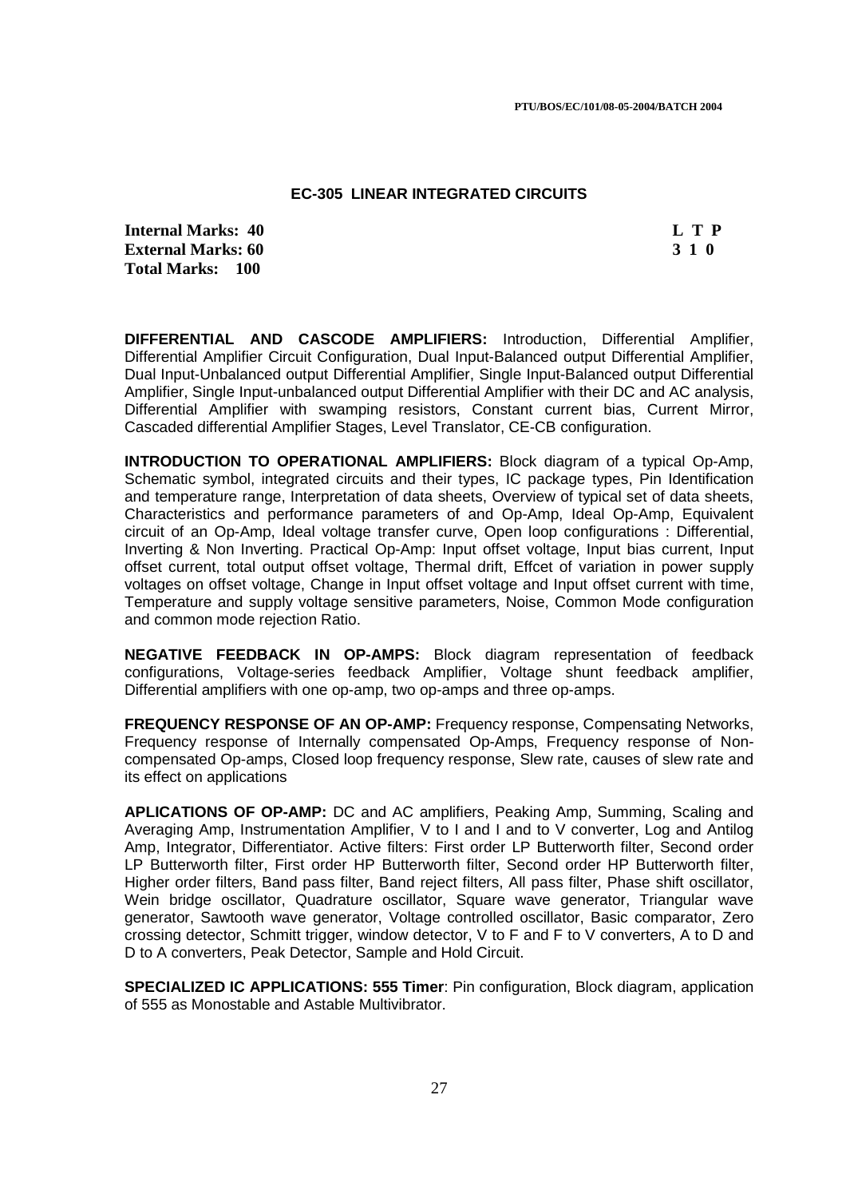## EC-305 LINEAR INTEGRATED CIRCUITS

| | |
|---|---|
| **Internal Marks: 40** | **L T P** |
| **External Marks: 60** | **3 1 0** |
| **Total Marks: 100** | |

**DIFFERENTIAL AND CASCODE AMPLIFIERS:** Introduction, Differential Amplifier, Differential Amplifier Circuit Configuration, Dual Input-Balanced output Differential Amplifier, Dual Input-Unbalanced output Differential Amplifier, Single Input-Balanced output Differential Amplifier, Single Input-unbalanced output Differential Amplifier with their DC and AC analysis, Differential Amplifier with swamping resistors, Constant current bias, Current Mirror, Cascaded differential Amplifier Stages, Level Translator, CE-CB configuration.

**INTRODUCTION TO OPERATIONAL AMPLIFIERS:** Block diagram of a typical Op-Amp, Schematic symbol, integrated circuits and their types, IC package types, Pin Identification and temperature range, Interpretation of data sheets, Overview of typical set of data sheets, Characteristics and performance parameters of and Op-Amp, Ideal Op-Amp, Equivalent circuit of an Op-Amp, Ideal voltage transfer curve, Open loop configurations : Differential, Inverting & Non Inverting. Practical Op-Amp: Input offset voltage, Input bias current, Input offset current, total output offset voltage, Thermal drift, Effcet of variation in power supply voltages on offset voltage, Change in Input offset voltage and Input offset current with time, Temperature and supply voltage sensitive parameters, Noise, Common Mode configuration and common mode rejection Ratio.

**NEGATIVE FEEDBACK IN OP-AMPS:** Block diagram representation of feedback configurations, Voltage-series feedback Amplifier, Voltage shunt feedback amplifier, Differential amplifiers with one op-amp, two op-amps and three op-amps.

**FREQUENCY RESPONSE OF AN OP-AMP:** Frequency response, Compensating Networks, Frequency response of Internally compensated Op-Amps, Frequency response of Non-compensated Op-amps, Closed loop frequency response, Slew rate, causes of slew rate and its effect on applications

**APLICATIONS OF OP-AMP:** DC and AC amplifiers, Peaking Amp, Summing, Scaling and Averaging Amp, Instrumentation Amplifier, V to I and I and to V converter, Log and Antilog Amp, Integrator, Differentiator. Active filters: First order LP Butterworth filter, Second order LP Butterworth filter, First order HP Butterworth filter, Second order HP Butterworth filter, Higher order filters, Band pass filter, Band reject filters, All pass filter, Phase shift oscillator, Wein bridge oscillator, Quadrature oscillator, Square wave generator, Triangular wave generator, Sawtooth wave generator, Voltage controlled oscillator, Basic comparator, Zero crossing detector, Schmitt trigger, window detector, V to F and F to V converters, A to D and D to A converters, Peak Detector, Sample and Hold Circuit.

**SPECIALIZED IC APPLICATIONS: 555 Timer**: Pin configuration, Block diagram, application of 555 as Monostable and Astable Multivibrator.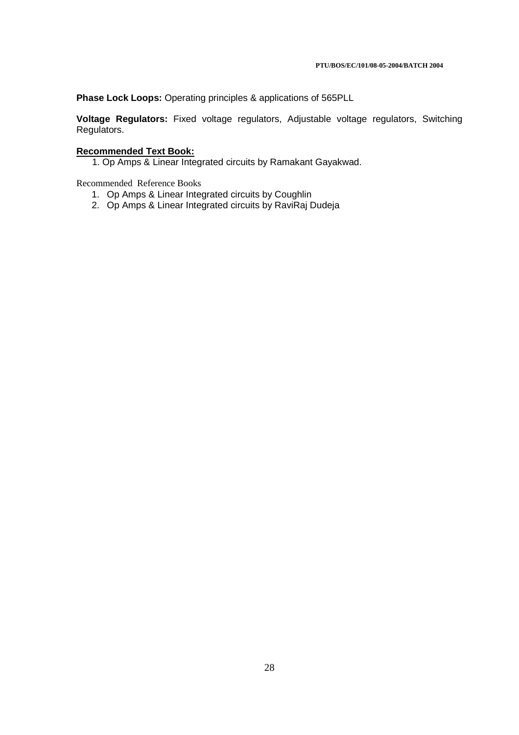**Phase Lock Loops:** Operating principles & applications of 565PLL

**Voltage Regulators:** Fixed voltage regulators, Adjustable voltage regulators, Switching Regulators.

**Recommended Text Book:**

1. Op Amps & Linear Integrated circuits by Ramakant Gayakwad.

Recommended Reference Books

1. Op Amps & Linear Integrated circuits by Coughlin
2. Op Amps & Linear Integrated circuits by RaviRaj Dudeja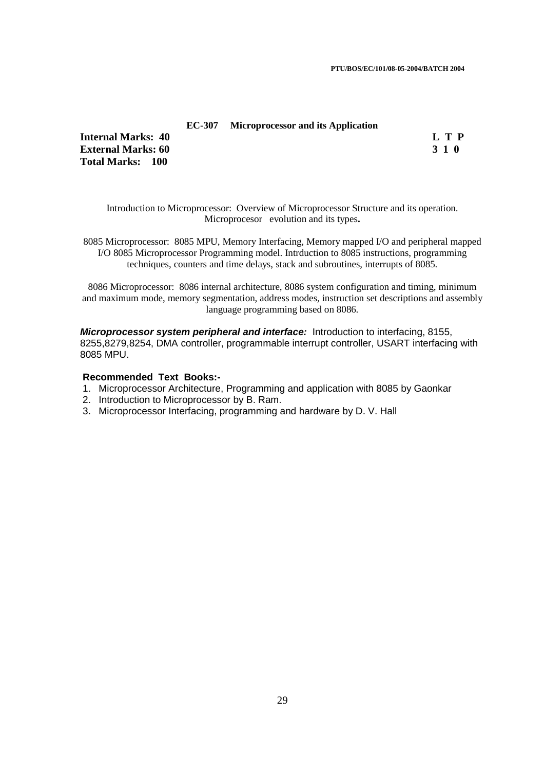## EC-307 Microprocessor and its Application

**Internal Marks: 40** | | **L T P**
--- | --- | ---
**External Marks: 60** | | **3 1 0**
**Total Marks: 100** | |

Introduction to Microprocessor: Overview of Microprocessor Structure and its operation. Microprocesor evolution and its types**.**

8085 Microprocessor: 8085 MPU, Memory Interfacing, Memory mapped I/O and peripheral mapped I/O 8085 Microprocessor Programming model. Intrduction to 8085 instructions, programming techniques, counters and time delays, stack and subroutines, interrupts of 8085.

8086 Microprocessor: 8086 internal architecture, 8086 system configuration and timing, minimum and maximum mode, memory segmentation, address modes, instruction set descriptions and assembly language programming based on 8086.

***Microprocessor system peripheral and interface:*** Introduction to interfacing, 8155, 8255,8279,8254, DMA controller, programmable interrupt controller, USART interfacing with 8085 MPU.

**Recommended Text Books:-**

1. Microprocessor Architecture, Programming and application with 8085 by Gaonkar
2. Introduction to Microprocessor by B. Ram.
3. Microprocessor Interfacing, programming and hardware by D. V. Hall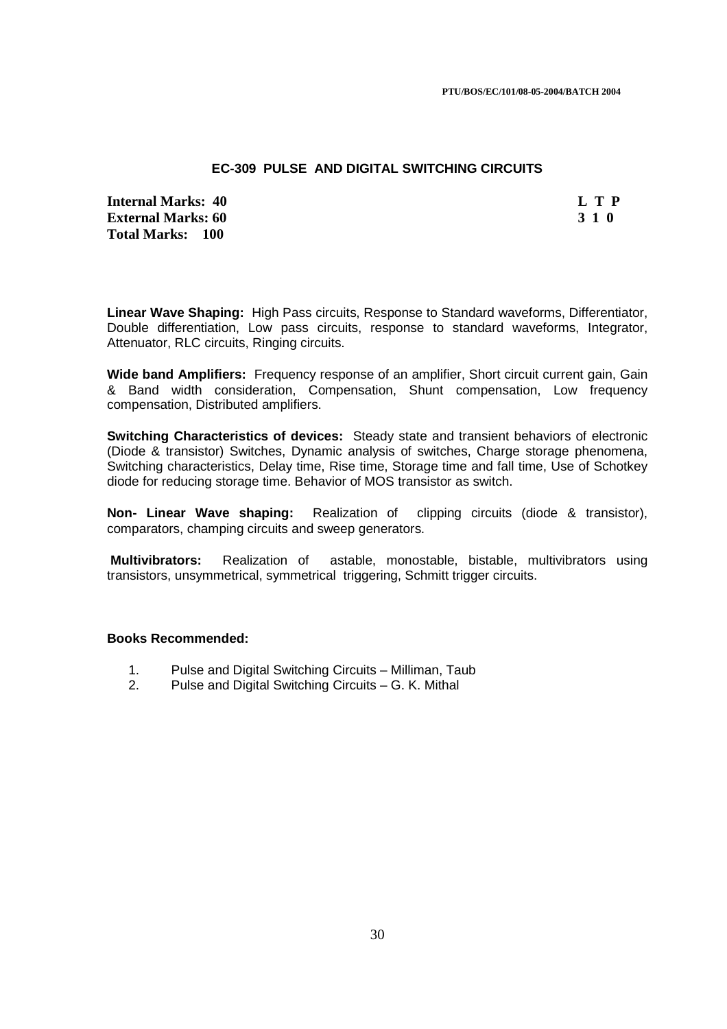## EC-309 PULSE AND DIGITAL SWITCHING CIRCUITS

| | |
|---|---|
| **Internal Marks: 40** | **L T P** |
| **External Marks: 60** | **3 1 0** |
| **Total Marks: 100** | |

**Linear Wave Shaping:** High Pass circuits, Response to Standard waveforms, Differentiator, Double differentiation, Low pass circuits, response to standard waveforms, Integrator, Attenuator, RLC circuits, Ringing circuits.

**Wide band Amplifiers:** Frequency response of an amplifier, Short circuit current gain, Gain & Band width consideration, Compensation, Shunt compensation, Low frequency compensation, Distributed amplifiers.

**Switching Characteristics of devices:** Steady state and transient behaviors of electronic (Diode & transistor) Switches, Dynamic analysis of switches, Charge storage phenomena, Switching characteristics, Delay time, Rise time, Storage time and fall time, Use of Schotkey diode for reducing storage time. Behavior of MOS transistor as switch.

**Non- Linear Wave shaping:** Realization of clipping circuits (diode & transistor), comparators, champing circuits and sweep generators.

**Multivibrators:** Realization of astable, monostable, bistable, multivibrators using transistors, unsymmetrical, symmetrical triggering, Schmitt trigger circuits.

### Books Recommended:

1. Pulse and Digital Switching Circuits – Milliman, Taub
2. Pulse and Digital Switching Circuits – G. K. Mithal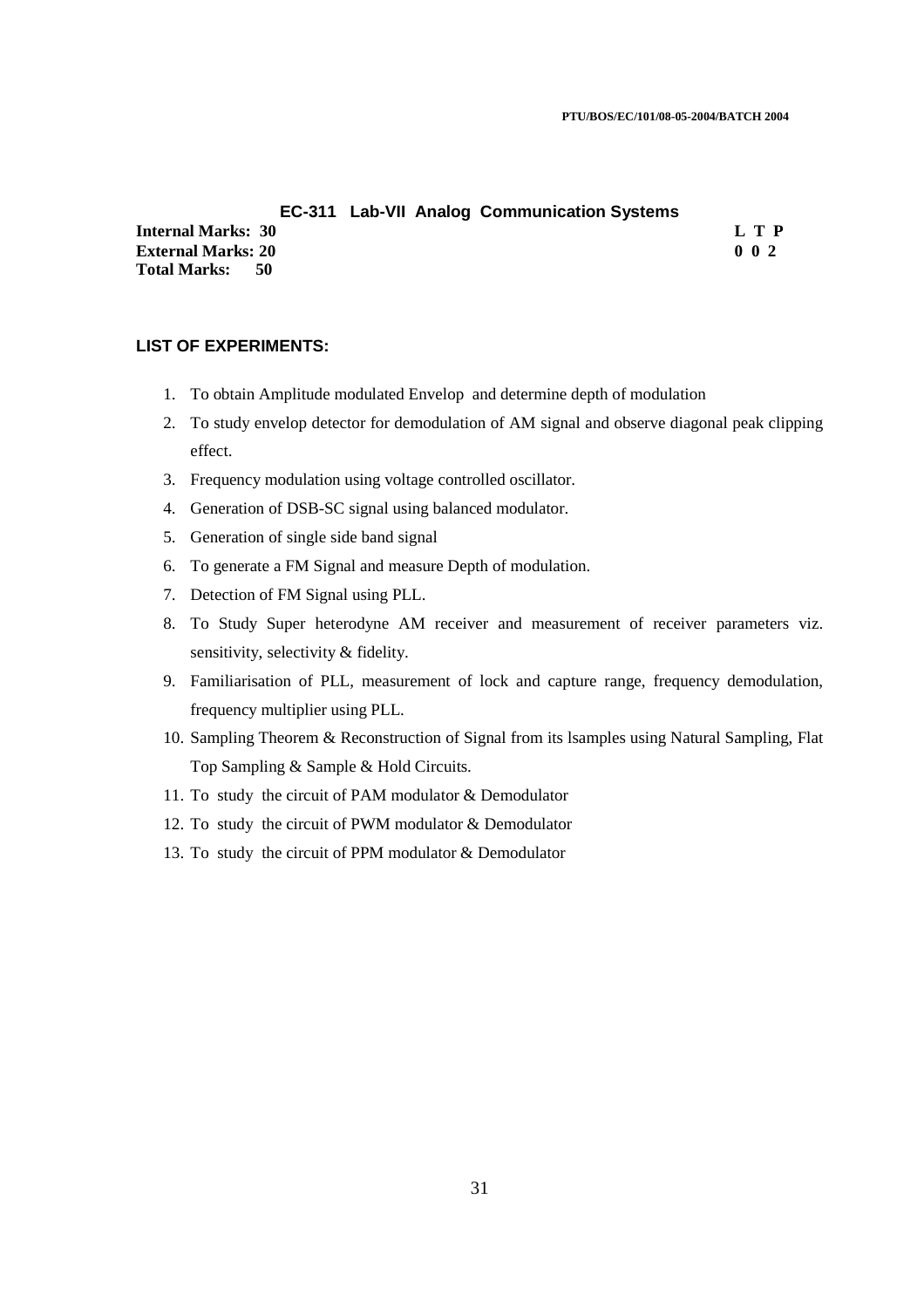## EC-311 Lab-VII Analog Communication Systems

**Internal Marks: 30**
**External Marks: 20**
**Total Marks: 50**

| L | T | P |
|---|---|---|
| 0 | 0 | 2 |

### LIST OF EXPERIMENTS:

1. To obtain Amplitude modulated Envelop and determine depth of modulation
2. To study envelop detector for demodulation of AM signal and observe diagonal peak clipping effect.
3. Frequency modulation using voltage controlled oscillator.
4. Generation of DSB-SC signal using balanced modulator.
5. Generation of single side band signal
6. To generate a FM Signal and measure Depth of modulation.
7. Detection of FM Signal using PLL.
8. To Study Super heterodyne AM receiver and measurement of receiver parameters viz. sensitivity, selectivity & fidelity.
9. Familiarisation of PLL, measurement of lock and capture range, frequency demodulation, frequency multiplier using PLL.
10. Sampling Theorem & Reconstruction of Signal from its lsamples using Natural Sampling, Flat Top Sampling & Sample & Hold Circuits.
11. To study the circuit of PAM modulator & Demodulator
12. To study the circuit of PWM modulator & Demodulator
13. To study the circuit of PPM modulator & Demodulator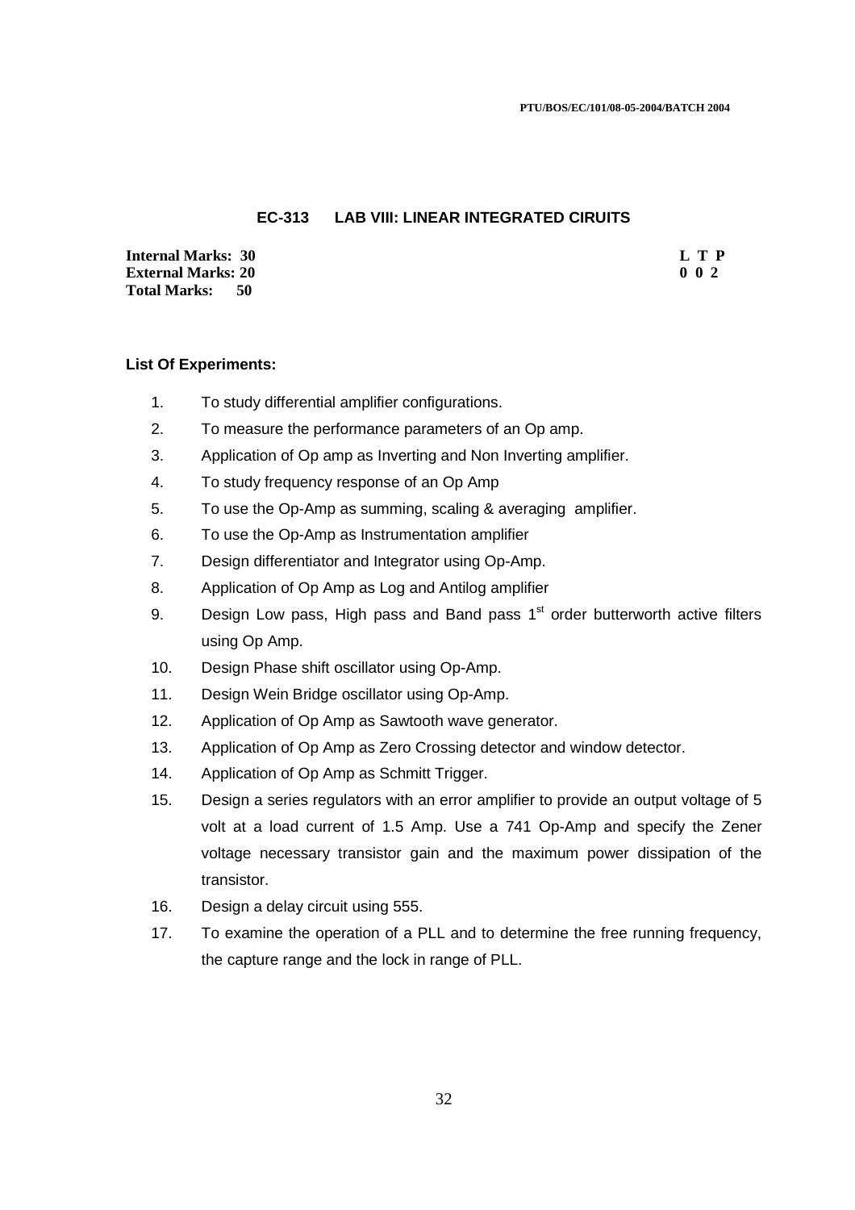## EC-313 LAB VIII: LINEAR INTEGRATED CIRUITS

**Internal Marks: 30**
**External Marks: 20**
**Total Marks: 50**

| L | T | P |
|---|---|---|
| 0 | 0 | 2 |

**List Of Experiments:**

1. To study differential amplifier configurations.
2. To measure the performance parameters of an Op amp.
3. Application of Op amp as Inverting and Non Inverting amplifier.
4. To study frequency response of an Op Amp
5. To use the Op-Amp as summing, scaling & averaging amplifier.
6. To use the Op-Amp as Instrumentation amplifier
7. Design differentiator and Integrator using Op-Amp.
8. Application of Op Amp as Log and Antilog amplifier
9. Design Low pass, High pass and Band pass 1st order butterworth active filters using Op Amp.
10. Design Phase shift oscillator using Op-Amp.
11. Design Wein Bridge oscillator using Op-Amp.
12. Application of Op Amp as Sawtooth wave generator.
13. Application of Op Amp as Zero Crossing detector and window detector.
14. Application of Op Amp as Schmitt Trigger.
15. Design a series regulators with an error amplifier to provide an output voltage of 5 volt at a load current of 1.5 Amp. Use a 741 Op-Amp and specify the Zener voltage necessary transistor gain and the maximum power dissipation of the transistor.
16. Design a delay circuit using 555.
17. To examine the operation of a PLL and to determine the free running frequency, the capture range and the lock in range of PLL.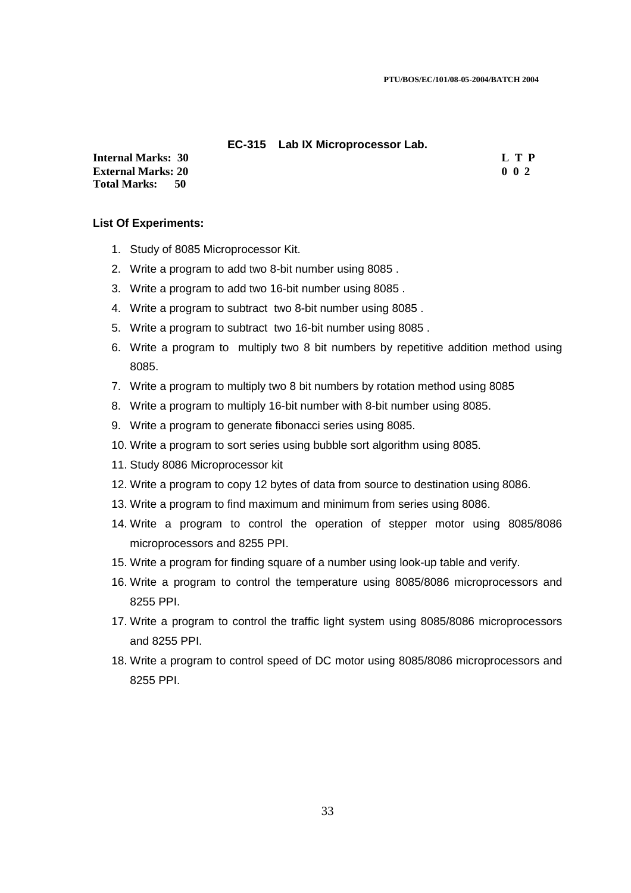## EC-315 Lab IX Microprocessor Lab.

| | L T P |
|---|---|
| **Internal Marks: 30** | **L T P** |
| **External Marks: 20** | **0 0 2** |
| **Total Marks: 50** | |

**List Of Experiments:**

1. Study of 8085 Microprocessor Kit.
2. Write a program to add two 8-bit number using 8085 .
3. Write a program to add two 16-bit number using 8085 .
4. Write a program to subtract two 8-bit number using 8085 .
5. Write a program to subtract two 16-bit number using 8085 .
6. Write a program to multiply two 8 bit numbers by repetitive addition method using 8085.
7. Write a program to multiply two 8 bit numbers by rotation method using 8085
8. Write a program to multiply 16-bit number with 8-bit number using 8085.
9. Write a program to generate fibonacci series using 8085.
10. Write a program to sort series using bubble sort algorithm using 8085.
11. Study 8086 Microprocessor kit
12. Write a program to copy 12 bytes of data from source to destination using 8086.
13. Write a program to find maximum and minimum from series using 8086.
14. Write a program to control the operation of stepper motor using 8085/8086 microprocessors and 8255 PPI.
15. Write a program for finding square of a number using look-up table and verify.
16. Write a program to control the temperature using 8085/8086 microprocessors and 8255 PPI.
17. Write a program to control the traffic light system using 8085/8086 microprocessors and 8255 PPI.
18. Write a program to control speed of DC motor using 8085/8086 microprocessors and 8255 PPI.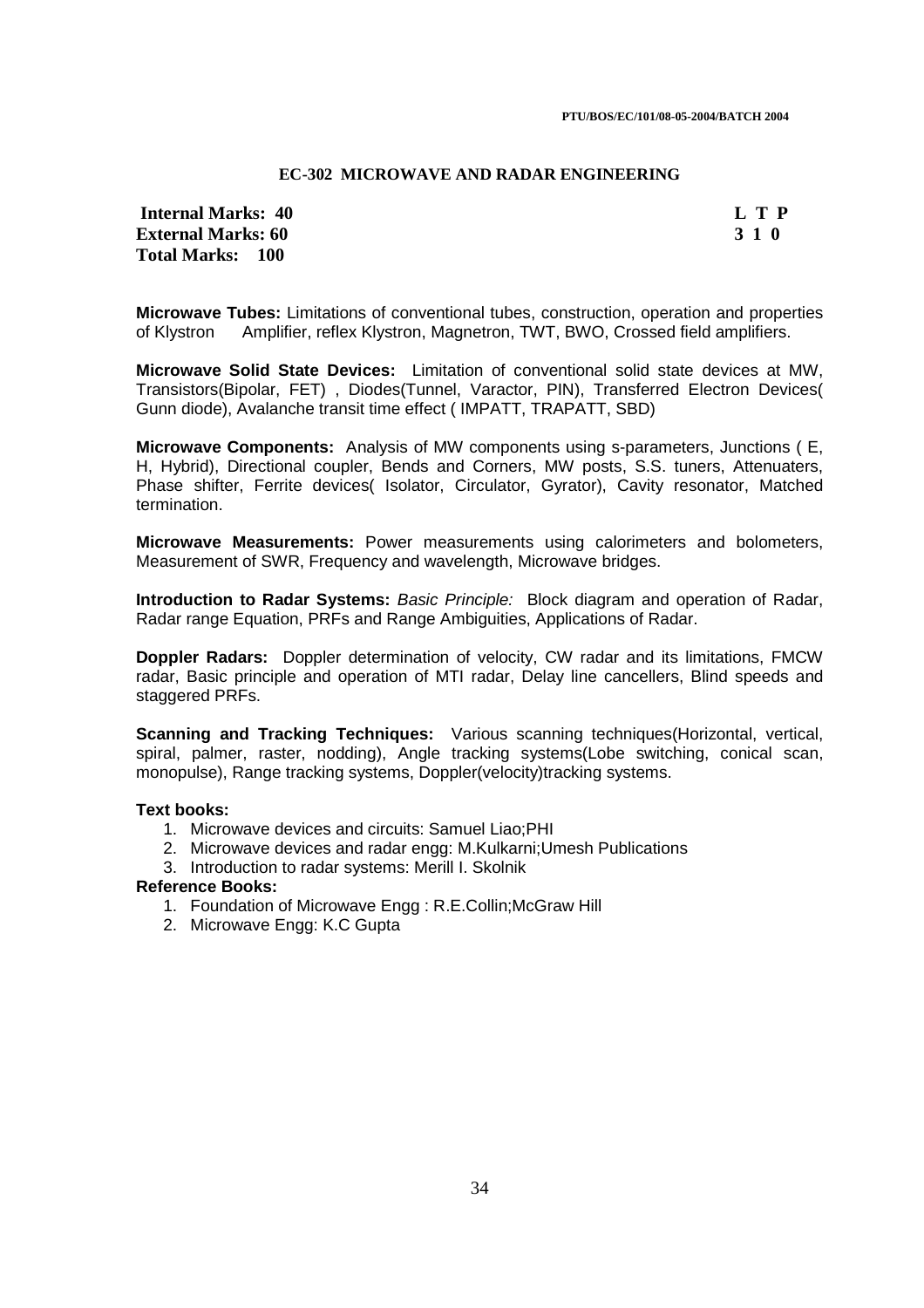# EC-302 MICROWAVE AND RADAR ENGINEERING

**Internal Marks: 40**
**External Marks: 60**
**Total Marks: 100**

| L | T | P |
|---|---|---|
| 3 | 1 | 0 |

**Microwave Tubes:** Limitations of conventional tubes, construction, operation and properties of Klystron Amplifier, reflex Klystron, Magnetron, TWT, BWO, Crossed field amplifiers.

**Microwave Solid State Devices:** Limitation of conventional solid state devices at MW, Transistors(Bipolar, FET) , Diodes(Tunnel, Varactor, PIN), Transferred Electron Devices( Gunn diode), Avalanche transit time effect ( IMPATT, TRAPATT, SBD)

**Microwave Components:** Analysis of MW components using s-parameters, Junctions ( E, H, Hybrid), Directional coupler, Bends and Corners, MW posts, S.S. tuners, Attenuaters, Phase shifter, Ferrite devices( Isolator, Circulator, Gyrator), Cavity resonator, Matched termination.

**Microwave Measurements:** Power measurements using calorimeters and bolometers, Measurement of SWR, Frequency and wavelength, Microwave bridges.

**Introduction to Radar Systems:** *Basic Principle:* Block diagram and operation of Radar, Radar range Equation, PRFs and Range Ambiguities, Applications of Radar.

**Doppler Radars:** Doppler determination of velocity, CW radar and its limitations, FMCW radar, Basic principle and operation of MTI radar, Delay line cancellers, Blind speeds and staggered PRFs.

**Scanning and Tracking Techniques:** Various scanning techniques(Horizontal, vertical, spiral, palmer, raster, nodding), Angle tracking systems(Lobe switching, conical scan, monopulse), Range tracking systems, Doppler(velocity)tracking systems.

**Text books:**

1. Microwave devices and circuits: Samuel Liao;PHI
2. Microwave devices and radar engg: M.Kulkarni;Umesh Publications
3. Introduction to radar systems: Merill I. Skolnik

**Reference Books:**

1. Foundation of Microwave Engg : R.E.Collin;McGraw Hill
2. Microwave Engg: K.C Gupta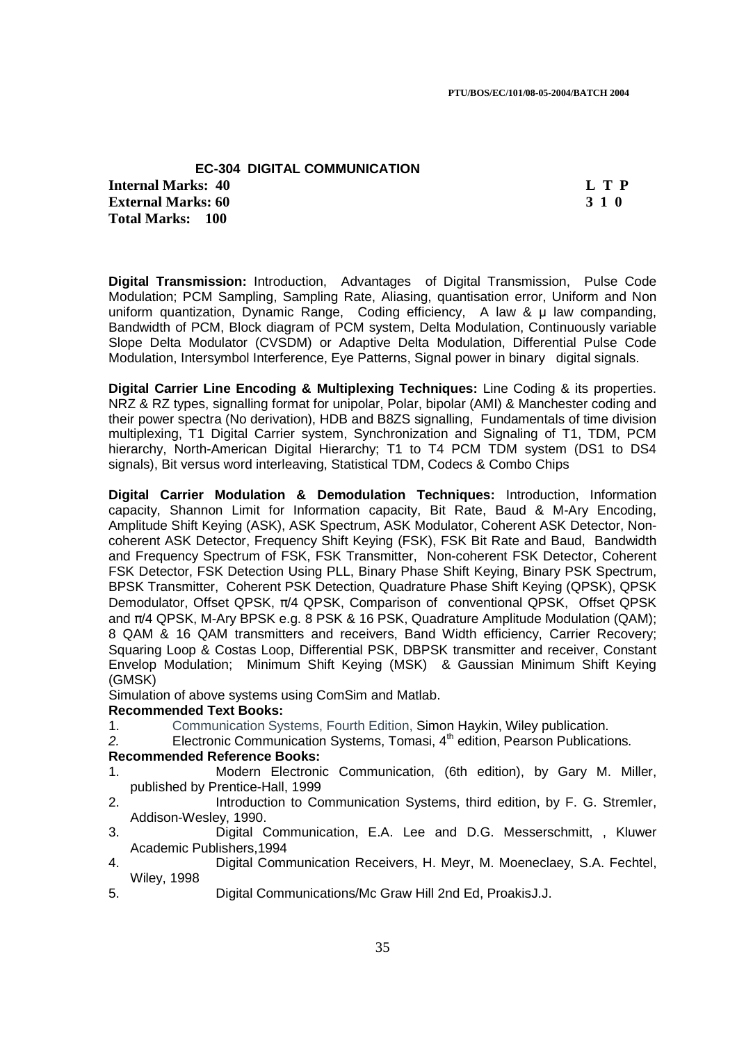## EC-304 DIGITAL COMMUNICATION

**Internal Marks: 40** **L T P**
**External Marks: 60** **3 1 0**
**Total Marks: 100**

**Digital Transmission:** Introduction, Advantages of Digital Transmission, Pulse Code Modulation; PCM Sampling, Sampling Rate, Aliasing, quantisation error, Uniform and Non uniform quantization, Dynamic Range, Coding efficiency, A law & μ law companding, Bandwidth of PCM, Block diagram of PCM system, Delta Modulation, Continuously variable Slope Delta Modulator (CVSDM) or Adaptive Delta Modulation, Differential Pulse Code Modulation, Intersymbol Interference, Eye Patterns, Signal power in binary digital signals.

**Digital Carrier Line Encoding & Multiplexing Techniques:** Line Coding & its properties. NRZ & RZ types, signalling format for unipolar, Polar, bipolar (AMI) & Manchester coding and their power spectra (No derivation), HDB and B8ZS signalling, Fundamentals of time division multiplexing, T1 Digital Carrier system, Synchronization and Signaling of T1, TDM, PCM hierarchy, North-American Digital Hierarchy; T1 to T4 PCM TDM system (DS1 to DS4 signals), Bit versus word interleaving, Statistical TDM, Codecs & Combo Chips

**Digital Carrier Modulation & Demodulation Techniques:** Introduction, Information capacity, Shannon Limit for Information capacity, Bit Rate, Baud & M-Ary Encoding, Amplitude Shift Keying (ASK), ASK Spectrum, ASK Modulator, Coherent ASK Detector, Non-coherent ASK Detector, Frequency Shift Keying (FSK), FSK Bit Rate and Baud, Bandwidth and Frequency Spectrum of FSK, FSK Transmitter, Non-coherent FSK Detector, Coherent FSK Detector, FSK Detection Using PLL, Binary Phase Shift Keying, Binary PSK Spectrum, BPSK Transmitter, Coherent PSK Detection, Quadrature Phase Shift Keying (QPSK), QPSK Demodulator, Offset QPSK, π/4 QPSK, Comparison of conventional QPSK, Offset QPSK and π/4 QPSK, M-Ary BPSK e.g. 8 PSK & 16 PSK, Quadrature Amplitude Modulation (QAM); 8 QAM & 16 QAM transmitters and receivers, Band Width efficiency, Carrier Recovery; Squaring Loop & Costas Loop, Differential PSK, DBPSK transmitter and receiver, Constant Envelop Modulation; Minimum Shift Keying (MSK) & Gaussian Minimum Shift Keying (GMSK)

Simulation of above systems using ComSim and Matlab.

**Recommended Text Books:**

1. Communication Systems, Fourth Edition, Simon Haykin, Wiley publication.
2. Electronic Communication Systems, Tomasi, 4th edition, Pearson Publications.

**Recommended Reference Books:**

1. Modern Electronic Communication, (6th edition), by Gary M. Miller, published by Prentice-Hall, 1999
2. Introduction to Communication Systems, third edition, by F. G. Stremler, Addison-Wesley, 1990.
3. Digital Communication, E.A. Lee and D.G. Messerschmitt, , Kluwer Academic Publishers,1994
4. Digital Communication Receivers, H. Meyr, M. Moeneclaey, S.A. Fechtel, Wiley, 1998
5. Digital Communications/Mc Graw Hill 2nd Ed, ProakisJ.J.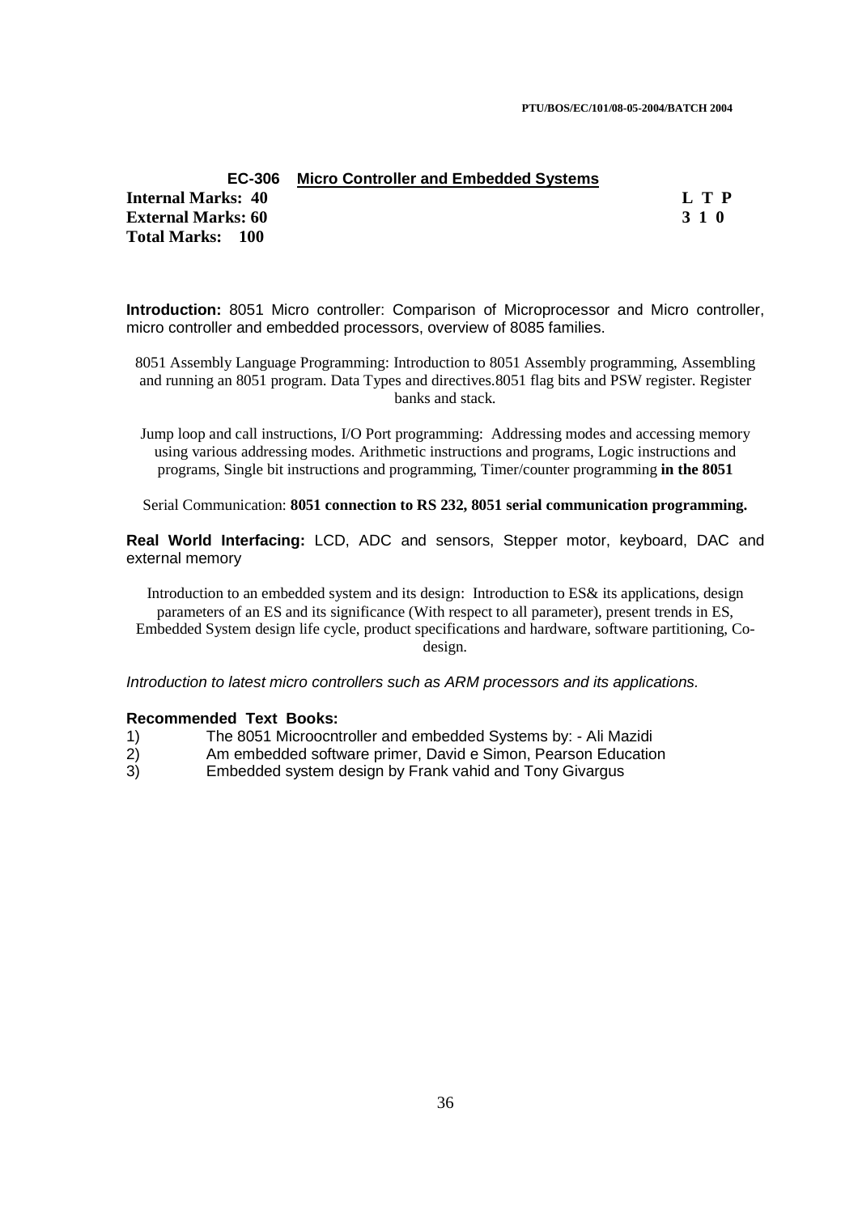## EC-306 Micro Controller and Embedded Systems

**Internal Marks: 40** **L T P**
**External Marks: 60** **3 1 0**
**Total Marks: 100**

**Introduction:** 8051 Micro controller: Comparison of Microprocessor and Micro controller, micro controller and embedded processors, overview of 8085 families.

8051 Assembly Language Programming: Introduction to 8051 Assembly programming, Assembling and running an 8051 program. Data Types and directives.8051 flag bits and PSW register. Register banks and stack.

Jump loop and call instructions, I/O Port programming: Addressing modes and accessing memory using various addressing modes. Arithmetic instructions and programs, Logic instructions and programs, Single bit instructions and programming, Timer/counter programming **in the 8051**

Serial Communication: **8051 connection to RS 232, 8051 serial communication programming.**

**Real World Interfacing:** LCD, ADC and sensors, Stepper motor, keyboard, DAC and external memory

Introduction to an embedded system and its design: Introduction to ES& its applications, design parameters of an ES and its significance (With respect to all parameter), present trends in ES, Embedded System design life cycle, product specifications and hardware, software partitioning, Co-design.

*Introduction to latest micro controllers such as ARM processors and its applications.*

**Recommended Text Books:**

1) The 8051 Microocntroller and embedded Systems by: - Ali Mazidi
2) Am embedded software primer, David e Simon, Pearson Education
3) Embedded system design by Frank vahid and Tony Givargus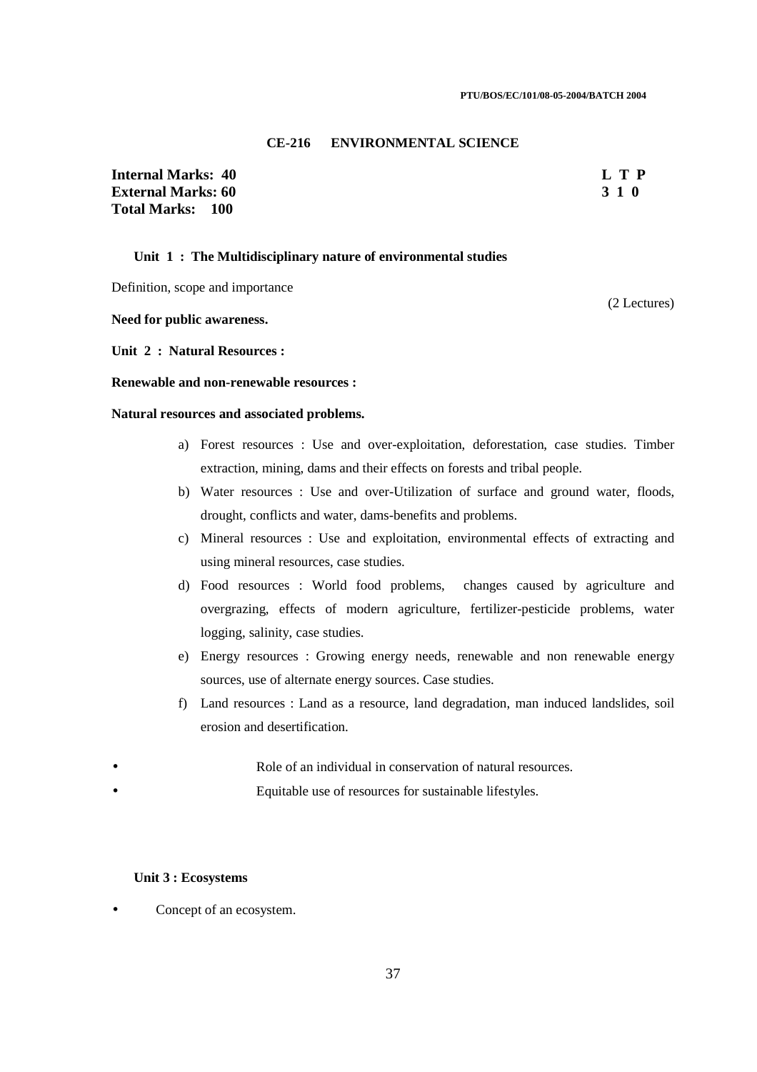## CE-216 ENVIRONMENTAL SCIENCE

| | |
|---|---|
| **Internal Marks: 40** | **L T P** |
| **External Marks: 60** | **3 1 0** |
| **Total Marks: 100** | |

### Unit 1 : The Multidisciplinary nature of environmental studies

Definition, scope and importance

(2 Lectures)

**Need for public awareness.**

**Unit 2 : Natural Resources :**

**Renewable and non-renewable resources :**

**Natural resources and associated problems.**

a) Forest resources : Use and over-exploitation, deforestation, case studies. Timber extraction, mining, dams and their effects on forests and tribal people.

b) Water resources : Use and over-Utilization of surface and ground water, floods, drought, conflicts and water, dams-benefits and problems.

c) Mineral resources : Use and exploitation, environmental effects of extracting and using mineral resources, case studies.

d) Food resources : World food problems, changes caused by agriculture and overgrazing, effects of modern agriculture, fertilizer-pesticide problems, water logging, salinity, case studies.

e) Energy resources : Growing energy needs, renewable and non renewable energy sources, use of alternate energy sources. Case studies.

f) Land resources : Land as a resource, land degradation, man induced landslides, soil erosion and desertification.

- Role of an individual in conservation of natural resources.
- Equitable use of resources for sustainable lifestyles.

### Unit 3 : Ecosystems

- Concept of an ecosystem.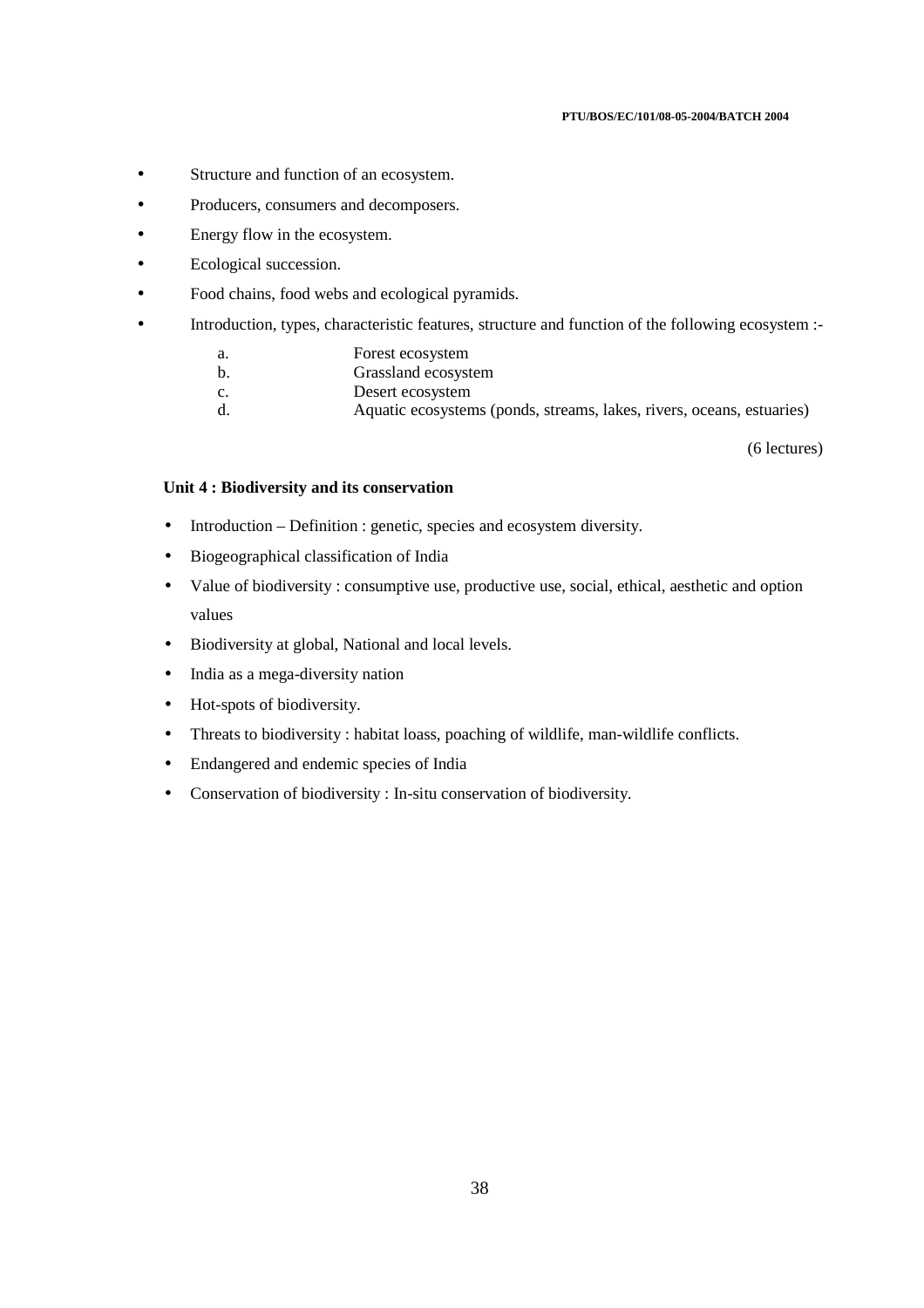- Structure and function of an ecosystem.
- Producers, consumers and decomposers.
- Energy flow in the ecosystem.
- Ecological succession.
- Food chains, food webs and ecological pyramids.
- Introduction, types, characteristic features, structure and function of the following ecosystem :-
    a. Forest ecosystem
    b. Grassland ecosystem
    c. Desert ecosystem
    d. Aquatic ecosystems (ponds, streams, lakes, rivers, oceans, estuaries)

(6 lectures)

**Unit 4 : Biodiversity and its conservation**

- Introduction – Definition : genetic, species and ecosystem diversity.
- Biogeographical classification of India
- Value of biodiversity : consumptive use, productive use, social, ethical, aesthetic and option values
- Biodiversity at global, National and local levels.
- India as a mega-diversity nation
- Hot-spots of biodiversity.
- Threats to biodiversity : habitat loass, poaching of wildlife, man-wildlife conflicts.
- Endangered and endemic species of India
- Conservation of biodiversity : In-situ conservation of biodiversity.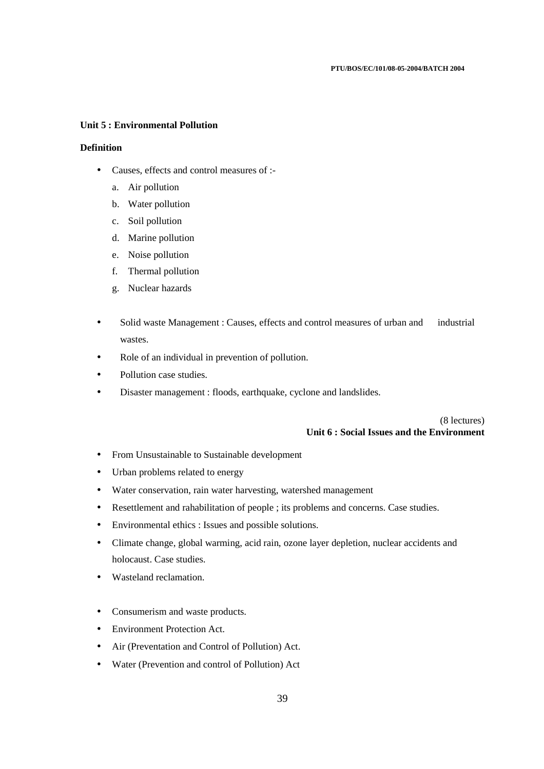**Unit 5 : Environmental Pollution**

**Definition**

- Causes, effects and control measures of :-
  a. Air pollution
  b. Water pollution
  c. Soil pollution
  d. Marine pollution
  e. Noise pollution
  f. Thermal pollution
  g. Nuclear hazards

- Solid waste Management : Causes, effects and control measures of urban and industrial wastes.
- Role of an individual in prevention of pollution.
- Pollution case studies.
- Disaster management : floods, earthquake, cyclone and landslides.

(8 lectures)

**Unit 6 : Social Issues and the Environment**

- From Unsustainable to Sustainable development
- Urban problems related to energy
- Water conservation, rain water harvesting, watershed management
- Resettlement and rahabilitation of people ; its problems and concerns. Case studies.
- Environmental ethics : Issues and possible solutions.
- Climate change, global warming, acid rain, ozone layer depletion, nuclear accidents and holocaust. Case studies.
- Wasteland reclamation.

- Consumerism and waste products.
- Environment Protection Act.
- Air (Preventation and Control of Pollution) Act.
- Water (Prevention and control of Pollution) Act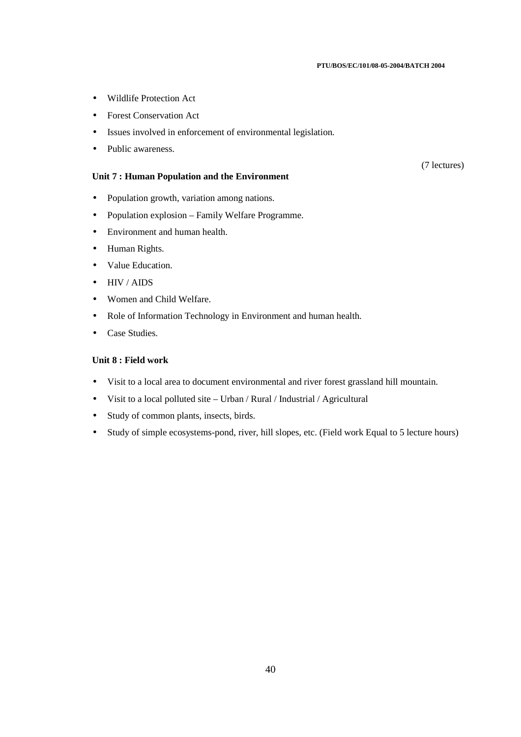- Wildlife Protection Act
- Forest Conservation Act
- Issues involved in enforcement of environmental legislation.
- Public awareness.

(7 lectures)

**Unit 7 : Human Population and the Environment**

- Population growth, variation among nations.
- Population explosion – Family Welfare Programme.
- Environment and human health.
- Human Rights.
- Value Education.
- HIV / AIDS
- Women and Child Welfare.
- Role of Information Technology in Environment and human health.
- Case Studies.

**Unit 8 : Field work**

- Visit to a local area to document environmental and river forest grassland hill mountain.
- Visit to a local polluted site – Urban / Rural / Industrial / Agricultural
- Study of common plants, insects, birds.
- Study of simple ecosystems-pond, river, hill slopes, etc. (Field work Equal to 5 lecture hours)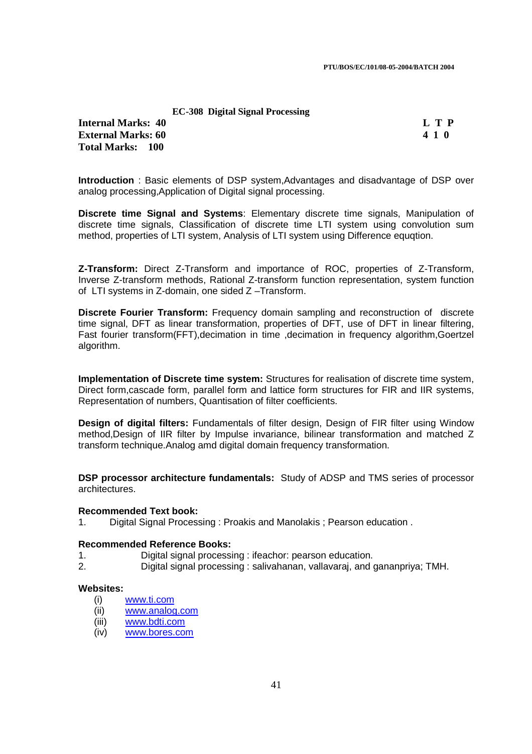## EC-308 Digital Signal Processing

**Internal Marks: 40**
**External Marks: 60**
**Total Marks: 100**

| L | T | P |
|---|---|---|
| 4 | 1 | 0 |

**Introduction** : Basic elements of DSP system,Advantages and disadvantage of DSP over analog processing,Application of Digital signal processing.

**Discrete time Signal and Systems**: Elementary discrete time signals, Manipulation of discrete time signals, Classification of discrete time LTI system using convolution sum method, properties of LTI system, Analysis of LTI system using Difference equqtion.

**Z-Transform:** Direct Z-Transform and importance of ROC, properties of Z-Transform, Inverse Z-transform methods, Rational Z-transform function representation, system function of LTI systems in Z-domain, one sided Z –Transform.

**Discrete Fourier Transform:** Frequency domain sampling and reconstruction of discrete time signal, DFT as linear transformation, properties of DFT, use of DFT in linear filtering, Fast fourier transform(FFT),decimation in time ,decimation in frequency algorithm,Goertzel algorithm.

**Implementation of Discrete time system:** Structures for realisation of discrete time system, Direct form,cascade form, parallel form and lattice form structures for FIR and IIR systems, Representation of numbers, Quantisation of filter coefficients.

**Design of digital filters:** Fundamentals of filter design, Design of FIR filter using Window method,Design of IIR filter by Impulse invariance, bilinear transformation and matched Z transform technique.Analog amd digital domain frequency transformation.

**DSP processor architecture fundamentals:** Study of ADSP and TMS series of processor architectures.

**Recommended Text book:**

1. Digital Signal Processing : Proakis and Manolakis ; Pearson education .

**Recommended Reference Books:**

1. Digital signal processing : ifeachor: pearson education.
2. Digital signal processing : salivahanan, vallavaraj, and gananpriya; TMH.

**Websites:**

(i) www.ti.com
(ii) www.analog.com
(iii) www.bdti.com
(iv) www.bores.com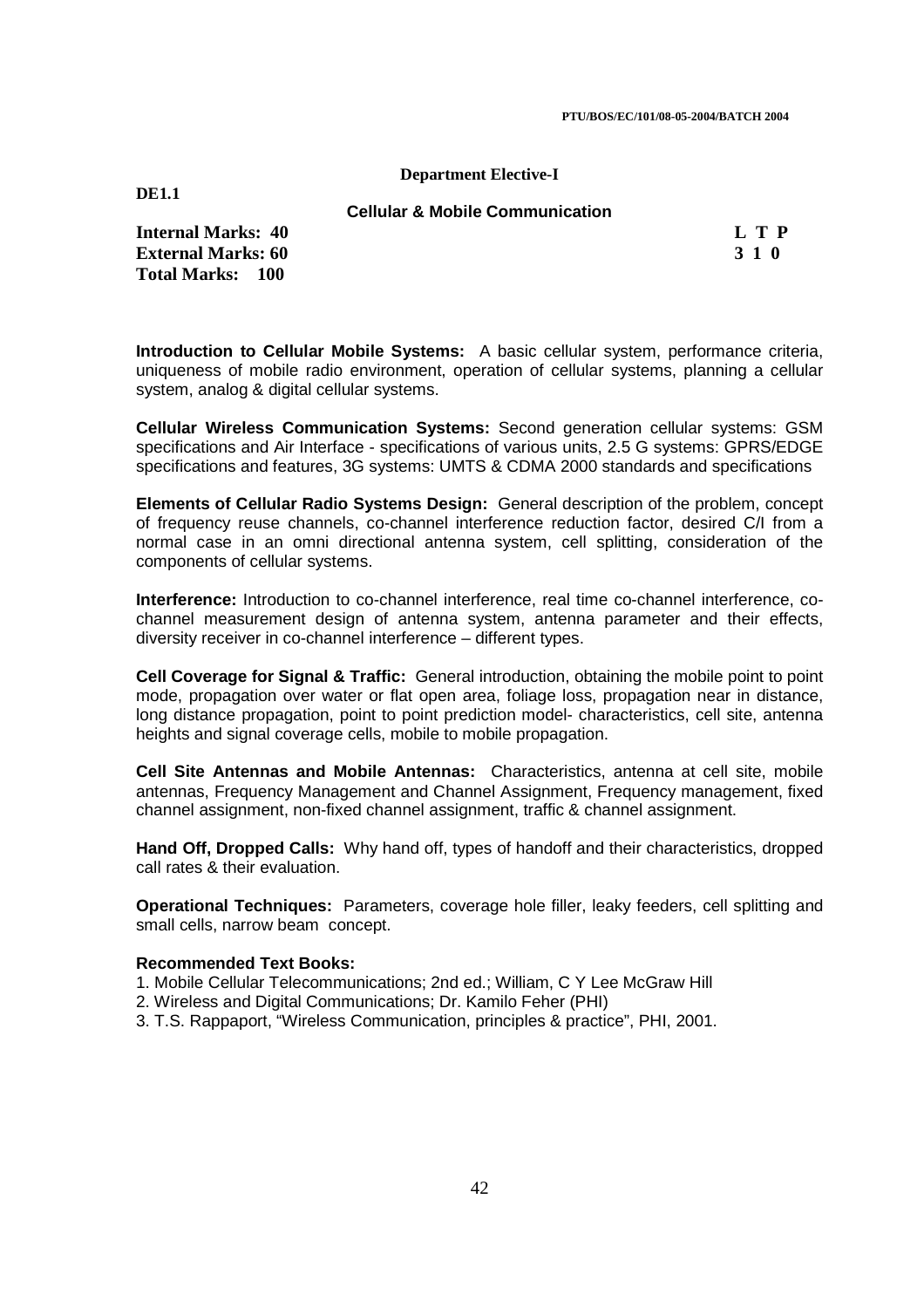**Department Elective-I**

**DE1.1**

## Cellular & Mobile Communication

**Internal Marks: 40**
**External Marks: 60**
**Total Marks: 100**

| L | T | P |
|---|---|---|
| 3 | 1 | 0 |

**Introduction to Cellular Mobile Systems:** A basic cellular system, performance criteria, uniqueness of mobile radio environment, operation of cellular systems, planning a cellular system, analog & digital cellular systems.

**Cellular Wireless Communication Systems:** Second generation cellular systems: GSM specifications and Air Interface - specifications of various units, 2.5 G systems: GPRS/EDGE specifications and features, 3G systems: UMTS & CDMA 2000 standards and specifications

**Elements of Cellular Radio Systems Design:** General description of the problem, concept of frequency reuse channels, co-channel interference reduction factor, desired C/I from a normal case in an omni directional antenna system, cell splitting, consideration of the components of cellular systems.

**Interference:** Introduction to co-channel interference, real time co-channel interference, co-channel measurement design of antenna system, antenna parameter and their effects, diversity receiver in co-channel interference – different types.

**Cell Coverage for Signal & Traffic:** General introduction, obtaining the mobile point to point mode, propagation over water or flat open area, foliage loss, propagation near in distance, long distance propagation, point to point prediction model- characteristics, cell site, antenna heights and signal coverage cells, mobile to mobile propagation.

**Cell Site Antennas and Mobile Antennas:** Characteristics, antenna at cell site, mobile antennas, Frequency Management and Channel Assignment, Frequency management, fixed channel assignment, non-fixed channel assignment, traffic & channel assignment.

**Hand Off, Dropped Calls:** Why hand off, types of handoff and their characteristics, dropped call rates & their evaluation.

**Operational Techniques:** Parameters, coverage hole filler, leaky feeders, cell splitting and small cells, narrow beam concept.

**Recommended Text Books:**

1. Mobile Cellular Telecommunications; 2nd ed.; William, C Y Lee McGraw Hill
2. Wireless and Digital Communications; Dr. Kamilo Feher (PHI)
3. T.S. Rappaport, "Wireless Communication, principles & practice", PHI, 2001.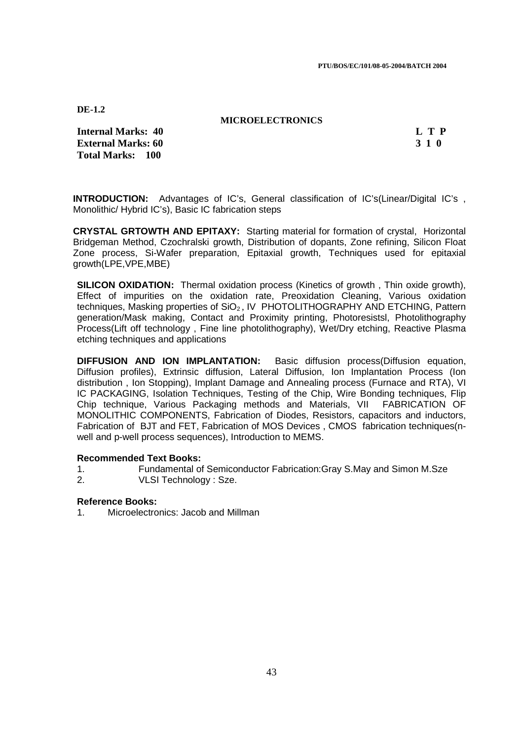**DE-1.2**

## MICROELECTRONICS

| | |
|---|---|
| **Internal Marks: 40** | **L T P** |
| **External Marks: 60** | **3 1 0** |
| **Total Marks: 100** | |

**INTRODUCTION:** Advantages of IC's, General classification of IC's(Linear/Digital IC's , Monolithic/ Hybrid IC's), Basic IC fabrication steps

**CRYSTAL GRTOWTH AND EPITAXY:** Starting material for formation of crystal, Horizontal Bridgeman Method, Czochralski growth, Distribution of dopants, Zone refining, Silicon Float Zone process, Si-Wafer preparation, Epitaxial growth, Techniques used for epitaxial growth(LPE,VPE,MBE)

**SILICON OXIDATION:** Thermal oxidation process (Kinetics of growth , Thin oxide growth), Effect of impurities on the oxidation rate, Preoxidation Cleaning, Various oxidation techniques, Masking properties of $SiO_2$ , IV PHOTOLITHOGRAPHY AND ETCHING, Pattern generation/Mask making, Contact and Proximity printing, Photoresistsl, Photolithography Process(Lift off technology , Fine line photolithography), Wet/Dry etching, Reactive Plasma etching techniques and applications

**DIFFUSION AND ION IMPLANTATION:** Basic diffusion process(Diffusion equation, Diffusion profiles), Extrinsic diffusion, Lateral Diffusion, Ion Implantation Process (Ion distribution , Ion Stopping), Implant Damage and Annealing process (Furnace and RTA), VI IC PACKAGING, Isolation Techniques, Testing of the Chip, Wire Bonding techniques, Flip Chip technique, Various Packaging methods and Materials, VII FABRICATION OF MONOLITHIC COMPONENTS, Fabrication of Diodes, Resistors, capacitors and inductors, Fabrication of BJT and FET, Fabrication of MOS Devices , CMOS fabrication techniques(n-well and p-well process sequences), Introduction to MEMS.

### Recommended Text Books:

1. Fundamental of Semiconductor Fabrication:Gray S.May and Simon M.Sze
2. VLSI Technology : Sze.

### Reference Books:

1. Microelectronics: Jacob and Millman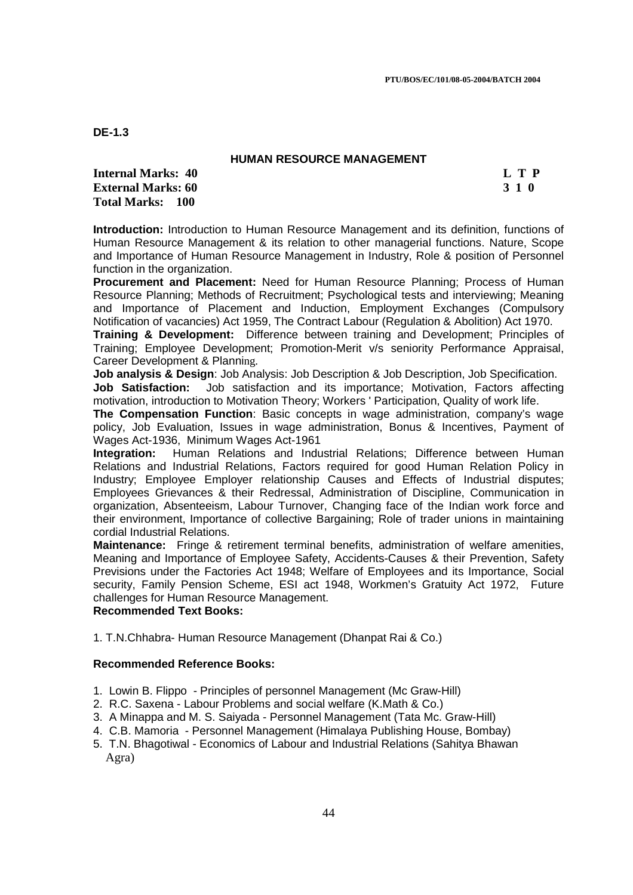**DE-1.3**

## HUMAN RESOURCE MANAGEMENT

**Internal Marks: 40** **L T P**
**External Marks: 60** **3 1 0**
**Total Marks: 100**

**Introduction:** Introduction to Human Resource Management and its definition, functions of Human Resource Management & its relation to other managerial functions. Nature, Scope and Importance of Human Resource Management in Industry, Role & position of Personnel function in the organization.

**Procurement and Placement:** Need for Human Resource Planning; Process of Human Resource Planning; Methods of Recruitment; Psychological tests and interviewing; Meaning and Importance of Placement and Induction, Employment Exchanges (Compulsory Notification of vacancies) Act 1959, The Contract Labour (Regulation & Abolition) Act 1970.

**Training & Development:** Difference between training and Development; Principles of Training; Employee Development; Promotion-Merit v/s seniority Performance Appraisal, Career Development & Planning.

**Job analysis & Design**: Job Analysis: Job Description & Job Description, Job Specification.

**Job Satisfaction:** Job satisfaction and its importance; Motivation, Factors affecting motivation, introduction to Motivation Theory; Workers ' Participation, Quality of work life.

**The Compensation Function**: Basic concepts in wage administration, company's wage policy, Job Evaluation, Issues in wage administration, Bonus & Incentives, Payment of Wages Act-1936, Minimum Wages Act-1961

**Integration:** Human Relations and Industrial Relations; Difference between Human Relations and Industrial Relations, Factors required for good Human Relation Policy in Industry; Employee Employer relationship Causes and Effects of Industrial disputes; Employees Grievances & their Redressal, Administration of Discipline, Communication in organization, Absenteeism, Labour Turnover, Changing face of the Indian work force and their environment, Importance of collective Bargaining; Role of trader unions in maintaining cordial Industrial Relations.

**Maintenance:** Fringe & retirement terminal benefits, administration of welfare amenities, Meaning and Importance of Employee Safety, Accidents-Causes & their Prevention, Safety Previsions under the Factories Act 1948; Welfare of Employees and its Importance, Social security, Family Pension Scheme, ESI act 1948, Workmen's Gratuity Act 1972, Future challenges for Human Resource Management.

**Recommended Text Books:**

1. T.N.Chhabra- Human Resource Management (Dhanpat Rai & Co.)

**Recommended Reference Books:**

1. Lowin B. Flippo - Principles of personnel Management (Mc Graw-Hill)
2. R.C. Saxena - Labour Problems and social welfare (K.Math & Co.)
3. A Minappa and M. S. Saiyada - Personnel Management (Tata Mc. Graw-Hill)
4. C.B. Mamoria - Personnel Management (Himalaya Publishing House, Bombay)
5. T.N. Bhagotiwal - Economics of Labour and Industrial Relations (Sahitya Bhawan Agra)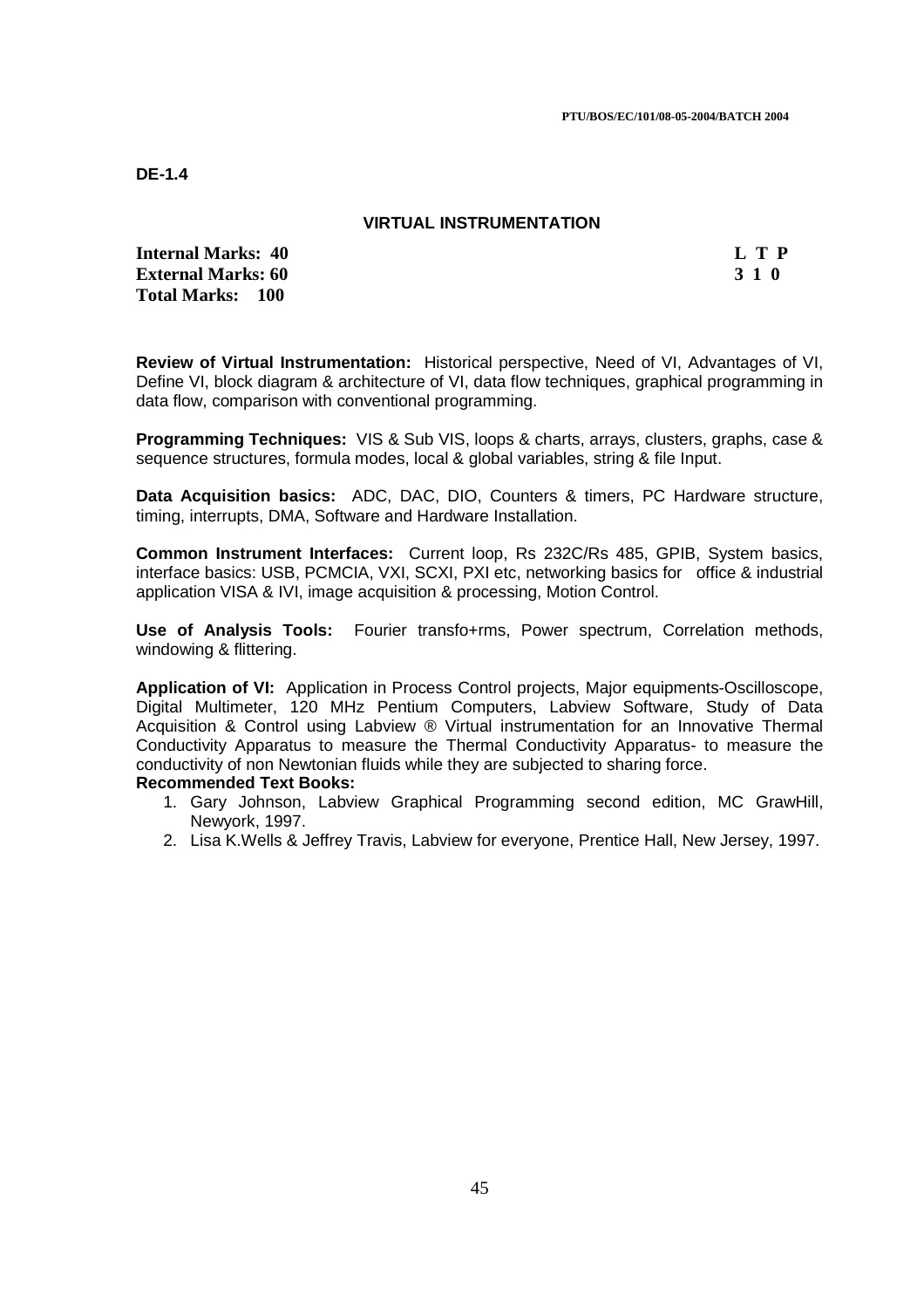**DE-1.4**

## VIRTUAL INSTRUMENTATION

| | |
|---|---|
| **Internal Marks: 40** | **L T P** |
| **External Marks: 60** | **3 1 0** |
| **Total Marks: 100** | |

**Review of Virtual Instrumentation:** Historical perspective, Need of VI, Advantages of VI, Define VI, block diagram & architecture of VI, data flow techniques, graphical programming in data flow, comparison with conventional programming.

**Programming Techniques:** VIS & Sub VIS, loops & charts, arrays, clusters, graphs, case & sequence structures, formula modes, local & global variables, string & file Input.

**Data Acquisition basics:** ADC, DAC, DIO, Counters & timers, PC Hardware structure, timing, interrupts, DMA, Software and Hardware Installation.

**Common Instrument Interfaces:** Current loop, Rs 232C/Rs 485, GPIB, System basics, interface basics: USB, PCMCIA, VXI, SCXI, PXI etc, networking basics for office & industrial application VISA & IVI, image acquisition & processing, Motion Control.

**Use of Analysis Tools:** Fourier transfo+rms, Power spectrum, Correlation methods, windowing & flittering.

**Application of VI:** Application in Process Control projects, Major equipments-Oscilloscope, Digital Multimeter, 120 MHz Pentium Computers, Labview Software, Study of Data Acquisition & Control using Labview ® Virtual instrumentation for an Innovative Thermal Conductivity Apparatus to measure the Thermal Conductivity Apparatus- to measure the conductivity of non Newtonian fluids while they are subjected to sharing force.

**Recommended Text Books:**

1. Gary Johnson, Labview Graphical Programming second edition, MC GrawHill, Newyork, 1997.
2. Lisa K.Wells & Jeffrey Travis, Labview for everyone, Prentice Hall, New Jersey, 1997.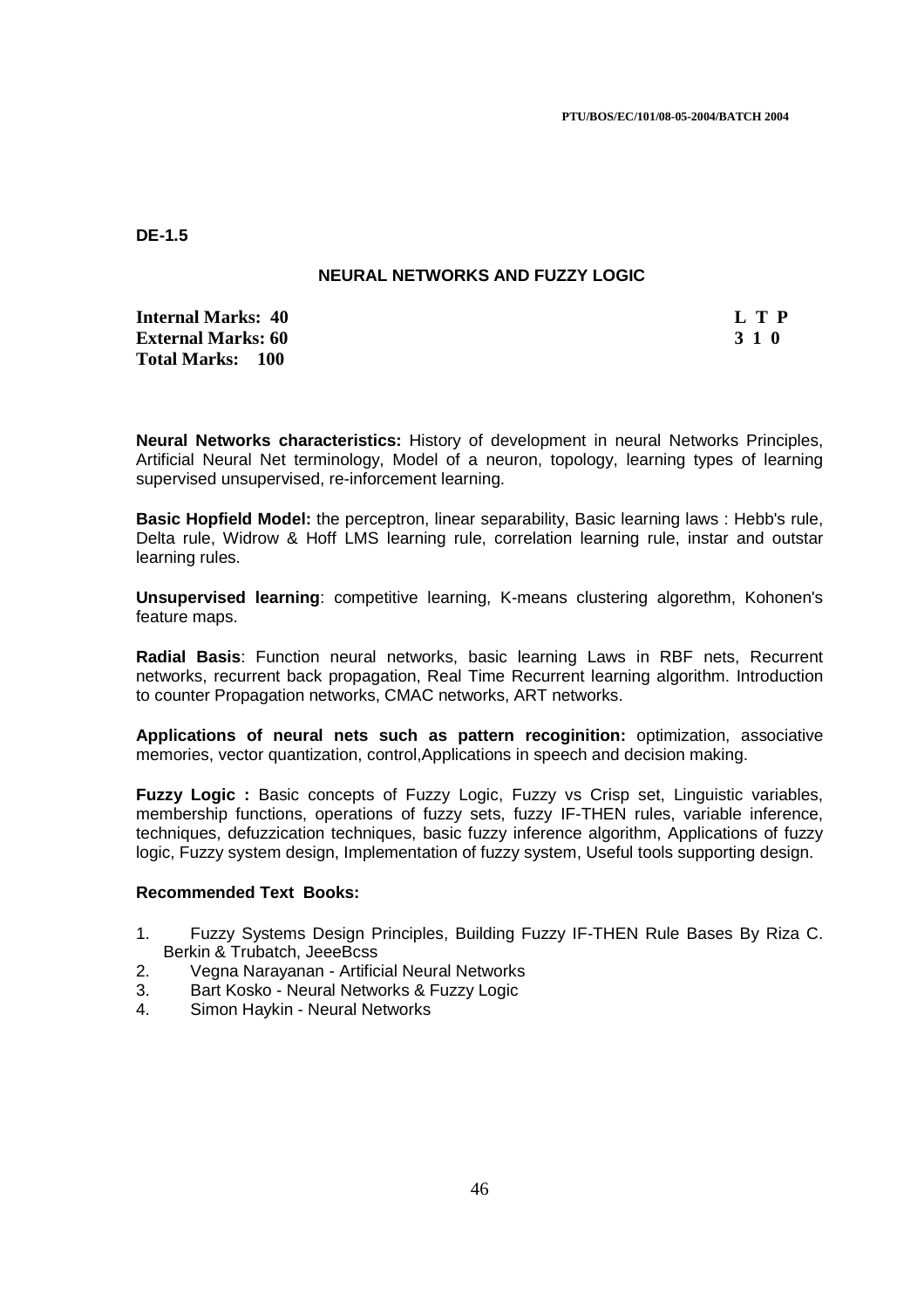**DE-1.5**

## NEURAL NETWORKS AND FUZZY LOGIC

| | |
|---|---|
| **Internal Marks: 40** | **L T P** |
| **External Marks: 60** | **3 1 0** |
| **Total Marks: 100** | |

**Neural Networks characteristics:** History of development in neural Networks Principles, Artificial Neural Net terminology, Model of a neuron, topology, learning types of learning supervised unsupervised, re-inforcement learning.

**Basic Hopfield Model:** the perceptron, linear separability, Basic learning laws : Hebb's rule, Delta rule, Widrow & Hoff LMS learning rule, correlation learning rule, instar and outstar learning rules.

**Unsupervised learning**: competitive learning, K-means clustering algorethm, Kohonen's feature maps.

**Radial Basis**: Function neural networks, basic learning Laws in RBF nets, Recurrent networks, recurrent back propagation, Real Time Recurrent learning algorithm. Introduction to counter Propagation networks, CMAC networks, ART networks.

**Applications of neural nets such as pattern recoginition:** optimization, associative memories, vector quantization, control,Applications in speech and decision making.

**Fuzzy Logic :** Basic concepts of Fuzzy Logic, Fuzzy vs Crisp set, Linguistic variables, membership functions, operations of fuzzy sets, fuzzy IF-THEN rules, variable inference, techniques, defuzzication techniques, basic fuzzy inference algorithm, Applications of fuzzy logic, Fuzzy system design, Implementation of fuzzy system, Useful tools supporting design.

### Recommended Text Books:

1. Fuzzy Systems Design Principles, Building Fuzzy IF-THEN Rule Bases By Riza C. Berkin & Trubatch, JeeeBcss
2. Vegna Narayanan - Artificial Neural Networks
3. Bart Kosko - Neural Networks & Fuzzy Logic
4. Simon Haykin - Neural Networks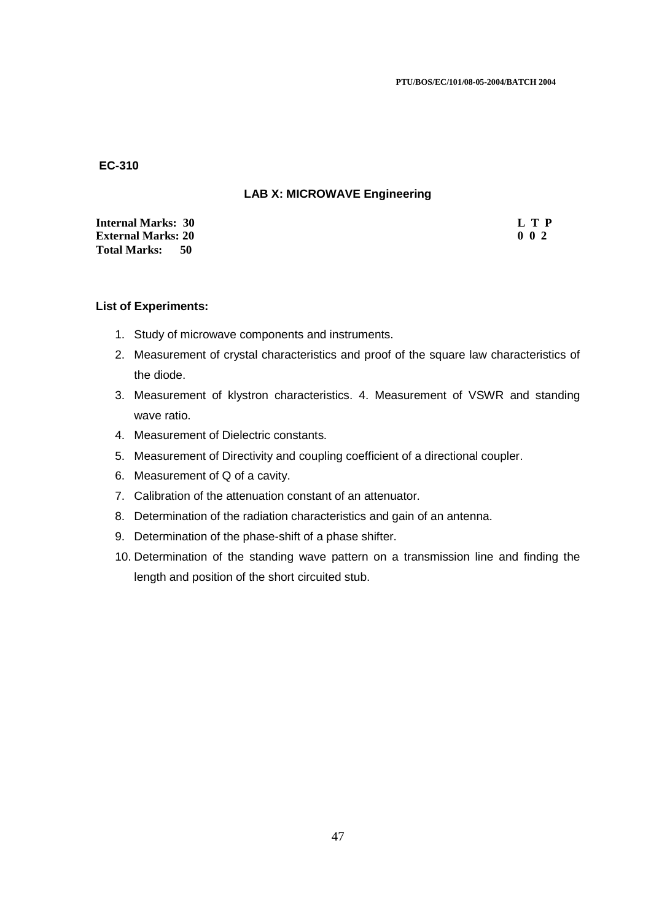**EC-310**

## LAB X: MICROWAVE Engineering

| | |
|---|---|
| **Internal Marks: 30** | **L T P** |
| **External Marks: 20** | **0 0 2** |
| **Total Marks: 50** | |

**List of Experiments:**

1. Study of microwave components and instruments.
2. Measurement of crystal characteristics and proof of the square law characteristics of the diode.
3. Measurement of klystron characteristics. 4. Measurement of VSWR and standing wave ratio.
4. Measurement of Dielectric constants.
5. Measurement of Directivity and coupling coefficient of a directional coupler.
6. Measurement of Q of a cavity.
7. Calibration of the attenuation constant of an attenuator.
8. Determination of the radiation characteristics and gain of an antenna.
9. Determination of the phase-shift of a phase shifter.
10. Determination of the standing wave pattern on a transmission line and finding the length and position of the short circuited stub.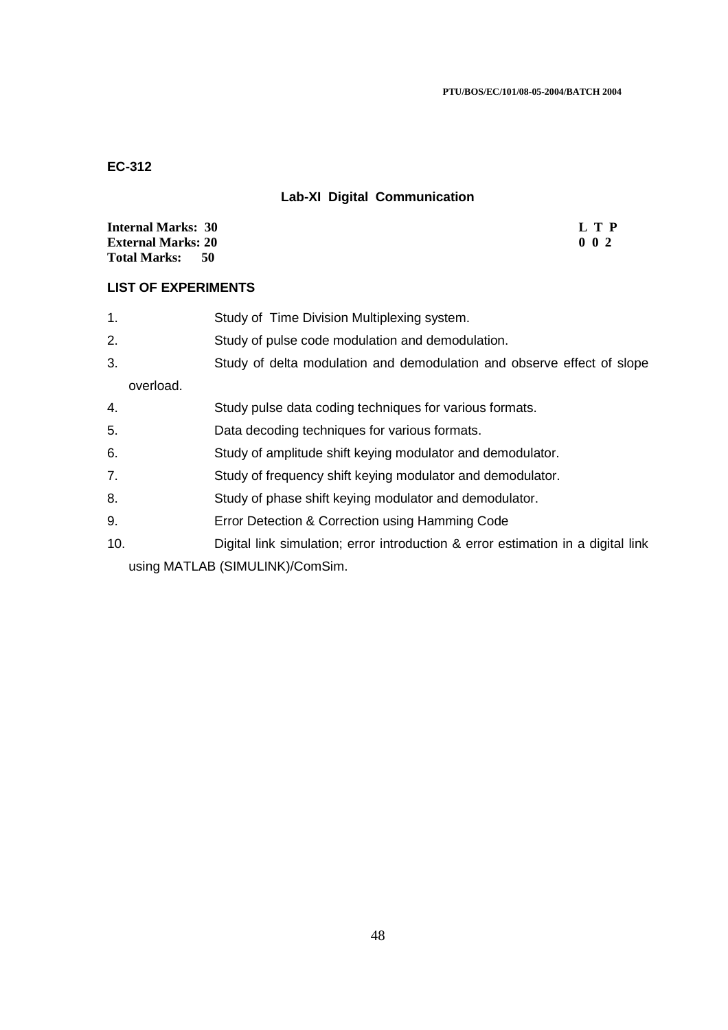**EC-312**

## Lab-XI Digital Communication

| | |
|---|---|
| **Internal Marks: 30** | **L T P** |
| **External Marks: 20** | **0 0 2** |
| **Total Marks: 50** | |

### LIST OF EXPERIMENTS

1. Study of Time Division Multiplexing system.
2. Study of pulse code modulation and demodulation.
3. Study of delta modulation and demodulation and observe effect of slope overload.
4. Study pulse data coding techniques for various formats.
5. Data decoding techniques for various formats.
6. Study of amplitude shift keying modulator and demodulator.
7. Study of frequency shift keying modulator and demodulator.
8. Study of phase shift keying modulator and demodulator.
9. Error Detection & Correction using Hamming Code
10. Digital link simulation; error introduction & error estimation in a digital link using MATLAB (SIMULINK)/ComSim.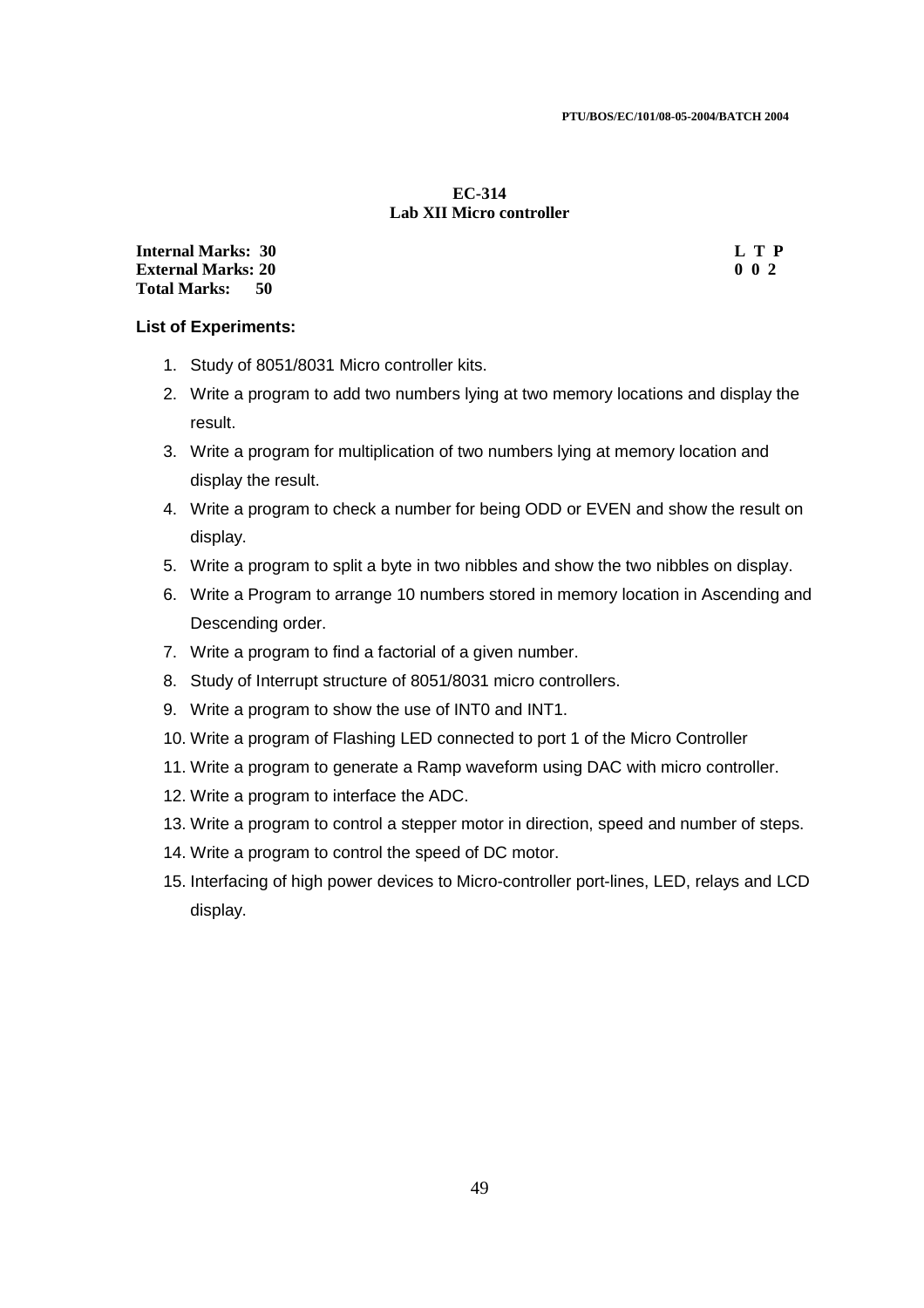## EC-314
## Lab XII Micro controller

| **Internal Marks: 30** | **L T P** |
| --- | --- |
| **External Marks: 20** | **0 0 2** |
| **Total Marks: 50** | |

**List of Experiments:**

1. Study of 8051/8031 Micro controller kits.
2. Write a program to add two numbers lying at two memory locations and display the result.
3. Write a program for multiplication of two numbers lying at memory location and display the result.
4. Write a program to check a number for being ODD or EVEN and show the result on display.
5. Write a program to split a byte in two nibbles and show the two nibbles on display.
6. Write a Program to arrange 10 numbers stored in memory location in Ascending and Descending order.
7. Write a program to find a factorial of a given number.
8. Study of Interrupt structure of 8051/8031 micro controllers.
9. Write a program to show the use of INT0 and INT1.
10. Write a program of Flashing LED connected to port 1 of the Micro Controller
11. Write a program to generate a Ramp waveform using DAC with micro controller.
12. Write a program to interface the ADC.
13. Write a program to control a stepper motor in direction, speed and number of steps.
14. Write a program to control the speed of DC motor.
15. Interfacing of high power devices to Micro-controller port-lines, LED, relays and LCD display.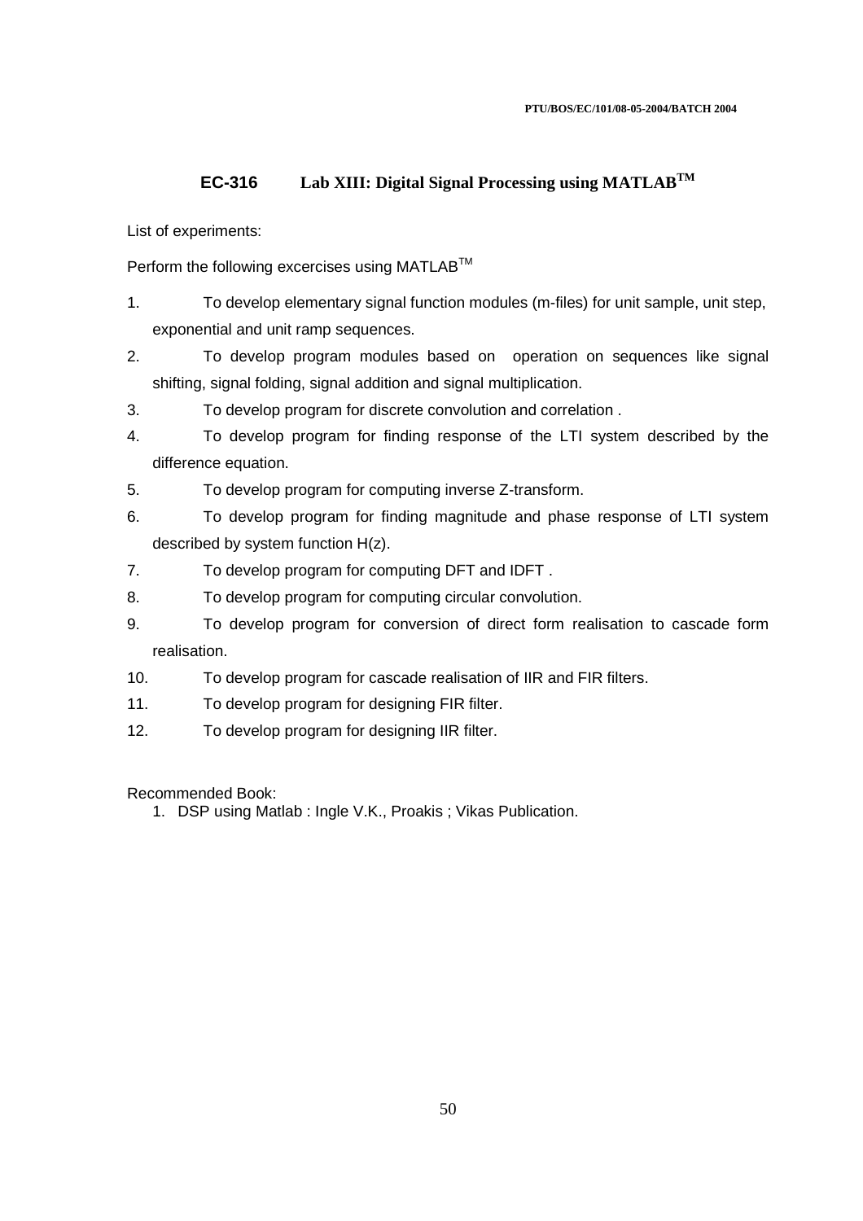## EC-316 Lab XIII: Digital Signal Processing using MATLAB™

List of experiments:

Perform the following excercises using MATLAB™

1. To develop elementary signal function modules (m-files) for unit sample, unit step, exponential and unit ramp sequences.
2. To develop program modules based on operation on sequences like signal shifting, signal folding, signal addition and signal multiplication.
3. To develop program for discrete convolution and correlation .
4. To develop program for finding response of the LTI system described by the difference equation.
5. To develop program for computing inverse Z-transform.
6. To develop program for finding magnitude and phase response of LTI system described by system function H(z).
7. To develop program for computing DFT and IDFT .
8. To develop program for computing circular convolution.
9. To develop program for conversion of direct form realisation to cascade form realisation.
10. To develop program for cascade realisation of IIR and FIR filters.
11. To develop program for designing FIR filter.
12. To develop program for designing IIR filter.

Recommended Book:

1. DSP using Matlab : Ingle V.K., Proakis ; Vikas Publication.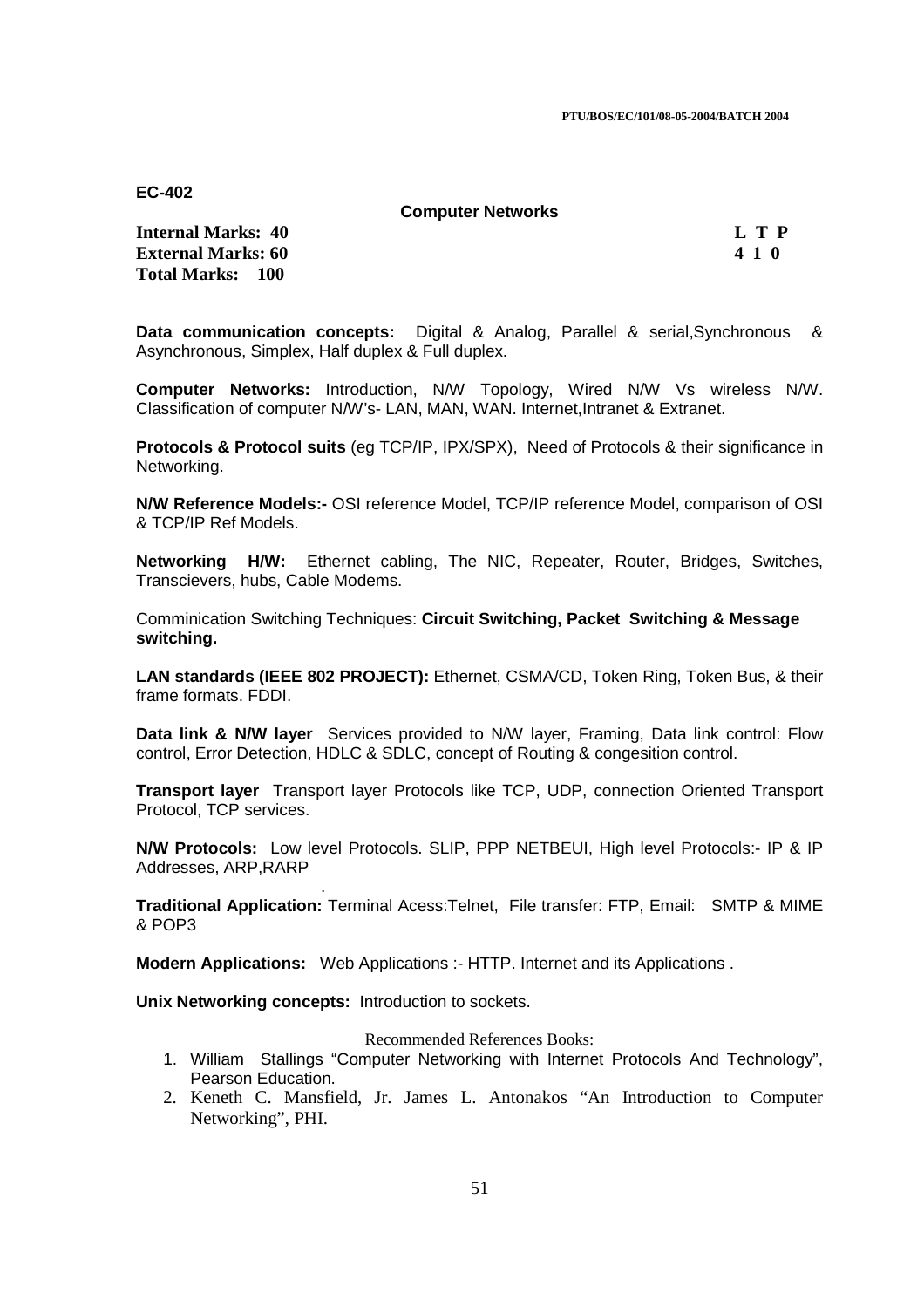**EC-402**

**Computer Networks**

| | |
|---|---|
| **Internal Marks: 40** | **L T P** |
| **External Marks: 60** | **4 1 0** |
| **Total Marks: 100** | |

**Data communication concepts:** Digital & Analog, Parallel & serial,Synchronous & Asynchronous, Simplex, Half duplex & Full duplex.

**Computer Networks:** Introduction, N/W Topology, Wired N/W Vs wireless N/W. Classification of computer N/W's- LAN, MAN, WAN. Internet,Intranet & Extranet.

**Protocols & Protocol suits** (eg TCP/IP, IPX/SPX), Need of Protocols & their significance in Networking.

**N/W Reference Models:-** OSI reference Model, TCP/IP reference Model, comparison of OSI & TCP/IP Ref Models.

**Networking H/W:** Ethernet cabling, The NIC, Repeater, Router, Bridges, Switches, Transcievers, hubs, Cable Modems.

Comminication Switching Techniques: **Circuit Switching, Packet Switching & Message switching.**

**LAN standards (IEEE 802 PROJECT):** Ethernet, CSMA/CD, Token Ring, Token Bus, & their frame formats. FDDI.

**Data link & N/W layer** Services provided to N/W layer, Framing, Data link control: Flow control, Error Detection, HDLC & SDLC, concept of Routing & congesition control.

**Transport layer** Transport layer Protocols like TCP, UDP, connection Oriented Transport Protocol, TCP services.

**N/W Protocols:** Low level Protocols. SLIP, PPP NETBEUI, High level Protocols:- IP & IP Addresses, ARP,RARP

**Traditional Application:** Terminal Acess:Telnet, File transfer: FTP, Email: SMTP & MIME & POP3

**Modern Applications:** Web Applications :- HTTP. Internet and its Applications .

**Unix Networking concepts:** Introduction to sockets.

Recommended References Books:

1. William Stallings "Computer Networking with Internet Protocols And Technology", Pearson Education.
2. Keneth C. Mansfield, Jr. James L. Antonakos "An Introduction to Computer Networking", PHI.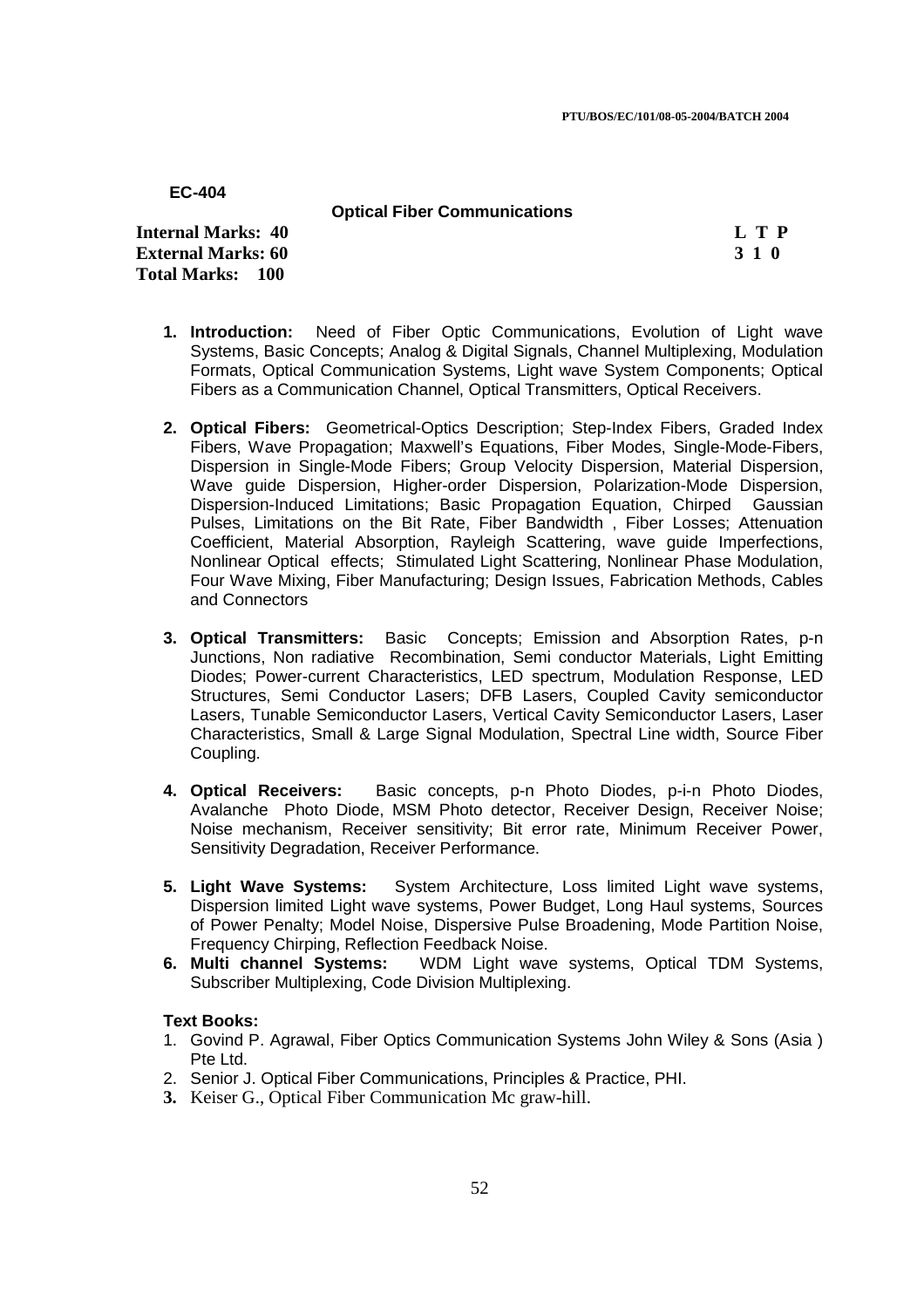**EC-404**

**Optical Fiber Communications**

**Internal Marks: 40**
**External Marks: 60**
**Total Marks: 100**

| L | T | P |
|---|---|---|
| 3 | 1 | 0 |

1. **Introduction:** Need of Fiber Optic Communications, Evolution of Light wave Systems, Basic Concepts; Analog & Digital Signals, Channel Multiplexing, Modulation Formats, Optical Communication Systems, Light wave System Components; Optical Fibers as a Communication Channel, Optical Transmitters, Optical Receivers.

2. **Optical Fibers:** Geometrical-Optics Description; Step-Index Fibers, Graded Index Fibers, Wave Propagation; Maxwell's Equations, Fiber Modes, Single-Mode-Fibers, Dispersion in Single-Mode Fibers; Group Velocity Dispersion, Material Dispersion, Wave guide Dispersion, Higher-order Dispersion, Polarization-Mode Dispersion, Dispersion-Induced Limitations; Basic Propagation Equation, Chirped Gaussian Pulses, Limitations on the Bit Rate, Fiber Bandwidth , Fiber Losses; Attenuation Coefficient, Material Absorption, Rayleigh Scattering, wave guide Imperfections, Nonlinear Optical effects; Stimulated Light Scattering, Nonlinear Phase Modulation, Four Wave Mixing, Fiber Manufacturing; Design Issues, Fabrication Methods, Cables and Connectors

3. **Optical Transmitters:** Basic Concepts; Emission and Absorption Rates, p-n Junctions, Non radiative Recombination, Semi conductor Materials, Light Emitting Diodes; Power-current Characteristics, LED spectrum, Modulation Response, LED Structures, Semi Conductor Lasers; DFB Lasers, Coupled Cavity semiconductor Lasers, Tunable Semiconductor Lasers, Vertical Cavity Semiconductor Lasers, Laser Characteristics, Small & Large Signal Modulation, Spectral Line width, Source Fiber Coupling.

4. **Optical Receivers:** Basic concepts, p-n Photo Diodes, p-i-n Photo Diodes, Avalanche Photo Diode, MSM Photo detector, Receiver Design, Receiver Noise; Noise mechanism, Receiver sensitivity; Bit error rate, Minimum Receiver Power, Sensitivity Degradation, Receiver Performance.

5. **Light Wave Systems:** System Architecture, Loss limited Light wave systems, Dispersion limited Light wave systems, Power Budget, Long Haul systems, Sources of Power Penalty; Model Noise, Dispersive Pulse Broadening, Mode Partition Noise, Frequency Chirping, Reflection Feedback Noise.

6. **Multi channel Systems:** WDM Light wave systems, Optical TDM Systems, Subscriber Multiplexing, Code Division Multiplexing.

**Text Books:**

1. Govind P. Agrawal, Fiber Optics Communication Systems John Wiley & Sons (Asia ) Pte Ltd.
2. Senior J. Optical Fiber Communications, Principles & Practice, PHI.
3. Keiser G., Optical Fiber Communication Mc graw-hill.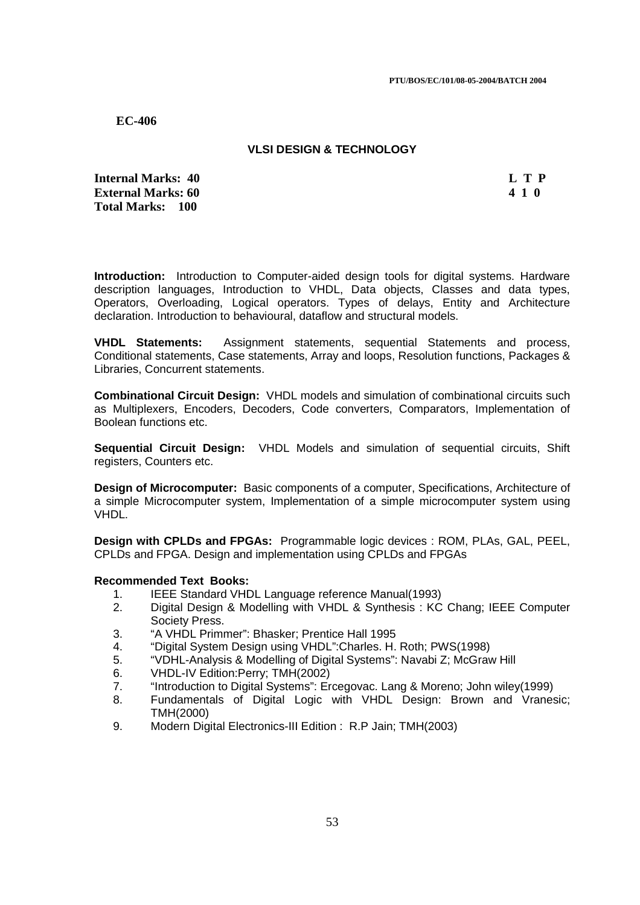**EC-406**

## VLSI DESIGN & TECHNOLOGY

| | |
|---|---|
| **Internal Marks: 40** | **L T P** |
| **External Marks: 60** | **4 1 0** |
| **Total Marks: 100** | |

**Introduction:** Introduction to Computer-aided design tools for digital systems. Hardware description languages, Introduction to VHDL, Data objects, Classes and data types, Operators, Overloading, Logical operators. Types of delays, Entity and Architecture declaration. Introduction to behavioural, dataflow and structural models.

**VHDL Statements:** Assignment statements, sequential Statements and process, Conditional statements, Case statements, Array and loops, Resolution functions, Packages & Libraries, Concurrent statements.

**Combinational Circuit Design:** VHDL models and simulation of combinational circuits such as Multiplexers, Encoders, Decoders, Code converters, Comparators, Implementation of Boolean functions etc.

**Sequential Circuit Design:** VHDL Models and simulation of sequential circuits, Shift registers, Counters etc.

**Design of Microcomputer:** Basic components of a computer, Specifications, Architecture of a simple Microcomputer system, Implementation of a simple microcomputer system using VHDL.

**Design with CPLDs and FPGAs:** Programmable logic devices : ROM, PLAs, GAL, PEEL, CPLDs and FPGA. Design and implementation using CPLDs and FPGAs

**Recommended Text Books:**

1. IEEE Standard VHDL Language reference Manual(1993)
2. Digital Design & Modelling with VHDL & Synthesis : KC Chang; IEEE Computer Society Press.
3. "A VHDL Primmer": Bhasker; Prentice Hall 1995
4. "Digital System Design using VHDL":Charles. H. Roth; PWS(1998)
5. "VDHL-Analysis & Modelling of Digital Systems": Navabi Z; McGraw Hill
6. VHDL-IV Edition:Perry; TMH(2002)
7. "Introduction to Digital Systems": Ercegovac. Lang & Moreno; John wiley(1999)
8. Fundamentals of Digital Logic with VHDL Design: Brown and Vranesic; TMH(2000)
9. Modern Digital Electronics-III Edition : R.P Jain; TMH(2003)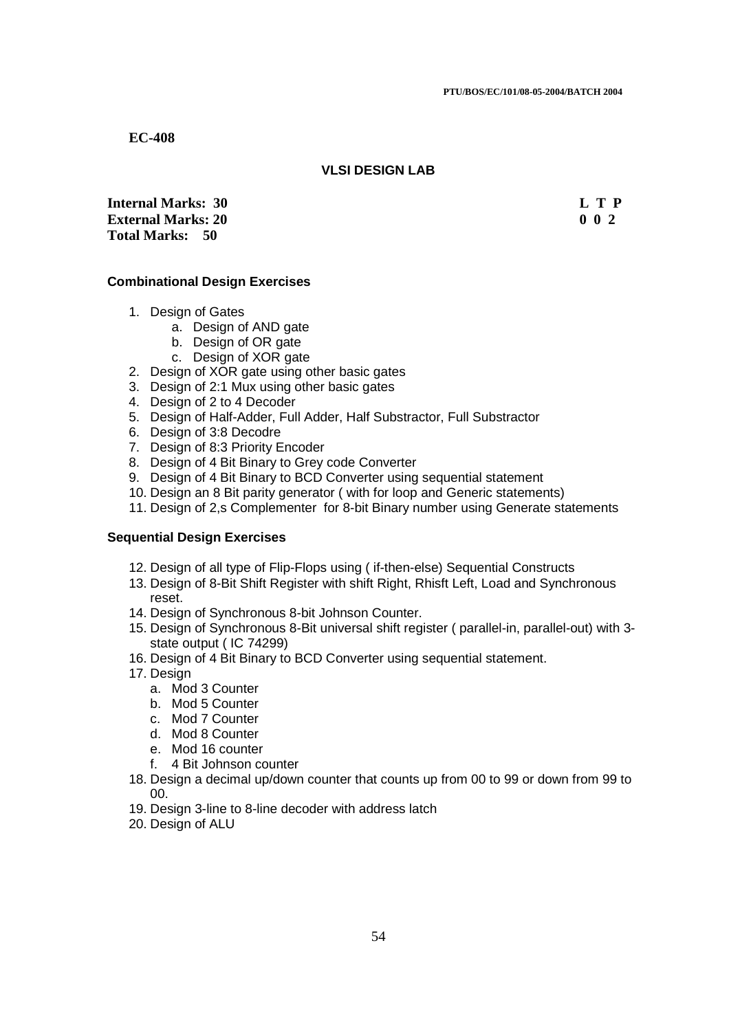**EC-408**

### VLSI DESIGN LAB

| | |
|---|---|
| **Internal Marks: 30** | **L T P** |
| **External Marks: 20** | **0 0 2** |
| **Total Marks: 50** | |

#### Combinational Design Exercises

1. Design of Gates
   a. Design of AND gate
   b. Design of OR gate
   c. Design of XOR gate
2. Design of XOR gate using other basic gates
3. Design of 2:1 Mux using other basic gates
4. Design of 2 to 4 Decoder
5. Design of Half-Adder, Full Adder, Half Substractor, Full Substractor
6. Design of 3:8 Decodre
7. Design of 8:3 Priority Encoder
8. Design of 4 Bit Binary to Grey code Converter
9. Design of 4 Bit Binary to BCD Converter using sequential statement
10. Design an 8 Bit parity generator ( with for loop and Generic statements)
11. Design of 2,s Complementer for 8-bit Binary number using Generate statements

#### Sequential Design Exercises

12. Design of all type of Flip-Flops using ( if-then-else) Sequential Constructs
13. Design of 8-Bit Shift Register with shift Right, Rhisft Left, Load and Synchronous reset.
14. Design of Synchronous 8-bit Johnson Counter.
15. Design of Synchronous 8-Bit universal shift register ( parallel-in, parallel-out) with 3-state output ( IC 74299)
16. Design of 4 Bit Binary to BCD Converter using sequential statement.
17. Design
   a. Mod 3 Counter
   b. Mod 5 Counter
   c. Mod 7 Counter
   d. Mod 8 Counter
   e. Mod 16 counter
   f. 4 Bit Johnson counter
18. Design a decimal up/down counter that counts up from 00 to 99 or down from 99 to 00.
19. Design 3-line to 8-line decoder with address latch
20. Design of ALU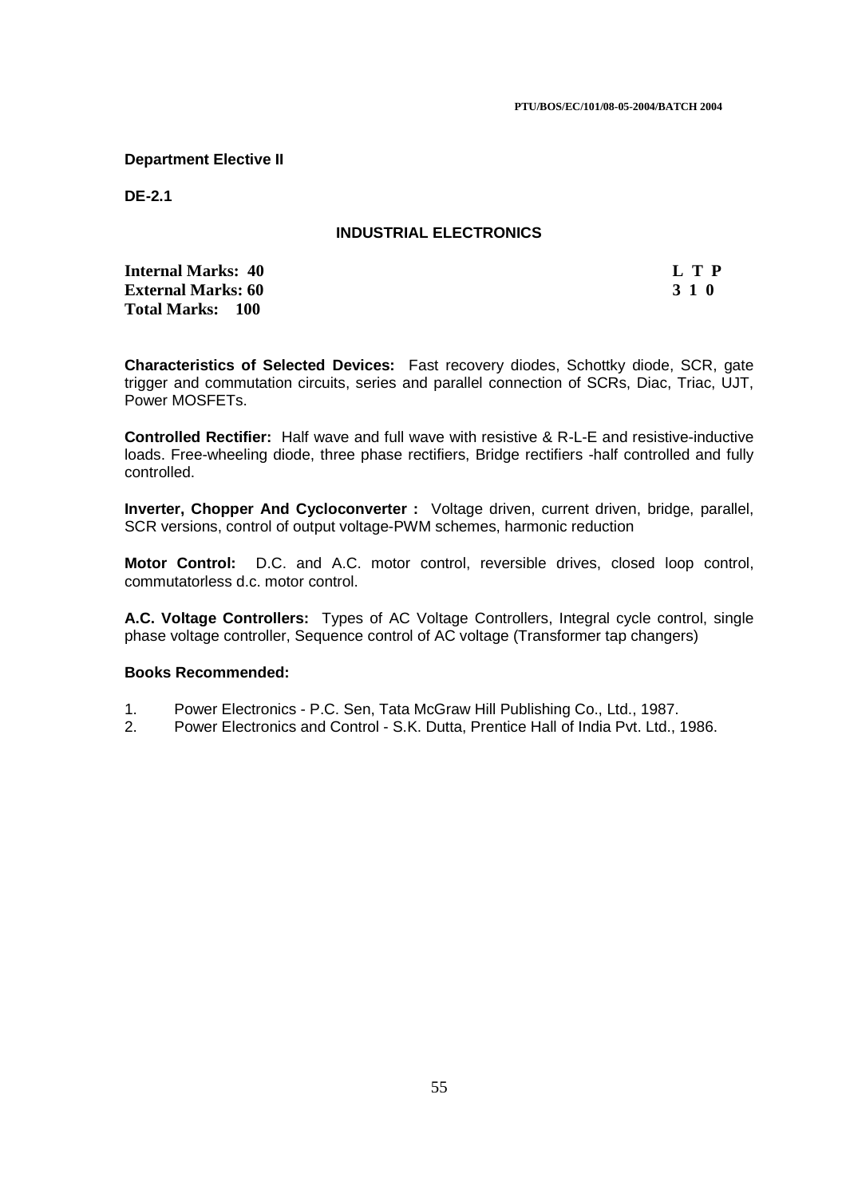**Department Elective II**

**DE-2.1**

## INDUSTRIAL ELECTRONICS

| | |
|---|---|
| **Internal Marks: 40** | **L T P** |
| **External Marks: 60** | **3 1 0** |
| **Total Marks: 100** | |

**Characteristics of Selected Devices:** Fast recovery diodes, Schottky diode, SCR, gate trigger and commutation circuits, series and parallel connection of SCRs, Diac, Triac, UJT, Power MOSFETs.

**Controlled Rectifier:** Half wave and full wave with resistive & R-L-E and resistive-inductive loads. Free-wheeling diode, three phase rectifiers, Bridge rectifiers -half controlled and fully controlled.

**Inverter, Chopper And Cycloconverter :** Voltage driven, current driven, bridge, parallel, SCR versions, control of output voltage-PWM schemes, harmonic reduction

**Motor Control:** D.C. and A.C. motor control, reversible drives, closed loop control, commutatorless d.c. motor control.

**A.C. Voltage Controllers:** Types of AC Voltage Controllers, Integral cycle control, single phase voltage controller, Sequence control of AC voltage (Transformer tap changers)

**Books Recommended:**

1. Power Electronics - P.C. Sen, Tata McGraw Hill Publishing Co., Ltd., 1987.
2. Power Electronics and Control - S.K. Dutta, Prentice Hall of India Pvt. Ltd., 1986.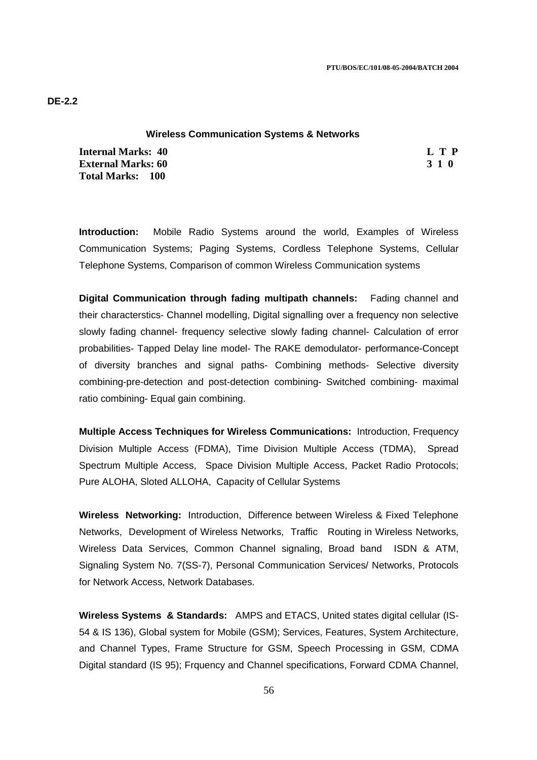**DE-2.2**

### Wireless Communication Systems & Networks

| | |
|---|---|
| **Internal Marks: 40** | **L T P** |
| **External Marks: 60** | **3 1 0** |
| **Total Marks: 100** | |

**Introduction:** Mobile Radio Systems around the world, Examples of Wireless Communication Systems; Paging Systems, Cordless Telephone Systems, Cellular Telephone Systems, Comparison of common Wireless Communication systems

**Digital Communication through fading multipath channels:** Fading channel and their characterstics- Channel modelling, Digital signalling over a frequency non selective slowly fading channel- frequency selective slowly fading channel- Calculation of error probabilities- Tapped Delay line model- The RAKE demodulator- performance-Concept of diversity branches and signal paths- Combining methods- Selective diversity combining-pre-detection and post-detection combining- Switched combining- maximal ratio combining- Equal gain combining.

**Multiple Access Techniques for Wireless Communications:** Introduction, Frequency Division Multiple Access (FDMA), Time Division Multiple Access (TDMA), Spread Spectrum Multiple Access, Space Division Multiple Access, Packet Radio Protocols; Pure ALOHA, Sloted ALLOHA, Capacity of Cellular Systems

**Wireless Networking:** Introduction, Difference between Wireless & Fixed Telephone Networks, Development of Wireless Networks, Traffic Routing in Wireless Networks, Wireless Data Services, Common Channel signaling, Broad band ISDN & ATM, Signaling System No. 7(SS-7), Personal Communication Services/ Networks, Protocols for Network Access, Network Databases.

**Wireless Systems & Standards:** AMPS and ETACS, United states digital cellular (IS-54 & IS 136), Global system for Mobile (GSM); Services, Features, System Architecture, and Channel Types, Frame Structure for GSM, Speech Processing in GSM, CDMA Digital standard (IS 95); Frquency and Channel specifications, Forward CDMA Channel,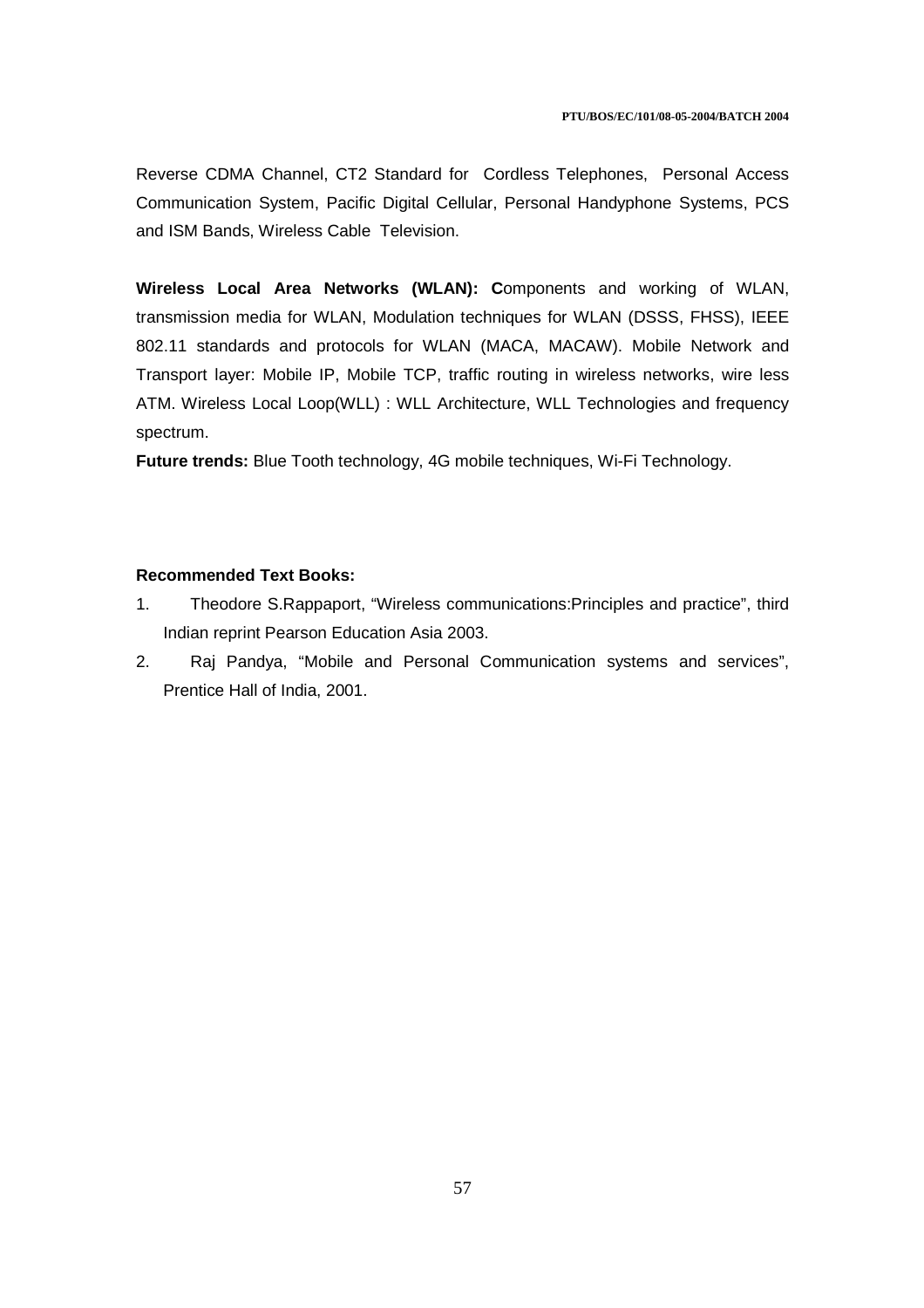Reverse CDMA Channel, CT2 Standard for Cordless Telephones, Personal Access Communication System, Pacific Digital Cellular, Personal Handyphone Systems, PCS and ISM Bands, Wireless Cable Television.

**Wireless Local Area Networks (WLAN): C**omponents and working of WLAN, transmission media for WLAN, Modulation techniques for WLAN (DSSS, FHSS), IEEE 802.11 standards and protocols for WLAN (MACA, MACAW). Mobile Network and Transport layer: Mobile IP, Mobile TCP, traffic routing in wireless networks, wire less ATM. Wireless Local Loop(WLL) : WLL Architecture, WLL Technologies and frequency spectrum.

**Future trends:** Blue Tooth technology, 4G mobile techniques, Wi-Fi Technology.

**Recommended Text Books:**

1. Theodore S.Rappaport, "Wireless communications:Principles and practice", third Indian reprint Pearson Education Asia 2003.
2. Raj Pandya, "Mobile and Personal Communication systems and services", Prentice Hall of India, 2001.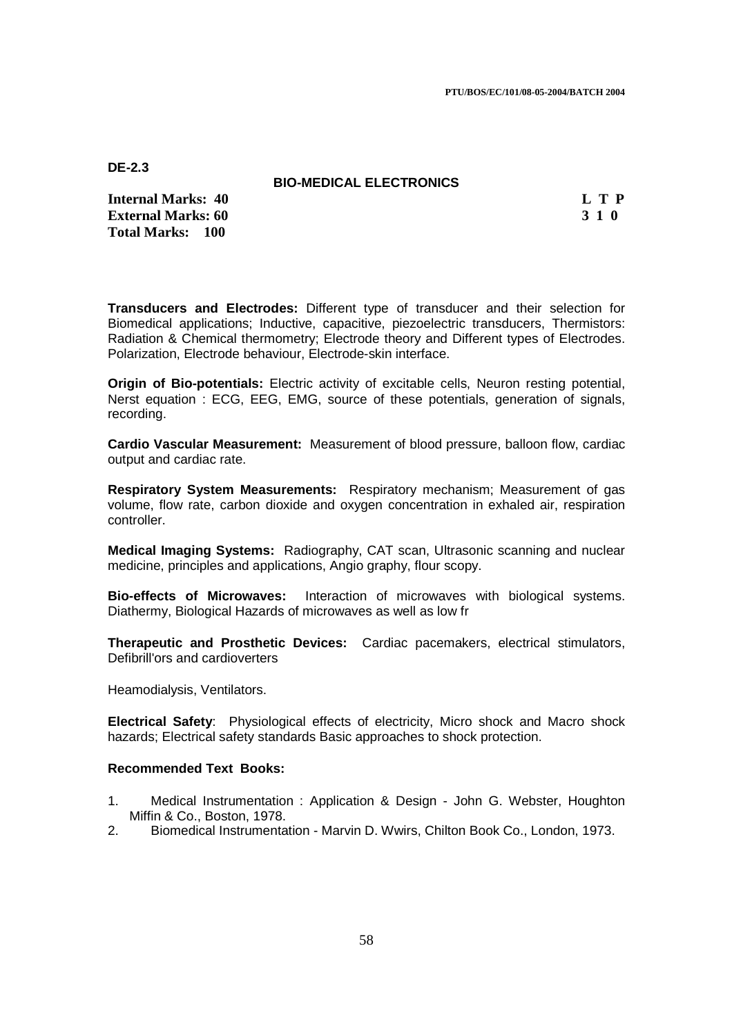**DE-2.3**

## BIO-MEDICAL ELECTRONICS

| | |
|---|---|
| **Internal Marks: 40** | **L T P** |
| **External Marks: 60** | **3 1 0** |
| **Total Marks: 100** | |

**Transducers and Electrodes:** Different type of transducer and their selection for Biomedical applications; Inductive, capacitive, piezoelectric transducers, Thermistors: Radiation & Chemical thermometry; Electrode theory and Different types of Electrodes. Polarization, Electrode behaviour, Electrode-skin interface.

**Origin of Bio-potentials:** Electric activity of excitable cells, Neuron resting potential, Nerst equation : ECG, EEG, EMG, source of these potentials, generation of signals, recording.

**Cardio Vascular Measurement:** Measurement of blood pressure, balloon flow, cardiac output and cardiac rate.

**Respiratory System Measurements:** Respiratory mechanism; Measurement of gas volume, flow rate, carbon dioxide and oxygen concentration in exhaled air, respiration controller.

**Medical Imaging Systems:** Radiography, CAT scan, Ultrasonic scanning and nuclear medicine, principles and applications, Angio graphy, flour scopy.

**Bio-effects of Microwaves:** Interaction of microwaves with biological systems. Diathermy, Biological Hazards of microwaves as well as low fr

**Therapeutic and Prosthetic Devices:** Cardiac pacemakers, electrical stimulators, Defibrill'ors and cardioverters

Heamodialysis, Ventilators.

**Electrical Safety**: Physiological effects of electricity, Micro shock and Macro shock hazards; Electrical safety standards Basic approaches to shock protection.

### Recommended Text Books:

1. Medical Instrumentation : Application & Design - John G. Webster, Houghton Miffin & Co., Boston, 1978.
2. Biomedical Instrumentation - Marvin D. Wwirs, Chilton Book Co., London, 1973.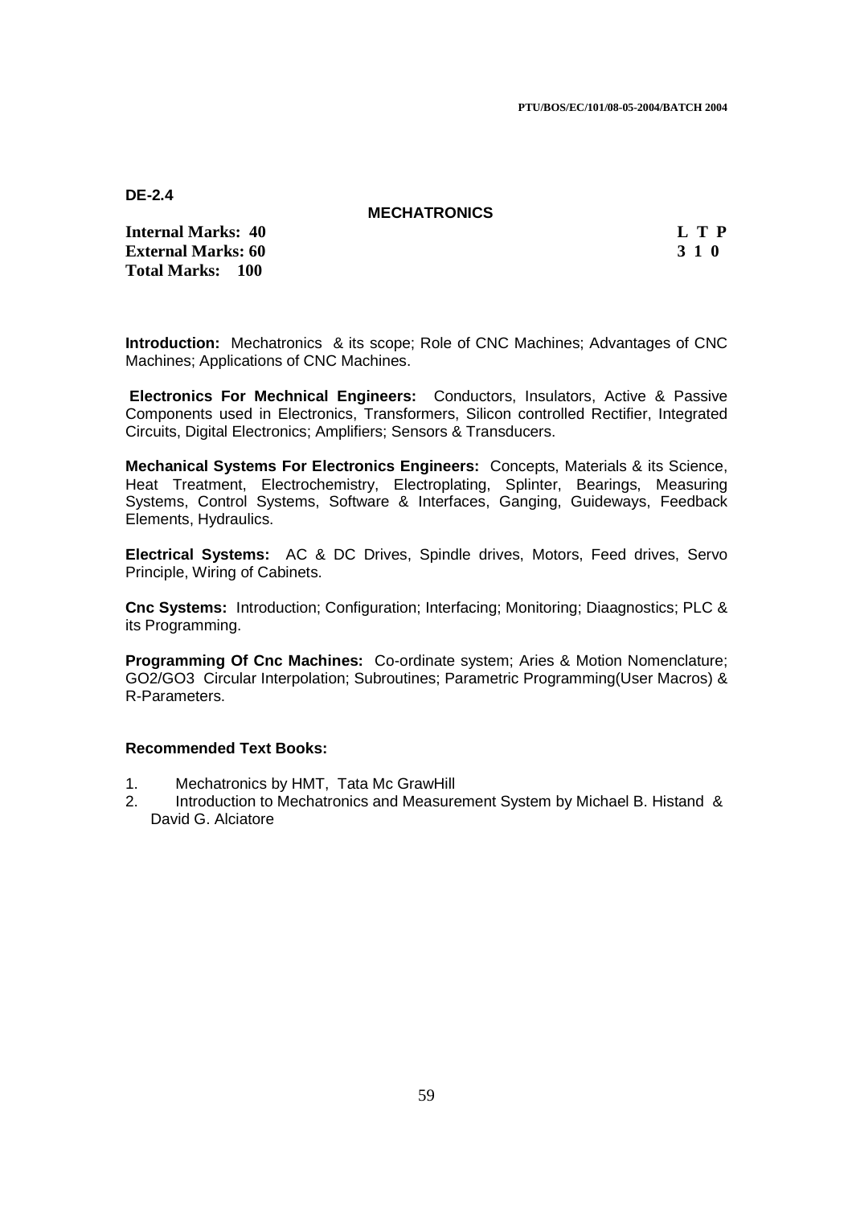**DE-2.4**

## MECHATRONICS

| | |
|---|---|
| **Internal Marks: 40** | **L T P** |
| **External Marks: 60** | **3 1 0** |
| **Total Marks: 100** | |

**Introduction:** Mechatronics & its scope; Role of CNC Machines; Advantages of CNC Machines; Applications of CNC Machines.

**Electronics For Mechnical Engineers:** Conductors, Insulators, Active & Passive Components used in Electronics, Transformers, Silicon controlled Rectifier, Integrated Circuits, Digital Electronics; Amplifiers; Sensors & Transducers.

**Mechanical Systems For Electronics Engineers:** Concepts, Materials & its Science, Heat Treatment, Electrochemistry, Electroplating, Splinter, Bearings, Measuring Systems, Control Systems, Software & Interfaces, Ganging, Guideways, Feedback Elements, Hydraulics.

**Electrical Systems:** AC & DC Drives, Spindle drives, Motors, Feed drives, Servo Principle, Wiring of Cabinets.

**Cnc Systems:** Introduction; Configuration; Interfacing; Monitoring; Diaagnostics; PLC & its Programming.

**Programming Of Cnc Machines:** Co-ordinate system; Aries & Motion Nomenclature; GO2/GO3 Circular Interpolation; Subroutines; Parametric Programming(User Macros) & R-Parameters.

### Recommended Text Books:

1. Mechatronics by HMT, Tata Mc GrawHill
2. Introduction to Mechatronics and Measurement System by Michael B. Histand & David G. Alciatore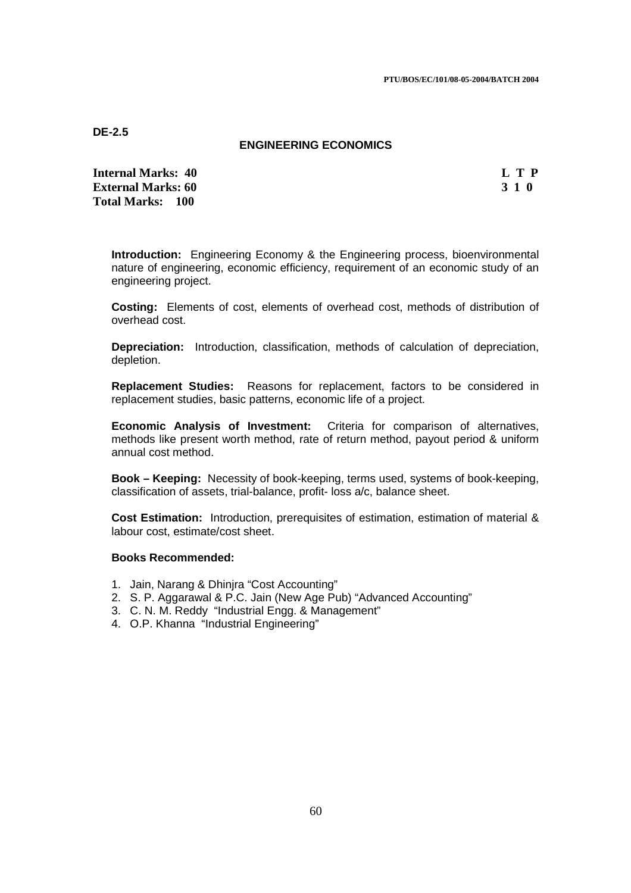**DE-2.5**

## ENGINEERING ECONOMICS

| | |
|---|---|
| **Internal Marks: 40** | **L T P** |
| **External Marks: 60** | **3 1 0** |
| **Total Marks: 100** | |

**Introduction:** Engineering Economy & the Engineering process, bioenvironmental nature of engineering, economic efficiency, requirement of an economic study of an engineering project.

**Costing:** Elements of cost, elements of overhead cost, methods of distribution of overhead cost.

**Depreciation:** Introduction, classification, methods of calculation of depreciation, depletion.

**Replacement Studies:** Reasons for replacement, factors to be considered in replacement studies, basic patterns, economic life of a project.

**Economic Analysis of Investment:** Criteria for comparison of alternatives, methods like present worth method, rate of return method, payout period & uniform annual cost method.

**Book – Keeping:** Necessity of book-keeping, terms used, systems of book-keeping, classification of assets, trial-balance, profit- loss a/c, balance sheet.

**Cost Estimation:** Introduction, prerequisites of estimation, estimation of material & labour cost, estimate/cost sheet.

**Books Recommended:**

1. Jain, Narang & Dhinjra "Cost Accounting"
2. S. P. Aggarawal & P.C. Jain (New Age Pub) "Advanced Accounting"
3. C. N. M. Reddy "Industrial Engg. & Management"
4. O.P. Khanna "Industrial Engineering"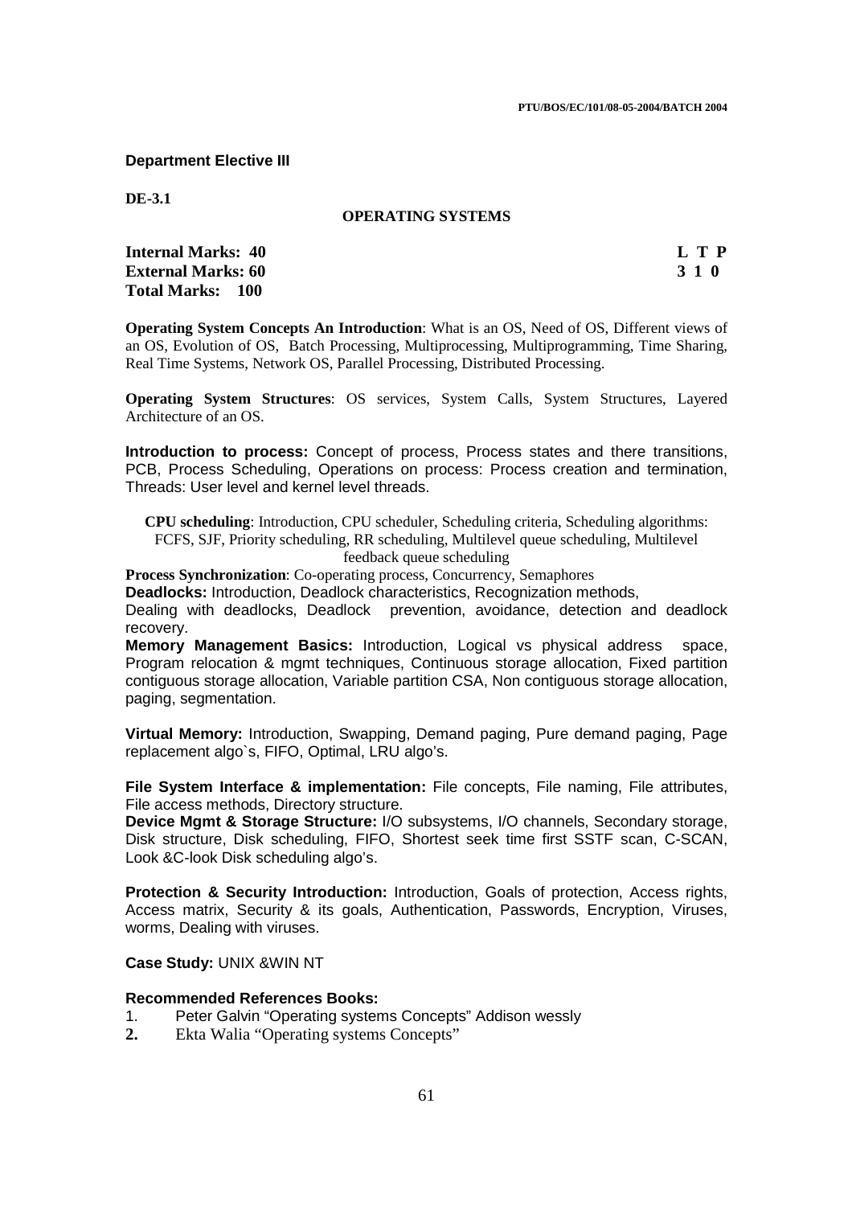**Department Elective III**

**DE-3.1**

## OPERATING SYSTEMS

**Internal Marks: 40**
**External Marks: 60**
**Total Marks: 100**

| L | T | P |
|---|---|---|
| 3 | 1 | 0 |

**Operating System Concepts An Introduction**: What is an OS, Need of OS, Different views of an OS, Evolution of OS, Batch Processing, Multiprocessing, Multiprogramming, Time Sharing, Real Time Systems, Network OS, Parallel Processing, Distributed Processing.

**Operating System Structures**: OS services, System Calls, System Structures, Layered Architecture of an OS.

**Introduction to process:** Concept of process, Process states and there transitions, PCB, Process Scheduling, Operations on process: Process creation and termination, Threads: User level and kernel level threads.

**CPU scheduling**: Introduction, CPU scheduler, Scheduling criteria, Scheduling algorithms: FCFS, SJF, Priority scheduling, RR scheduling, Multilevel queue scheduling, Multilevel feedback queue scheduling

**Process Synchronization**: Co-operating process, Concurrency, Semaphores

**Deadlocks:** Introduction, Deadlock characteristics, Recognization methods, Dealing with deadlocks, Deadlock prevention, avoidance, detection and deadlock recovery.

**Memory Management Basics:** Introduction, Logical vs physical address space, Program relocation & mgmt techniques, Continuous storage allocation, Fixed partition contiguous storage allocation, Variable partition CSA, Non contiguous storage allocation, paging, segmentation.

**Virtual Memory:** Introduction, Swapping, Demand paging, Pure demand paging, Page replacement algo`s, FIFO, Optimal, LRU algo's.

**File System Interface & implementation:** File concepts, File naming, File attributes, File access methods, Directory structure.

**Device Mgmt & Storage Structure:** I/O subsystems, I/O channels, Secondary storage, Disk structure, Disk scheduling, FIFO, Shortest seek time first SSTF scan, C-SCAN, Look &C-look Disk scheduling algo's.

**Protection & Security Introduction:** Introduction, Goals of protection, Access rights, Access matrix, Security & its goals, Authentication, Passwords, Encryption, Viruses, worms, Dealing with viruses.

**Case Study:** UNIX &WIN NT

**Recommended References Books:**

1. Peter Galvin "Operating systems Concepts" Addison wessly
2. Ekta Walia "Operating systems Concepts"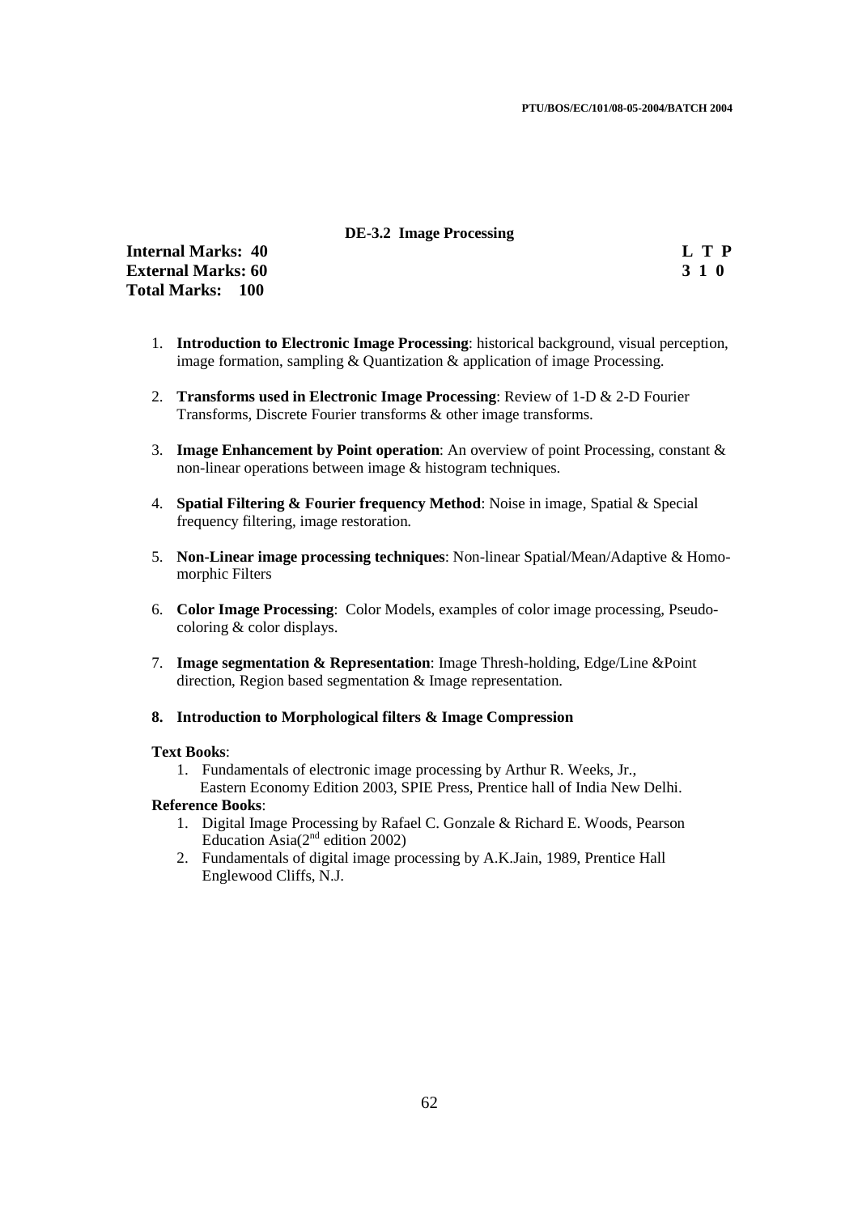### DE-3.2 Image Processing

| | |
|---|---|
| **Internal Marks: 40** | **L T P** |
| **External Marks: 60** | **3 1 0** |
| **Total Marks: 100** | |

1. **Introduction to Electronic Image Processing**: historical background, visual perception, image formation, sampling & Quantization & application of image Processing.

2. **Transforms used in Electronic Image Processing**: Review of 1-D & 2-D Fourier Transforms, Discrete Fourier transforms & other image transforms.

3. **Image Enhancement by Point operation**: An overview of point Processing, constant & non-linear operations between image & histogram techniques.

4. **Spatial Filtering & Fourier frequency Method**: Noise in image, Spatial & Special frequency filtering, image restoration.

5. **Non-Linear image processing techniques**: Non-linear Spatial/Mean/Adaptive & Homo-morphic Filters

6. **Color Image Processing**: Color Models, examples of color image processing, Pseudo-coloring & color displays.

7. **Image segmentation & Representation**: Image Thresh-holding, Edge/Line &Point direction, Region based segmentation & Image representation.

8. **Introduction to Morphological filters & Image Compression**

**Text Books**:

1. Fundamentals of electronic image processing by Arthur R. Weeks, Jr., Eastern Economy Edition 2003, SPIE Press, Prentice hall of India New Delhi.

**Reference Books**:

1. Digital Image Processing by Rafael C. Gonzale & Richard E. Woods, Pearson Education Asia(2nd edition 2002)
2. Fundamentals of digital image processing by A.K.Jain, 1989, Prentice Hall Englewood Cliffs, N.J.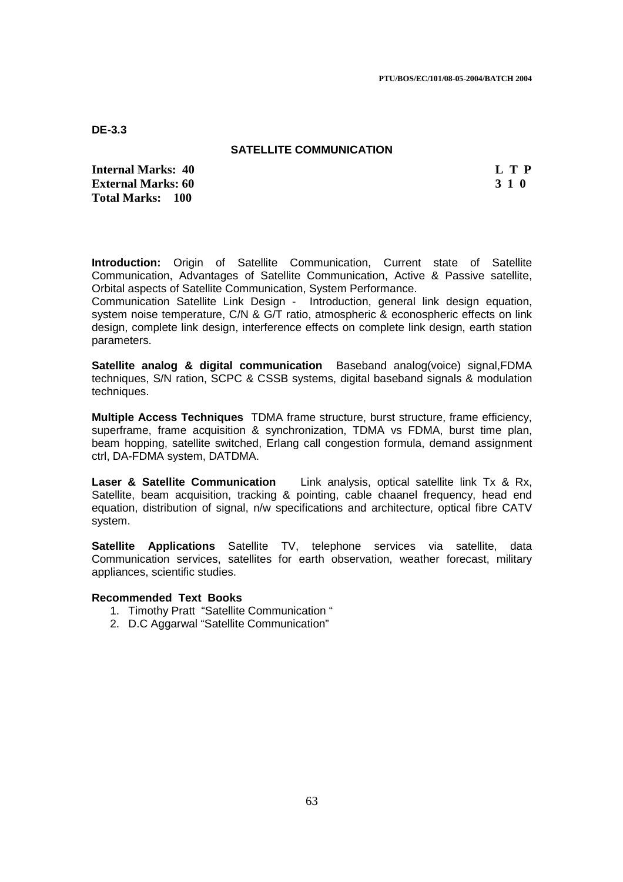DE-3.3

## SATELLITE COMMUNICATION

**Internal Marks: 40** | **L T P**
**External Marks: 60** | **3 1 0**
**Total Marks: 100**

**Introduction:** Origin of Satellite Communication, Current state of Satellite Communication, Advantages of Satellite Communication, Active & Passive satellite, Orbital aspects of Satellite Communication, System Performance.
Communication Satellite Link Design - Introduction, general link design equation, system noise temperature, C/N & G/T ratio, atmospheric & econospheric effects on link design, complete link design, interference effects on complete link design, earth station parameters.

**Satellite analog & digital communication** Baseband analog(voice) signal,FDMA techniques, S/N ration, SCPC & CSSB systems, digital baseband signals & modulation techniques.

**Multiple Access Techniques** TDMA frame structure, burst structure, frame efficiency, superframe, frame acquisition & synchronization, TDMA vs FDMA, burst time plan, beam hopping, satellite switched, Erlang call congestion formula, demand assignment ctrl, DA-FDMA system, DATDMA.

**Laser & Satellite Communication** Link analysis, optical satellite link Tx & Rx, Satellite, beam acquisition, tracking & pointing, cable chaanel frequency, head end equation, distribution of signal, n/w specifications and architecture, optical fibre CATV system.

**Satellite Applications** Satellite TV, telephone services via satellite, data Communication services, satellites for earth observation, weather forecast, military appliances, scientific studies.

**Recommended Text Books**

1. Timothy Pratt "Satellite Communication "
2. D.C Aggarwal "Satellite Communication"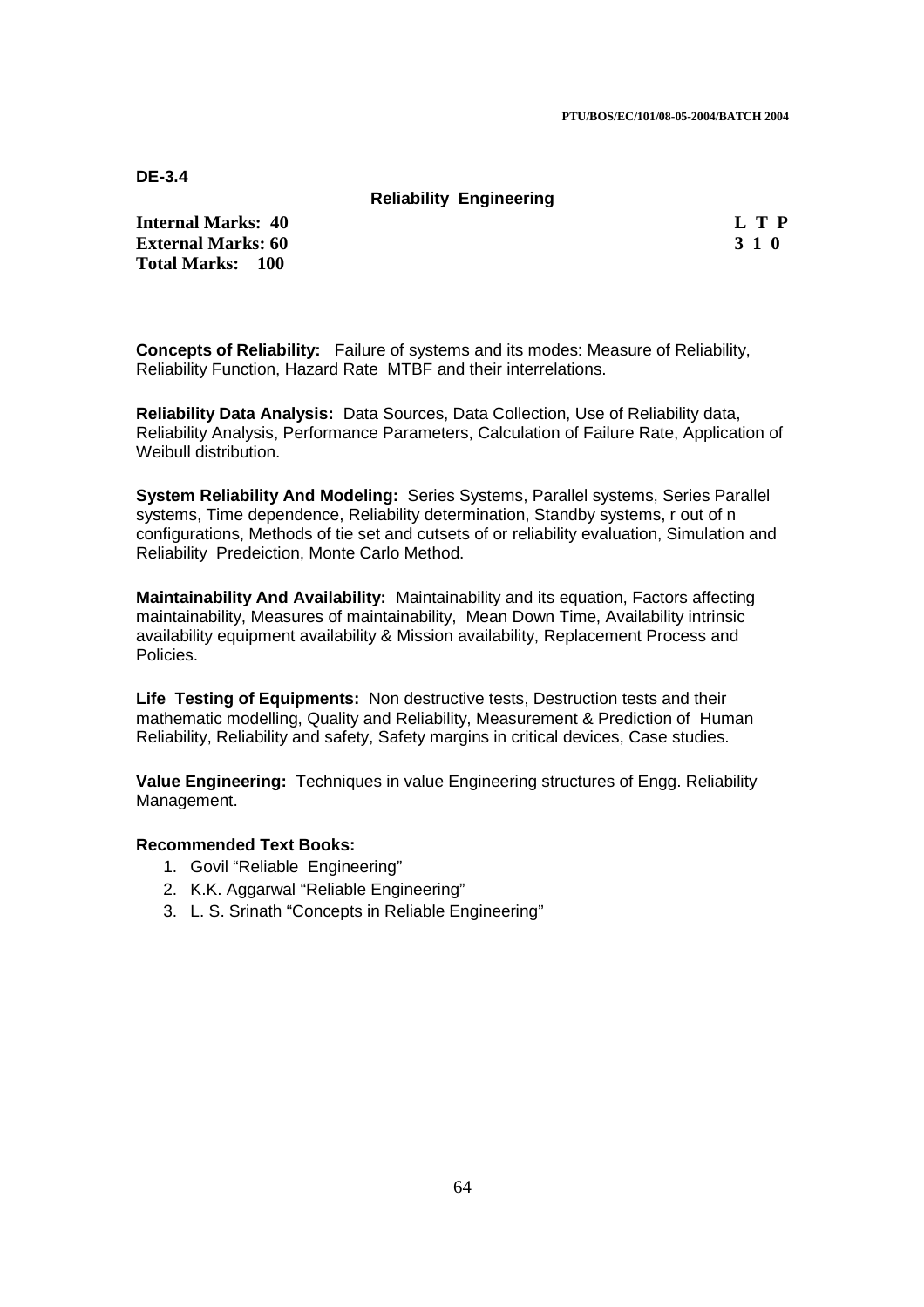**DE-3.4**

## Reliability Engineering

**Internal Marks: 40**
**External Marks: 60**
**Total Marks: 100**

| L | T | P |
|---|---|---|
| 3 | 1 | 0 |

**Concepts of Reliability:** Failure of systems and its modes: Measure of Reliability, Reliability Function, Hazard Rate MTBF and their interrelations.

**Reliability Data Analysis:** Data Sources, Data Collection, Use of Reliability data, Reliability Analysis, Performance Parameters, Calculation of Failure Rate, Application of Weibull distribution.

**System Reliability And Modeling:** Series Systems, Parallel systems, Series Parallel systems, Time dependence, Reliability determination, Standby systems, r out of n configurations, Methods of tie set and cutsets of or reliability evaluation, Simulation and Reliability Predeiction, Monte Carlo Method.

**Maintainability And Availability:** Maintainability and its equation, Factors affecting maintainability, Measures of maintainability, Mean Down Time, Availability intrinsic availability equipment availability & Mission availability, Replacement Process and Policies.

**Life Testing of Equipments:** Non destructive tests, Destruction tests and their mathematic modelling, Quality and Reliability, Measurement & Prediction of Human Reliability, Reliability and safety, Safety margins in critical devices, Case studies.

**Value Engineering:** Techniques in value Engineering structures of Engg. Reliability Management.

**Recommended Text Books:**

1. Govil "Reliable Engineering"
2. K.K. Aggarwal "Reliable Engineering"
3. L. S. Srinath "Concepts in Reliable Engineering"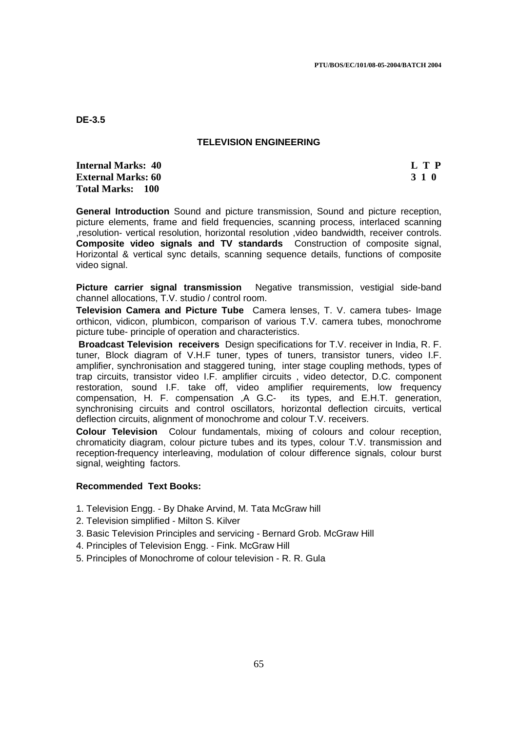**DE-3.5**

## TELEVISION ENGINEERING

**Internal Marks: 40** **L T P**
**External Marks: 60** **3 1 0**
**Total Marks: 100**

**General Introduction** Sound and picture transmission, Sound and picture reception, picture elements, frame and field frequencies, scanning process, interlaced scanning ,resolution- vertical resolution, horizontal resolution ,video bandwidth, receiver controls.
**Composite video signals and TV standards** Construction of composite signal, Horizontal & vertical sync details, scanning sequence details, functions of composite video signal.

**Picture carrier signal transmission** Negative transmission, vestigial side-band channel allocations, T.V. studio / control room.

**Television Camera and Picture Tube** Camera lenses, T. V. camera tubes- Image orthicon, vidicon, plumbicon, comparison of various T.V. camera tubes, monochrome picture tube- principle of operation and characteristics.

**Broadcast Television receivers** Design specifications for T.V. receiver in India, R. F. tuner, Block diagram of V.H.F tuner, types of tuners, transistor tuners, video I.F. amplifier, synchronisation and staggered tuning, inter stage coupling methods, types of trap circuits, transistor video I.F. amplifier circuits , video detector, D.C. component restoration, sound I.F. take off, video amplifier requirements, low frequency compensation, H. F. compensation ,A G.C- its types, and E.H.T. generation, synchronising circuits and control oscillators, horizontal deflection circuits, vertical deflection circuits, alignment of monochrome and colour T.V. receivers.

**Colour Television** Colour fundamentals, mixing of colours and colour reception, chromaticity diagram, colour picture tubes and its types, colour T.V. transmission and reception-frequency interleaving, modulation of colour difference signals, colour burst signal, weighting factors.

**Recommended Text Books:**

1. Television Engg. - By Dhake Arvind, M. Tata McGraw hill
2. Television simplified - Milton S. Kilver
3. Basic Television Principles and servicing - Bernard Grob. McGraw Hill
4. Principles of Television Engg. - Fink. McGraw Hill
5. Principles of Monochrome of colour television - R. R. Gula